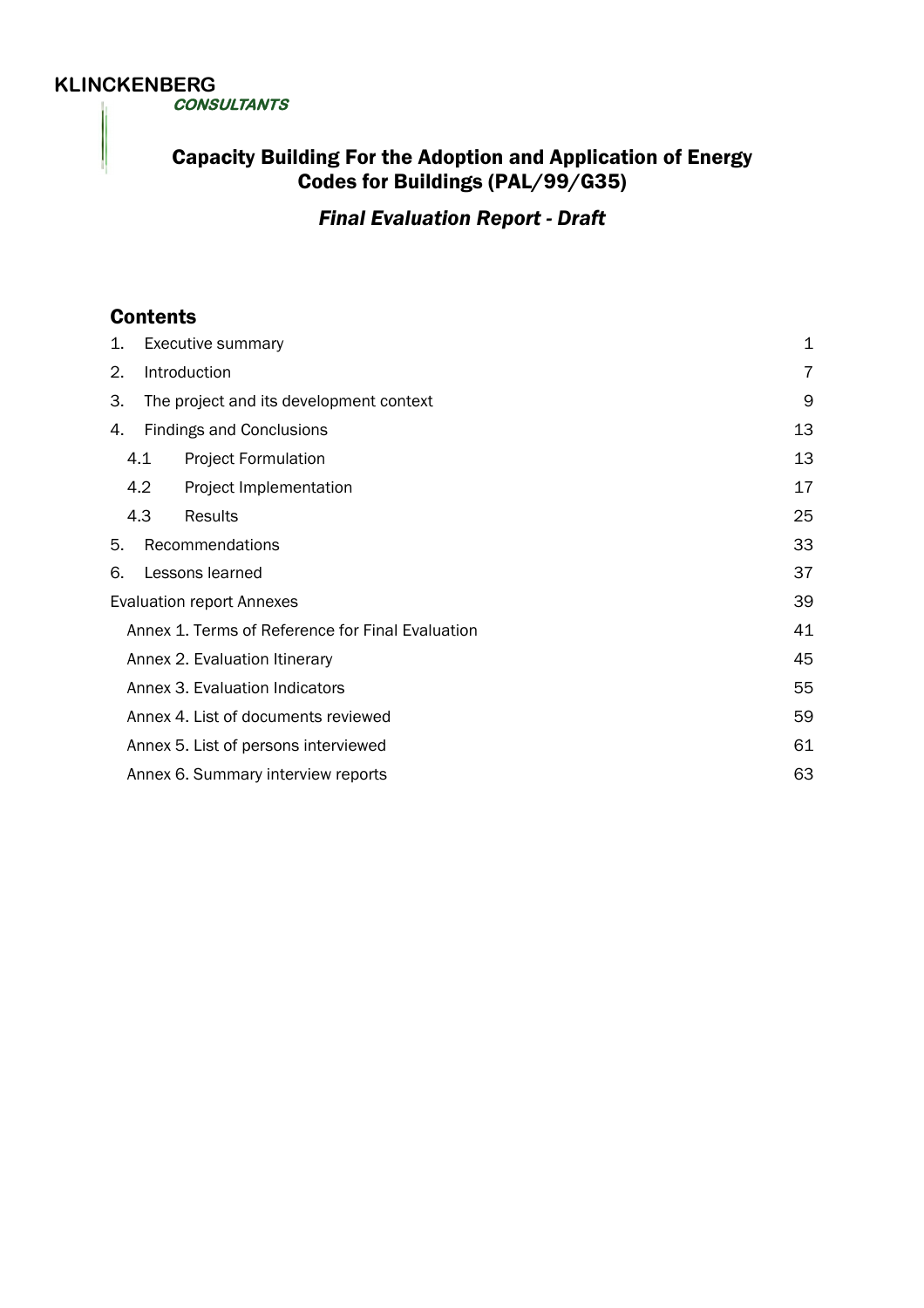**KLINCKENBERG**
***CONSULTANTS***

# Capacity Building For the Adoption and Application of Energy Codes for Buildings (PAL/99/G35)

## *Final Evaluation Report - Draft*

## Contents

| | |
|---|---|
| 1. Executive summary | 1 |
| 2. Introduction | 7 |
| 3. The project and its development context | 9 |
| 4. Findings and Conclusions | 13 |
| 4.1 Project Formulation | 13 |
| 4.2 Project Implementation | 17 |
| 4.3 Results | 25 |
| 5. Recommendations | 33 |
| 6. Lessons learned | 37 |
| Evaluation report Annexes | 39 |
| Annex 1. Terms of Reference for Final Evaluation | 41 |
| Annex 2. Evaluation Itinerary | 45 |
| Annex 3. Evaluation Indicators | 55 |
| Annex 4. List of documents reviewed | 59 |
| Annex 5. List of persons interviewed | 61 |
| Annex 6. Summary interview reports | 63 |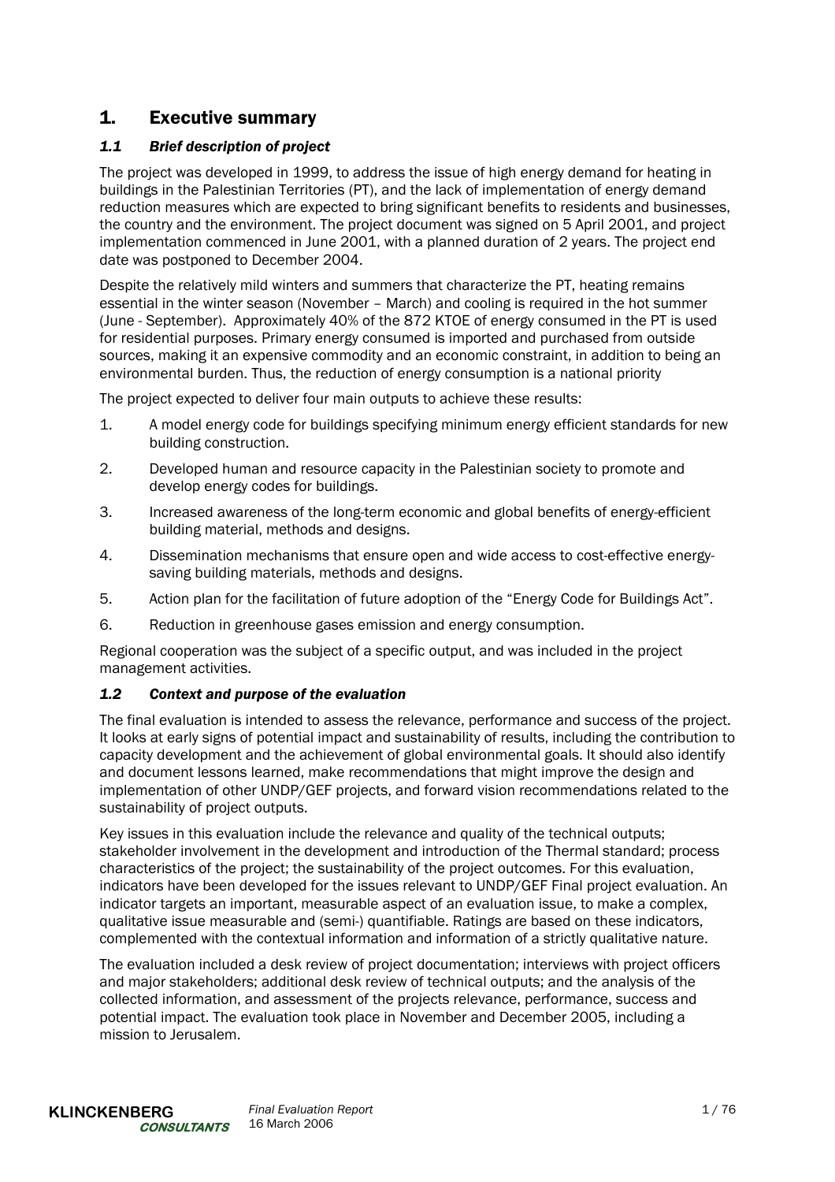# 1. Executive summary

## 1.1 Brief description of project

The project was developed in 1999, to address the issue of high energy demand for heating in buildings in the Palestinian Territories (PT), and the lack of implementation of energy demand reduction measures which are expected to bring significant benefits to residents and businesses, the country and the environment. The project document was signed on 5 April 2001, and project implementation commenced in June 2001, with a planned duration of 2 years. The project end date was postponed to December 2004.

Despite the relatively mild winters and summers that characterize the PT, heating remains essential in the winter season (November – March) and cooling is required in the hot summer (June - September). Approximately 40% of the 872 KTOE of energy consumed in the PT is used for residential purposes. Primary energy consumed is imported and purchased from outside sources, making it an expensive commodity and an economic constraint, in addition to being an environmental burden. Thus, the reduction of energy consumption is a national priority

The project expected to deliver four main outputs to achieve these results:

1. A model energy code for buildings specifying minimum energy efficient standards for new building construction.
2. Developed human and resource capacity in the Palestinian society to promote and develop energy codes for buildings.
3. Increased awareness of the long-term economic and global benefits of energy-efficient building material, methods and designs.
4. Dissemination mechanisms that ensure open and wide access to cost-effective energy-saving building materials, methods and designs.
5. Action plan for the facilitation of future adoption of the "Energy Code for Buildings Act".
6. Reduction in greenhouse gases emission and energy consumption.

Regional cooperation was the subject of a specific output, and was included in the project management activities.

## 1.2 Context and purpose of the evaluation

The final evaluation is intended to assess the relevance, performance and success of the project. It looks at early signs of potential impact and sustainability of results, including the contribution to capacity development and the achievement of global environmental goals. It should also identify and document lessons learned, make recommendations that might improve the design and implementation of other UNDP/GEF projects, and forward vision recommendations related to the sustainability of project outputs.

Key issues in this evaluation include the relevance and quality of the technical outputs; stakeholder involvement in the development and introduction of the Thermal standard; process characteristics of the project; the sustainability of the project outcomes. For this evaluation, indicators have been developed for the issues relevant to UNDP/GEF Final project evaluation. An indicator targets an important, measurable aspect of an evaluation issue, to make a complex, qualitative issue measurable and (semi-) quantifiable. Ratings are based on these indicators, complemented with the contextual information and information of a strictly qualitative nature.

The evaluation included a desk review of project documentation; interviews with project officers and major stakeholders; additional desk review of technical outputs; and the analysis of the collected information, and assessment of the projects relevance, performance, success and potential impact. The evaluation took place in November and December 2005, including a mission to Jerusalem.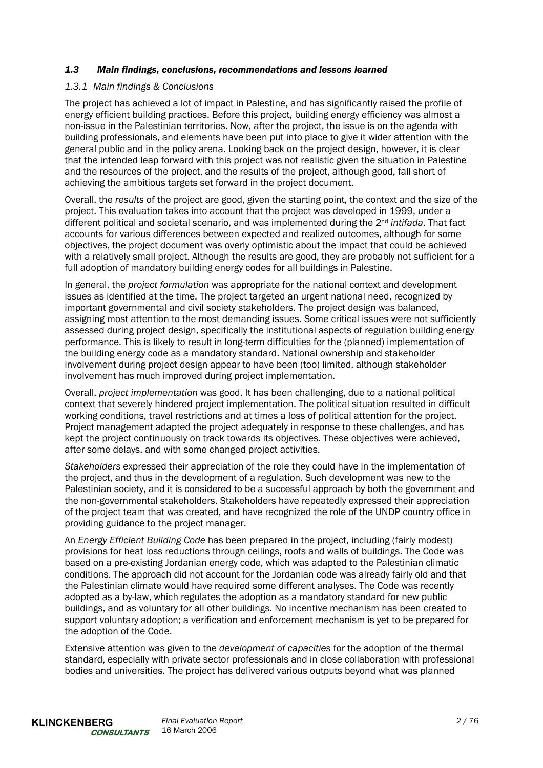### *1.3 Main findings, conclusions, recommendations and lessons learned*

#### *1.3.1 Main findings & Conclusions*

The project has achieved a lot of impact in Palestine, and has significantly raised the profile of energy efficient building practices. Before this project, building energy efficiency was almost a non-issue in the Palestinian territories. Now, after the project, the issue is on the agenda with building professionals, and elements have been put into place to give it wider attention with the general public and in the policy arena. Looking back on the project design, however, it is clear that the intended leap forward with this project was not realistic given the situation in Palestine and the resources of the project, and the results of the project, although good, fall short of achieving the ambitious targets set forward in the project document.

Overall, the *results* of the project are good, given the starting point, the context and the size of the project. This evaluation takes into account that the project was developed in 1999, under a different political and societal scenario, and was implemented during the 2nd *intifada*. That fact accounts for various differences between expected and realized outcomes, although for some objectives, the project document was overly optimistic about the impact that could be achieved with a relatively small project. Although the results are good, they are probably not sufficient for a full adoption of mandatory building energy codes for all buildings in Palestine.

In general, the *project formulation* was appropriate for the national context and development issues as identified at the time. The project targeted an urgent national need, recognized by important governmental and civil society stakeholders. The project design was balanced, assigning most attention to the most demanding issues. Some critical issues were not sufficiently assessed during project design, specifically the institutional aspects of regulation building energy performance. This is likely to result in long-term difficulties for the (planned) implementation of the building energy code as a mandatory standard. National ownership and stakeholder involvement during project design appear to have been (too) limited, although stakeholder involvement has much improved during project implementation.

Overall, *project implementation* was good. It has been challenging, due to a national political context that severely hindered project implementation. The political situation resulted in difficult working conditions, travel restrictions and at times a loss of political attention for the project. Project management adapted the project adequately in response to these challenges, and has kept the project continuously on track towards its objectives. These objectives were achieved, after some delays, and with some changed project activities.

*Stakeholders* expressed their appreciation of the role they could have in the implementation of the project, and thus in the development of a regulation. Such development was new to the Palestinian society, and it is considered to be a successful approach by both the government and the non-governmental stakeholders. Stakeholders have repeatedly expressed their appreciation of the project team that was created, and have recognized the role of the UNDP country office in providing guidance to the project manager.

An *Energy Efficient Building Code* has been prepared in the project, including (fairly modest) provisions for heat loss reductions through ceilings, roofs and walls of buildings. The Code was based on a pre-existing Jordanian energy code, which was adapted to the Palestinian climatic conditions. The approach did not account for the Jordanian code was already fairly old and that the Palestinian climate would have required some different analyses. The Code was recently adopted as a by-law, which regulates the adoption as a mandatory standard for new public buildings, and as voluntary for all other buildings. No incentive mechanism has been created to support voluntary adoption; a verification and enforcement mechanism is yet to be prepared for the adoption of the Code.

Extensive attention was given to the *development of capacities* for the adoption of the thermal standard, especially with private sector professionals and in close collaboration with professional bodies and universities. The project has delivered various outputs beyond what was planned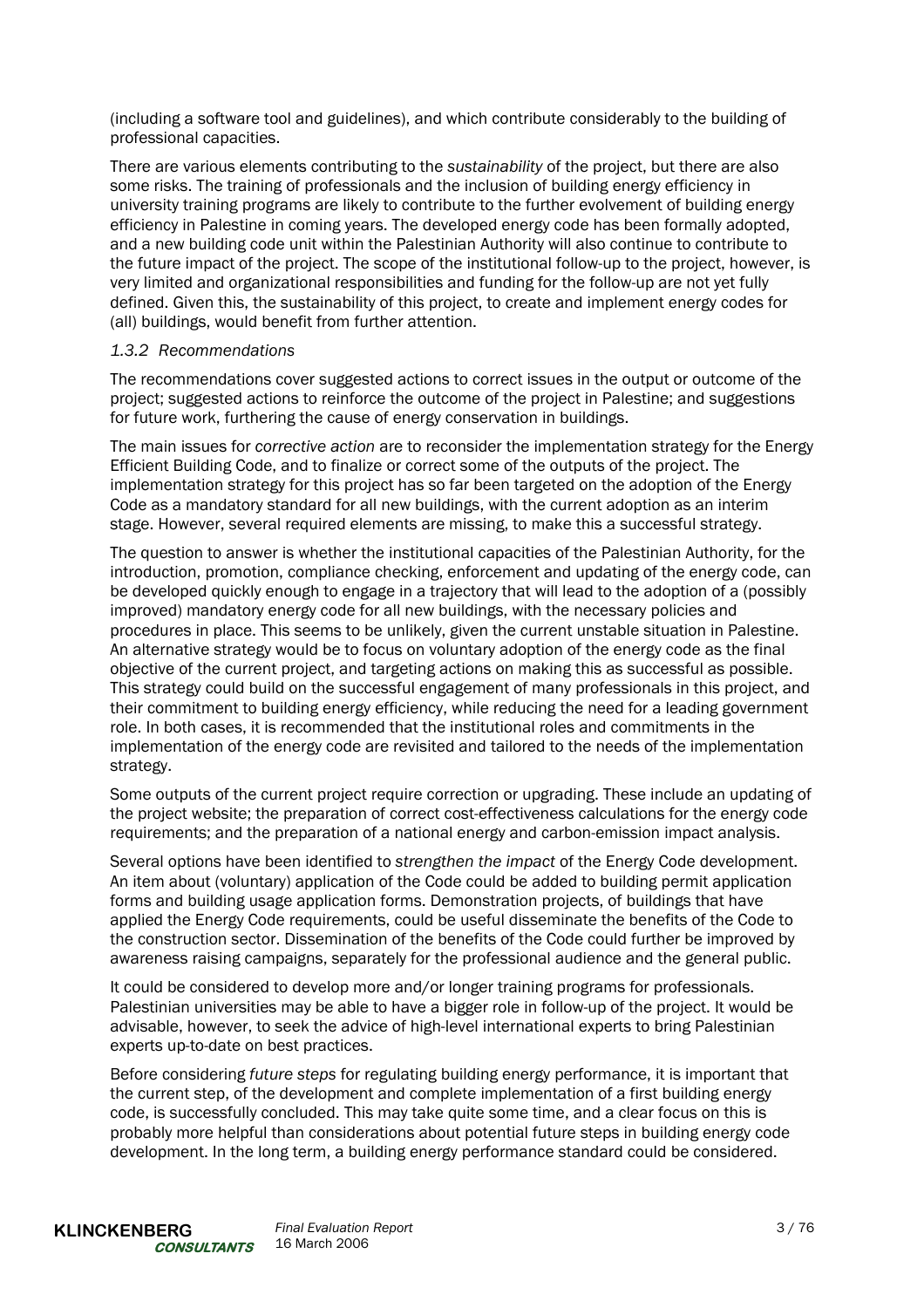(including a software tool and guidelines), and which contribute considerably to the building of professional capacities.

There are various elements contributing to the *sustainability* of the project, but there are also some risks. The training of professionals and the inclusion of building energy efficiency in university training programs are likely to contribute to the further evolvement of building energy efficiency in Palestine in coming years. The developed energy code has been formally adopted, and a new building code unit within the Palestinian Authority will also continue to contribute to the future impact of the project. The scope of the institutional follow-up to the project, however, is very limited and organizational responsibilities and funding for the follow-up are not yet fully defined. Given this, the sustainability of this project, to create and implement energy codes for (all) buildings, would benefit from further attention.

### *1.3.2 Recommendations*

The recommendations cover suggested actions to correct issues in the output or outcome of the project; suggested actions to reinforce the outcome of the project in Palestine; and suggestions for future work, furthering the cause of energy conservation in buildings.

The main issues for *corrective action* are to reconsider the implementation strategy for the Energy Efficient Building Code, and to finalize or correct some of the outputs of the project. The implementation strategy for this project has so far been targeted on the adoption of the Energy Code as a mandatory standard for all new buildings, with the current adoption as an interim stage. However, several required elements are missing, to make this a successful strategy.

The question to answer is whether the institutional capacities of the Palestinian Authority, for the introduction, promotion, compliance checking, enforcement and updating of the energy code, can be developed quickly enough to engage in a trajectory that will lead to the adoption of a (possibly improved) mandatory energy code for all new buildings, with the necessary policies and procedures in place. This seems to be unlikely, given the current unstable situation in Palestine. An alternative strategy would be to focus on voluntary adoption of the energy code as the final objective of the current project, and targeting actions on making this as successful as possible. This strategy could build on the successful engagement of many professionals in this project, and their commitment to building energy efficiency, while reducing the need for a leading government role. In both cases, it is recommended that the institutional roles and commitments in the implementation of the energy code are revisited and tailored to the needs of the implementation strategy.

Some outputs of the current project require correction or upgrading. These include an updating of the project website; the preparation of correct cost-effectiveness calculations for the energy code requirements; and the preparation of a national energy and carbon-emission impact analysis.

Several options have been identified to *strengthen the impact* of the Energy Code development. An item about (voluntary) application of the Code could be added to building permit application forms and building usage application forms. Demonstration projects, of buildings that have applied the Energy Code requirements, could be useful disseminate the benefits of the Code to the construction sector. Dissemination of the benefits of the Code could further be improved by awareness raising campaigns, separately for the professional audience and the general public.

It could be considered to develop more and/or longer training programs for professionals. Palestinian universities may be able to have a bigger role in follow-up of the project. It would be advisable, however, to seek the advice of high-level international experts to bring Palestinian experts up-to-date on best practices.

Before considering *future steps* for regulating building energy performance, it is important that the current step, of the development and complete implementation of a first building energy code, is successfully concluded. This may take quite some time, and a clear focus on this is probably more helpful than considerations about potential future steps in building energy code development. In the long term, a building energy performance standard could be considered.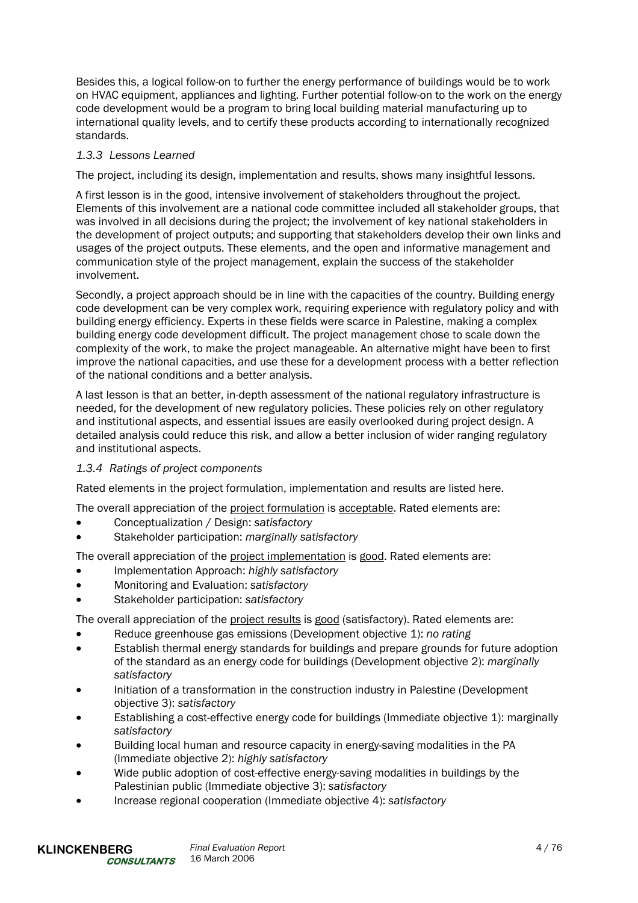Besides this, a logical follow-on to further the energy performance of buildings would be to work on HVAC equipment, appliances and lighting. Further potential follow-on to the work on the energy code development would be a program to bring local building material manufacturing up to international quality levels, and to certify these products according to internationally recognized standards.

### *1.3.3 Lessons Learned*

The project, including its design, implementation and results, shows many insightful lessons.

A first lesson is in the good, intensive involvement of stakeholders throughout the project. Elements of this involvement are a national code committee included all stakeholder groups, that was involved in all decisions during the project; the involvement of key national stakeholders in the development of project outputs; and supporting that stakeholders develop their own links and usages of the project outputs. These elements, and the open and informative management and communication style of the project management, explain the success of the stakeholder involvement.

Secondly, a project approach should be in line with the capacities of the country. Building energy code development can be very complex work, requiring experience with regulatory policy and with building energy efficiency. Experts in these fields were scarce in Palestine, making a complex building energy code development difficult. The project management chose to scale down the complexity of the work, to make the project manageable. An alternative might have been to first improve the national capacities, and use these for a development process with a better reflection of the national conditions and a better analysis.

A last lesson is that an better, in-depth assessment of the national regulatory infrastructure is needed, for the development of new regulatory policies. These policies rely on other regulatory and institutional aspects, and essential issues are easily overlooked during project design. A detailed analysis could reduce this risk, and allow a better inclusion of wider ranging regulatory and institutional aspects.

### *1.3.4 Ratings of project components*

Rated elements in the project formulation, implementation and results are listed here.

The overall appreciation of the project formulation is acceptable. Rated elements are:

- Conceptualization / Design: *satisfactory*
- Stakeholder participation: *marginally satisfactory*

The overall appreciation of the project implementation is good. Rated elements are:

- Implementation Approach: *highly satisfactory*
- Monitoring and Evaluation: *satisfactory*
- Stakeholder participation: *satisfactory*

The overall appreciation of the project results is good (satisfactory). Rated elements are:

- Reduce greenhouse gas emissions (Development objective 1): *no rating*
- Establish thermal energy standards for buildings and prepare grounds for future adoption of the standard as an energy code for buildings (Development objective 2): *marginally satisfactory*
- Initiation of a transformation in the construction industry in Palestine (Development objective 3): *satisfactory*
- Establishing a cost-effective energy code for buildings (Immediate objective 1): marginally *satisfactory*
- Building local human and resource capacity in energy-saving modalities in the PA (Immediate objective 2): *highly satisfactory*
- Wide public adoption of cost-effective energy-saving modalities in buildings by the Palestinian public (Immediate objective 3): *satisfactory*
- Increase regional cooperation (Immediate objective 4): *satisfactory*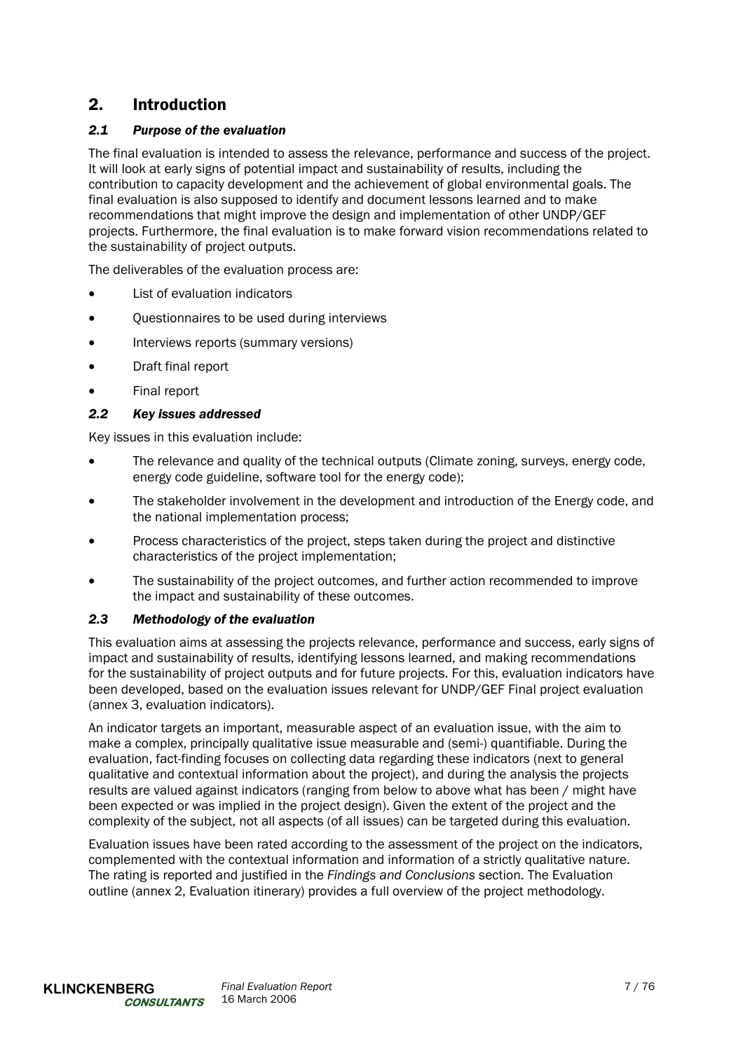## 2. Introduction

### *2.1 Purpose of the evaluation*

The final evaluation is intended to assess the relevance, performance and success of the project. It will look at early signs of potential impact and sustainability of results, including the contribution to capacity development and the achievement of global environmental goals. The final evaluation is also supposed to identify and document lessons learned and to make recommendations that might improve the design and implementation of other UNDP/GEF projects. Furthermore, the final evaluation is to make forward vision recommendations related to the sustainability of project outputs.

The deliverables of the evaluation process are:

- List of evaluation indicators
- Questionnaires to be used during interviews
- Interviews reports (summary versions)
- Draft final report
- Final report

### *2.2 Key issues addressed*

Key issues in this evaluation include:

- The relevance and quality of the technical outputs (Climate zoning, surveys, energy code, energy code guideline, software tool for the energy code);
- The stakeholder involvement in the development and introduction of the Energy code, and the national implementation process;
- Process characteristics of the project, steps taken during the project and distinctive characteristics of the project implementation;
- The sustainability of the project outcomes, and further action recommended to improve the impact and sustainability of these outcomes.

### *2.3 Methodology of the evaluation*

This evaluation aims at assessing the projects relevance, performance and success, early signs of impact and sustainability of results, identifying lessons learned, and making recommendations for the sustainability of project outputs and for future projects. For this, evaluation indicators have been developed, based on the evaluation issues relevant for UNDP/GEF Final project evaluation (annex 3, evaluation indicators).

An indicator targets an important, measurable aspect of an evaluation issue, with the aim to make a complex, principally qualitative issue measurable and (semi-) quantifiable. During the evaluation, fact-finding focuses on collecting data regarding these indicators (next to general qualitative and contextual information about the project), and during the analysis the projects results are valued against indicators (ranging from below to above what has been / might have been expected or was implied in the project design). Given the extent of the project and the complexity of the subject, not all aspects (of all issues) can be targeted during this evaluation.

Evaluation issues have been rated according to the assessment of the project on the indicators, complemented with the contextual information and information of a strictly qualitative nature. The rating is reported and justified in the *Findings and Conclusions* section. The Evaluation outline (annex 2, Evaluation itinerary) provides a full overview of the project methodology.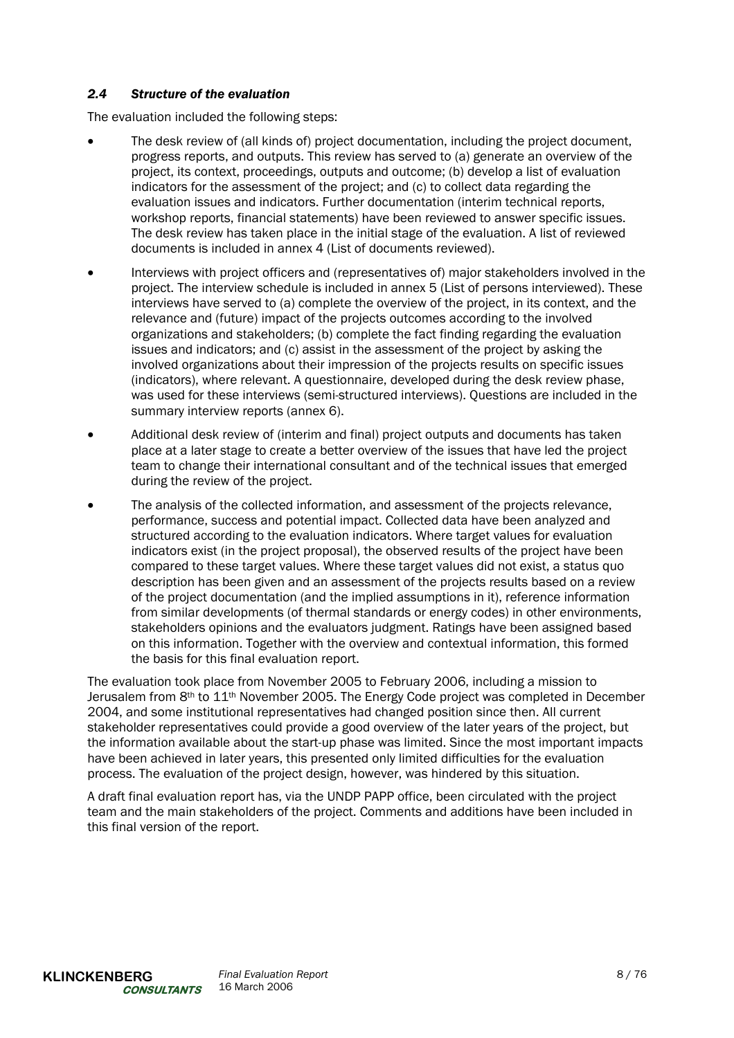### *2.4 Structure of the evaluation*

The evaluation included the following steps:

- The desk review of (all kinds of) project documentation, including the project document, progress reports, and outputs. This review has served to (a) generate an overview of the project, its context, proceedings, outputs and outcome; (b) develop a list of evaluation indicators for the assessment of the project; and (c) to collect data regarding the evaluation issues and indicators. Further documentation (interim technical reports, workshop reports, financial statements) have been reviewed to answer specific issues. The desk review has taken place in the initial stage of the evaluation. A list of reviewed documents is included in annex 4 (List of documents reviewed).
- Interviews with project officers and (representatives of) major stakeholders involved in the project. The interview schedule is included in annex 5 (List of persons interviewed). These interviews have served to (a) complete the overview of the project, in its context, and the relevance and (future) impact of the projects outcomes according to the involved organizations and stakeholders; (b) complete the fact finding regarding the evaluation issues and indicators; and (c) assist in the assessment of the project by asking the involved organizations about their impression of the projects results on specific issues (indicators), where relevant. A questionnaire, developed during the desk review phase, was used for these interviews (semi-structured interviews). Questions are included in the summary interview reports (annex 6).
- Additional desk review of (interim and final) project outputs and documents has taken place at a later stage to create a better overview of the issues that have led the project team to change their international consultant and of the technical issues that emerged during the review of the project.
- The analysis of the collected information, and assessment of the projects relevance, performance, success and potential impact. Collected data have been analyzed and structured according to the evaluation indicators. Where target values for evaluation indicators exist (in the project proposal), the observed results of the project have been compared to these target values. Where these target values did not exist, a status quo description has been given and an assessment of the projects results based on a review of the project documentation (and the implied assumptions in it), reference information from similar developments (of thermal standards or energy codes) in other environments, stakeholders opinions and the evaluators judgment. Ratings have been assigned based on this information. Together with the overview and contextual information, this formed the basis for this final evaluation report.

The evaluation took place from November 2005 to February 2006, including a mission to Jerusalem from 8th to 11th November 2005. The Energy Code project was completed in December 2004, and some institutional representatives had changed position since then. All current stakeholder representatives could provide a good overview of the later years of the project, but the information available about the start-up phase was limited. Since the most important impacts have been achieved in later years, this presented only limited difficulties for the evaluation process. The evaluation of the project design, however, was hindered by this situation.

A draft final evaluation report has, via the UNDP PAPP office, been circulated with the project team and the main stakeholders of the project. Comments and additions have been included in this final version of the report.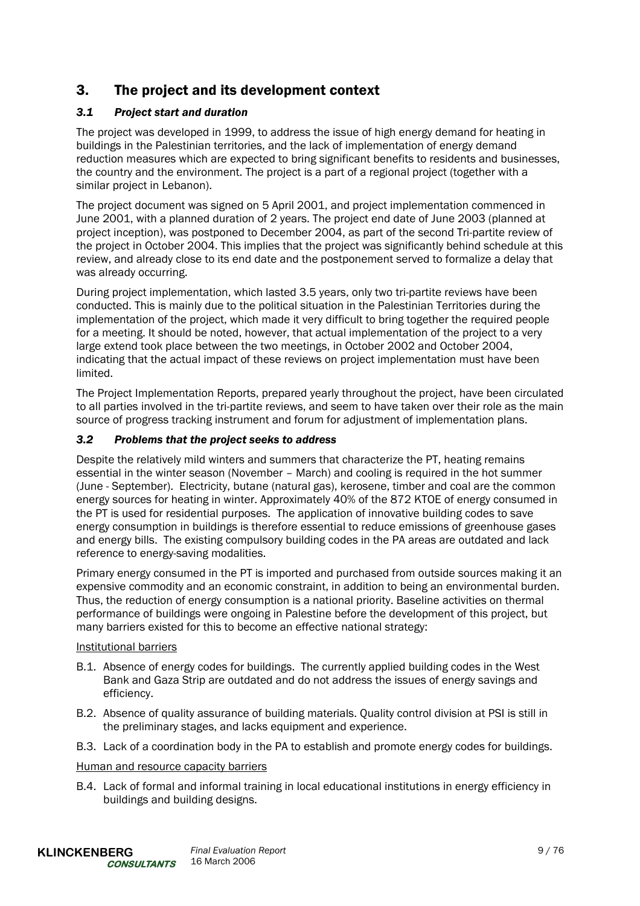## 3. The project and its development context

### *3.1 Project start and duration*

The project was developed in 1999, to address the issue of high energy demand for heating in buildings in the Palestinian territories, and the lack of implementation of energy demand reduction measures which are expected to bring significant benefits to residents and businesses, the country and the environment. The project is a part of a regional project (together with a similar project in Lebanon).

The project document was signed on 5 April 2001, and project implementation commenced in June 2001, with a planned duration of 2 years. The project end date of June 2003 (planned at project inception), was postponed to December 2004, as part of the second Tri-partite review of the project in October 2004. This implies that the project was significantly behind schedule at this review, and already close to its end date and the postponement served to formalize a delay that was already occurring.

During project implementation, which lasted 3.5 years, only two tri-partite reviews have been conducted. This is mainly due to the political situation in the Palestinian Territories during the implementation of the project, which made it very difficult to bring together the required people for a meeting. It should be noted, however, that actual implementation of the project to a very large extend took place between the two meetings, in October 2002 and October 2004, indicating that the actual impact of these reviews on project implementation must have been limited.

The Project Implementation Reports, prepared yearly throughout the project, have been circulated to all parties involved in the tri-partite reviews, and seem to have taken over their role as the main source of progress tracking instrument and forum for adjustment of implementation plans.

### *3.2 Problems that the project seeks to address*

Despite the relatively mild winters and summers that characterize the PT, heating remains essential in the winter season (November – March) and cooling is required in the hot summer (June - September). Electricity, butane (natural gas), kerosene, timber and coal are the common energy sources for heating in winter. Approximately 40% of the 872 KTOE of energy consumed in the PT is used for residential purposes. The application of innovative building codes to save energy consumption in buildings is therefore essential to reduce emissions of greenhouse gases and energy bills. The existing compulsory building codes in the PA areas are outdated and lack reference to energy-saving modalities.

Primary energy consumed in the PT is imported and purchased from outside sources making it an expensive commodity and an economic constraint, in addition to being an environmental burden. Thus, the reduction of energy consumption is a national priority. Baseline activities on thermal performance of buildings were ongoing in Palestine before the development of this project, but many barriers existed for this to become an effective national strategy:

<u>Institutional barriers</u>

- B.1. Absence of energy codes for buildings. The currently applied building codes in the West Bank and Gaza Strip are outdated and do not address the issues of energy savings and efficiency.
- B.2. Absence of quality assurance of building materials. Quality control division at PSI is still in the preliminary stages, and lacks equipment and experience.
- B.3. Lack of a coordination body in the PA to establish and promote energy codes for buildings.

<u>Human and resource capacity barriers</u>

- B.4. Lack of formal and informal training in local educational institutions in energy efficiency in buildings and building designs.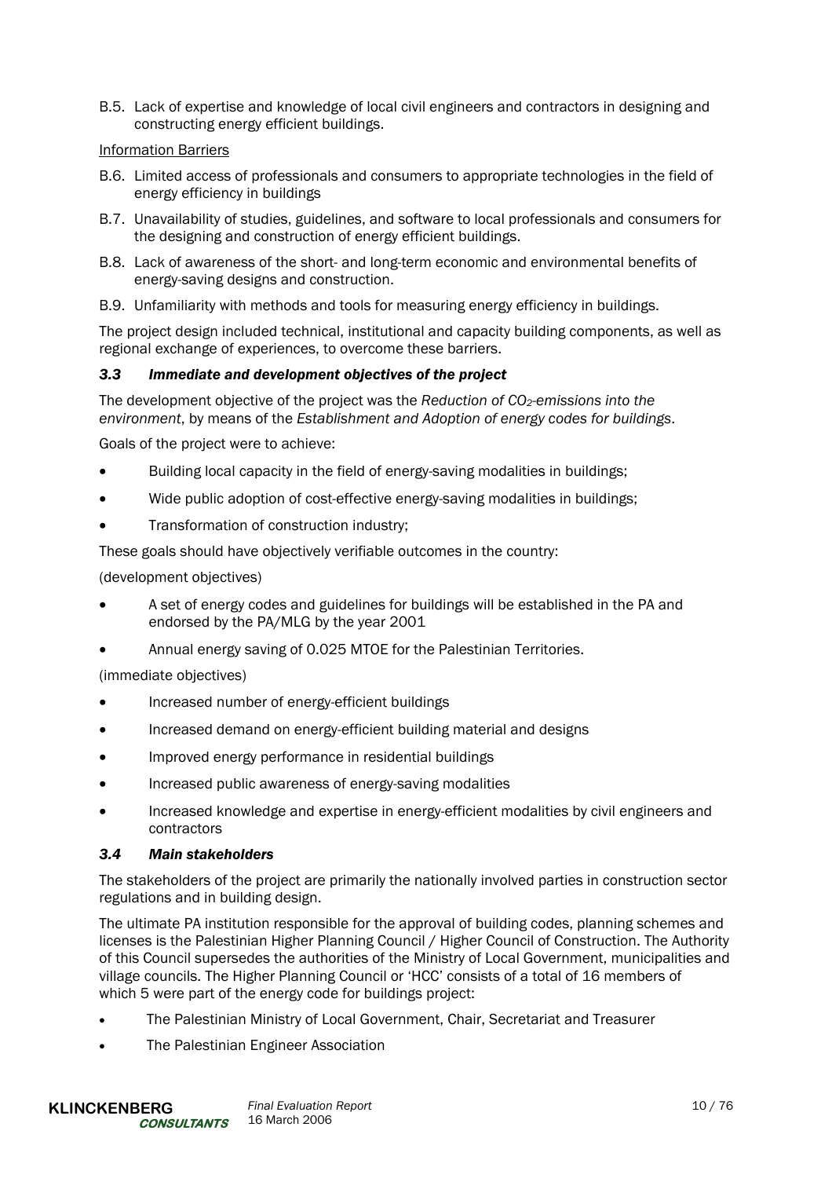B.5. Lack of expertise and knowledge of local civil engineers and contractors in designing and constructing energy efficient buildings.

Information Barriers

B.6. Limited access of professionals and consumers to appropriate technologies in the field of energy efficiency in buildings

B.7. Unavailability of studies, guidelines, and software to local professionals and consumers for the designing and construction of energy efficient buildings.

B.8. Lack of awareness of the short- and long-term economic and environmental benefits of energy-saving designs and construction.

B.9. Unfamiliarity with methods and tools for measuring energy efficiency in buildings.

The project design included technical, institutional and capacity building components, as well as regional exchange of experiences, to overcome these barriers.

### *3.3 Immediate and development objectives of the project*

The development objective of the project was the *Reduction of $CO_2$-emissions into the environment*, by means of the *Establishment and Adoption of energy codes for buildings*.

Goals of the project were to achieve:

- Building local capacity in the field of energy-saving modalities in buildings;
- Wide public adoption of cost-effective energy-saving modalities in buildings;
- Transformation of construction industry;

These goals should have objectively verifiable outcomes in the country:

(development objectives)

- A set of energy codes and guidelines for buildings will be established in the PA and endorsed by the PA/MLG by the year 2001
- Annual energy saving of 0.025 MTOE for the Palestinian Territories.

(immediate objectives)

- Increased number of energy-efficient buildings
- Increased demand on energy-efficient building material and designs
- Improved energy performance in residential buildings
- Increased public awareness of energy-saving modalities
- Increased knowledge and expertise in energy-efficient modalities by civil engineers and contractors

### *3.4 Main stakeholders*

The stakeholders of the project are primarily the nationally involved parties in construction sector regulations and in building design.

The ultimate PA institution responsible for the approval of building codes, planning schemes and licenses is the Palestinian Higher Planning Council / Higher Council of Construction. The Authority of this Council supersedes the authorities of the Ministry of Local Government, municipalities and village councils. The Higher Planning Council or 'HCC' consists of a total of 16 members of which 5 were part of the energy code for buildings project:

- The Palestinian Ministry of Local Government, Chair, Secretariat and Treasurer
- The Palestinian Engineer Association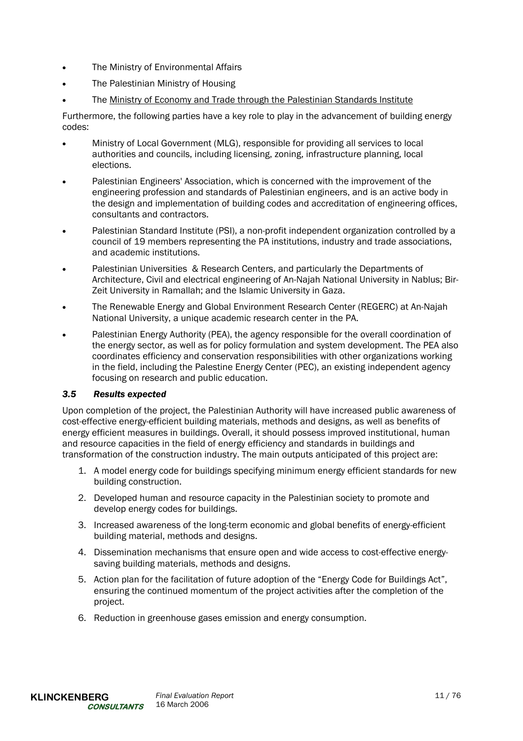- The Ministry of Environmental Affairs
- The Palestinian Ministry of Housing
- The Ministry of Economy and Trade through the Palestinian Standards Institute

Furthermore, the following parties have a key role to play in the advancement of building energy codes:

- Ministry of Local Government (MLG), responsible for providing all services to local authorities and councils, including licensing, zoning, infrastructure planning, local elections.
- Palestinian Engineers' Association, which is concerned with the improvement of the engineering profession and standards of Palestinian engineers, and is an active body in the design and implementation of building codes and accreditation of engineering offices, consultants and contractors.
- Palestinian Standard Institute (PSI), a non-profit independent organization controlled by a council of 19 members representing the PA institutions, industry and trade associations, and academic institutions.
- Palestinian Universities & Research Centers, and particularly the Departments of Architecture, Civil and electrical engineering of An-Najah National University in Nablus; Bir-Zeit University in Ramallah; and the Islamic University in Gaza.
- The Renewable Energy and Global Environment Research Center (REGERC) at An-Najah National University, a unique academic research center in the PA.
- Palestinian Energy Authority (PEA), the agency responsible for the overall coordination of the energy sector, as well as for policy formulation and system development. The PEA also coordinates efficiency and conservation responsibilities with other organizations working in the field, including the Palestine Energy Center (PEC), an existing independent agency focusing on research and public education.

### *3.5 Results expected*

Upon completion of the project, the Palestinian Authority will have increased public awareness of cost-effective energy-efficient building materials, methods and designs, as well as benefits of energy efficient measures in buildings. Overall, it should possess improved institutional, human and resource capacities in the field of energy efficiency and standards in buildings and transformation of the construction industry. The main outputs anticipated of this project are:

1. A model energy code for buildings specifying minimum energy efficient standards for new building construction.
2. Developed human and resource capacity in the Palestinian society to promote and develop energy codes for buildings.
3. Increased awareness of the long-term economic and global benefits of energy-efficient building material, methods and designs.
4. Dissemination mechanisms that ensure open and wide access to cost-effective energy-saving building materials, methods and designs.
5. Action plan for the facilitation of future adoption of the "Energy Code for Buildings Act", ensuring the continued momentum of the project activities after the completion of the project.
6. Reduction in greenhouse gases emission and energy consumption.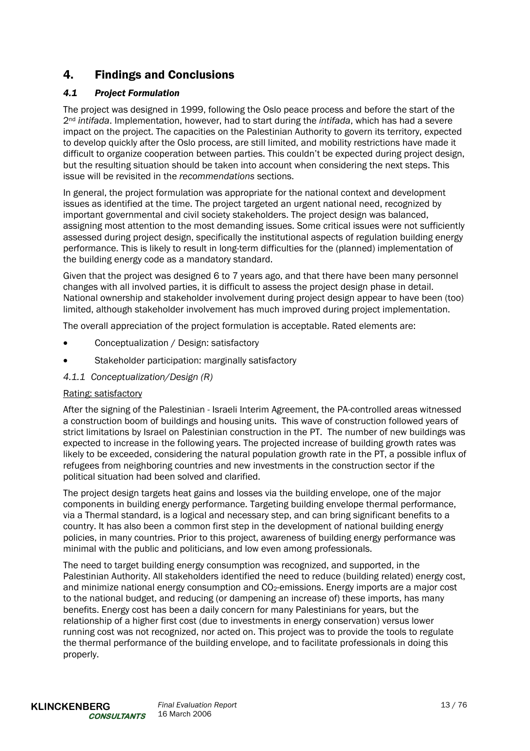# 4. Findings and Conclusions

## *4.1 Project Formulation*

The project was designed in 1999, following the Oslo peace process and before the start of the 2[nd] *intifada*. Implementation, however, had to start during the *intifada*, which has had a severe impact on the project. The capacities on the Palestinian Authority to govern its territory, expected to develop quickly after the Oslo process, are still limited, and mobility restrictions have made it difficult to organize cooperation between parties. This couldn't be expected during project design, but the resulting situation should be taken into account when considering the next steps. This issue will be revisited in the *recommendations* sections.

In general, the project formulation was appropriate for the national context and development issues as identified at the time. The project targeted an urgent national need, recognized by important governmental and civil society stakeholders. The project design was balanced, assigning most attention to the most demanding issues. Some critical issues were not sufficiently assessed during project design, specifically the institutional aspects of regulation building energy performance. This is likely to result in long-term difficulties for the (planned) implementation of the building energy code as a mandatory standard.

Given that the project was designed 6 to 7 years ago, and that there have been many personnel changes with all involved parties, it is difficult to assess the project design phase in detail. National ownership and stakeholder involvement during project design appear to have been (too) limited, although stakeholder involvement has much improved during project implementation.

The overall appreciation of the project formulation is acceptable. Rated elements are:

- Conceptualization / Design: satisfactory
- Stakeholder participation: marginally satisfactory

### *4.1.1 Conceptualization/Design (R)*

Rating: satisfactory

After the signing of the Palestinian - Israeli Interim Agreement, the PA-controlled areas witnessed a construction boom of buildings and housing units. This wave of construction followed years of strict limitations by Israel on Palestinian construction in the PT. The number of new buildings was expected to increase in the following years. The projected increase of building growth rates was likely to be exceeded, considering the natural population growth rate in the PT, a possible influx of refugees from neighboring countries and new investments in the construction sector if the political situation had been solved and clarified.

The project design targets heat gains and losses via the building envelope, one of the major components in building energy performance. Targeting building envelope thermal performance, via a Thermal standard, is a logical and necessary step, and can bring significant benefits to a country. It has also been a common first step in the development of national building energy policies, in many countries. Prior to this project, awareness of building energy performance was minimal with the public and politicians, and low even among professionals.

The need to target building energy consumption was recognized, and supported, in the Palestinian Authority. All stakeholders identified the need to reduce (building related) energy cost, and minimize national energy consumption and $CO_2$-emissions. Energy imports are a major cost to the national budget, and reducing (or dampening an increase of) these imports, has many benefits. Energy cost has been a daily concern for many Palestinians for years, but the relationship of a higher first cost (due to investments in energy conservation) versus lower running cost was not recognized, nor acted on. This project was to provide the tools to regulate the thermal performance of the building envelope, and to facilitate professionals in doing this properly.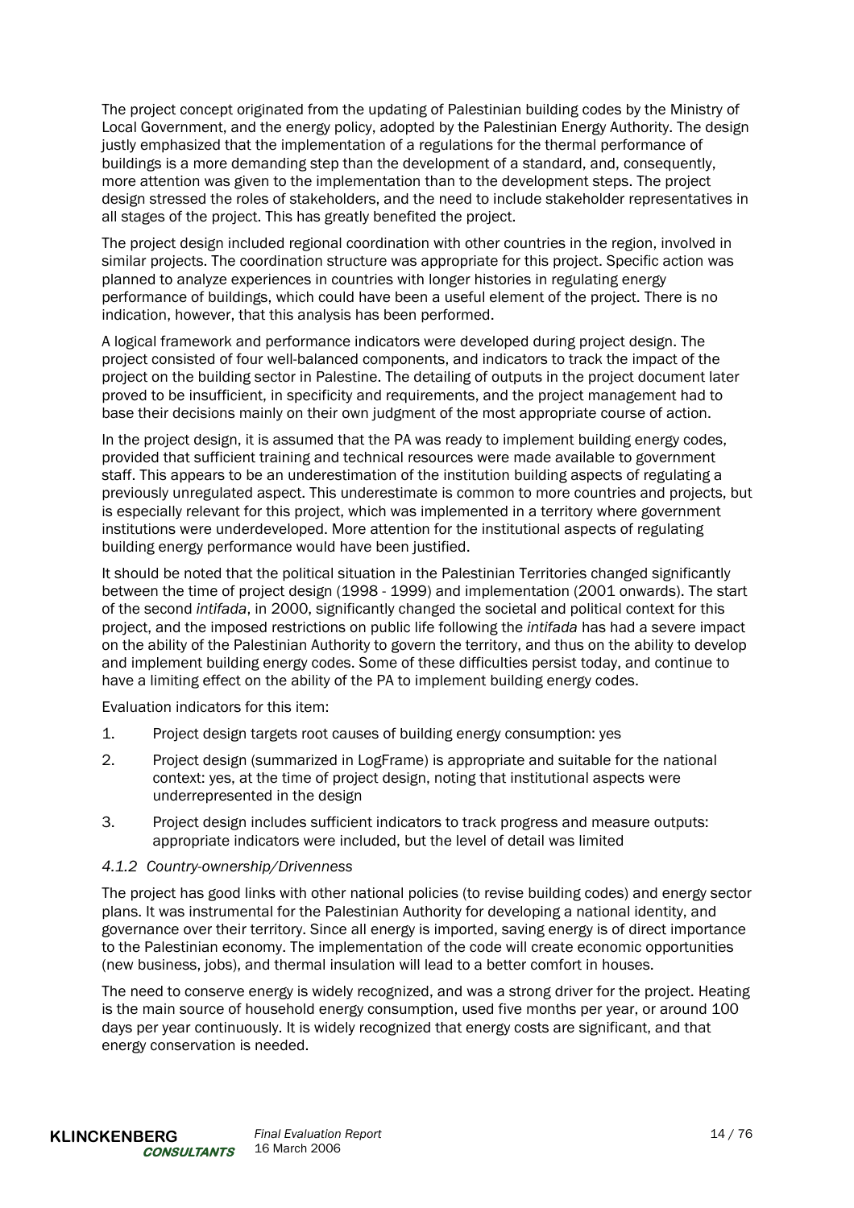The project concept originated from the updating of Palestinian building codes by the Ministry of Local Government, and the energy policy, adopted by the Palestinian Energy Authority. The design justly emphasized that the implementation of a regulations for the thermal performance of buildings is a more demanding step than the development of a standard, and, consequently, more attention was given to the implementation than to the development steps. The project design stressed the roles of stakeholders, and the need to include stakeholder representatives in all stages of the project. This has greatly benefited the project.

The project design included regional coordination with other countries in the region, involved in similar projects. The coordination structure was appropriate for this project. Specific action was planned to analyze experiences in countries with longer histories in regulating energy performance of buildings, which could have been a useful element of the project. There is no indication, however, that this analysis has been performed.

A logical framework and performance indicators were developed during project design. The project consisted of four well-balanced components, and indicators to track the impact of the project on the building sector in Palestine. The detailing of outputs in the project document later proved to be insufficient, in specificity and requirements, and the project management had to base their decisions mainly on their own judgment of the most appropriate course of action.

In the project design, it is assumed that the PA was ready to implement building energy codes, provided that sufficient training and technical resources were made available to government staff. This appears to be an underestimation of the institution building aspects of regulating a previously unregulated aspect. This underestimate is common to more countries and projects, but is especially relevant for this project, which was implemented in a territory where government institutions were underdeveloped. More attention for the institutional aspects of regulating building energy performance would have been justified.

It should be noted that the political situation in the Palestinian Territories changed significantly between the time of project design (1998 - 1999) and implementation (2001 onwards). The start of the second *intifada*, in 2000, significantly changed the societal and political context for this project, and the imposed restrictions on public life following the *intifada* has had a severe impact on the ability of the Palestinian Authority to govern the territory, and thus on the ability to develop and implement building energy codes. Some of these difficulties persist today, and continue to have a limiting effect on the ability of the PA to implement building energy codes.

Evaluation indicators for this item:

1. Project design targets root causes of building energy consumption: yes
2. Project design (summarized in LogFrame) is appropriate and suitable for the national context: yes, at the time of project design, noting that institutional aspects were underrepresented in the design
3. Project design includes sufficient indicators to track progress and measure outputs: appropriate indicators were included, but the level of detail was limited

#### *4.1.2 Country-ownership/Drivenness*

The project has good links with other national policies (to revise building codes) and energy sector plans. It was instrumental for the Palestinian Authority for developing a national identity, and governance over their territory. Since all energy is imported, saving energy is of direct importance to the Palestinian economy. The implementation of the code will create economic opportunities (new business, jobs), and thermal insulation will lead to a better comfort in houses.

The need to conserve energy is widely recognized, and was a strong driver for the project. Heating is the main source of household energy consumption, used five months per year, or around 100 days per year continuously. It is widely recognized that energy costs are significant, and that energy conservation is needed.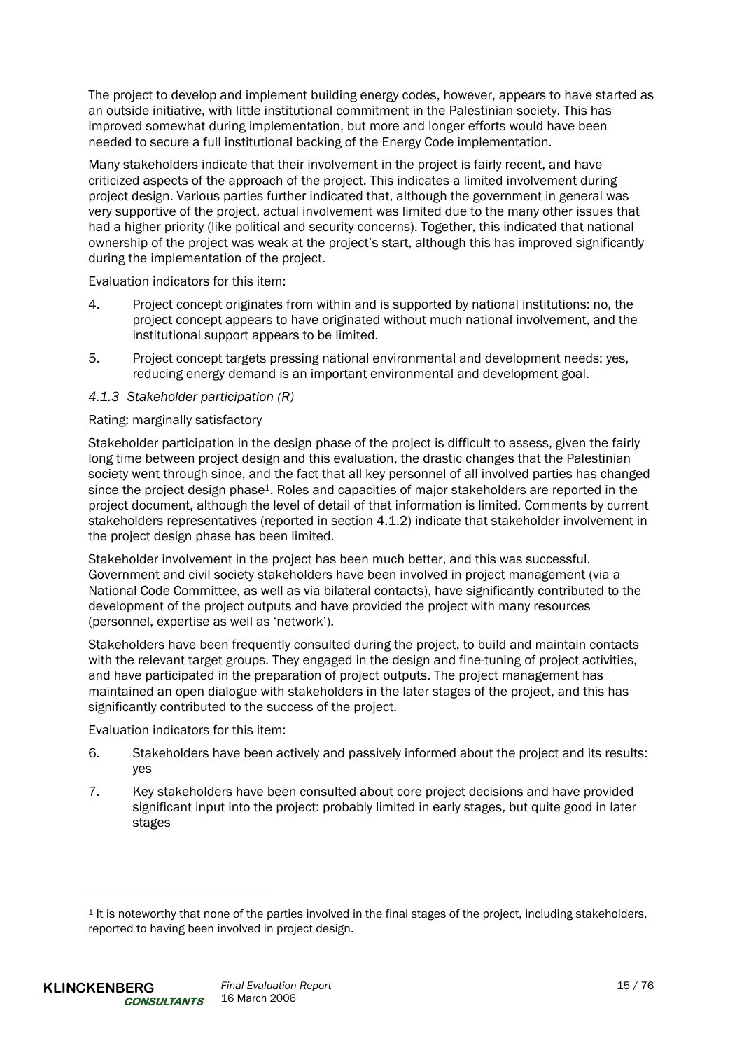The project to develop and implement building energy codes, however, appears to have started as an outside initiative, with little institutional commitment in the Palestinian society. This has improved somewhat during implementation, but more and longer efforts would have been needed to secure a full institutional backing of the Energy Code implementation.

Many stakeholders indicate that their involvement in the project is fairly recent, and have criticized aspects of the approach of the project. This indicates a limited involvement during project design. Various parties further indicated that, although the government in general was very supportive of the project, actual involvement was limited due to the many other issues that had a higher priority (like political and security concerns). Together, this indicated that national ownership of the project was weak at the project's start, although this has improved significantly during the implementation of the project.

Evaluation indicators for this item:

4. Project concept originates from within and is supported by national institutions: no, the project concept appears to have originated without much national involvement, and the institutional support appears to be limited.
5. Project concept targets pressing national environmental and development needs: yes, reducing energy demand is an important environmental and development goal.

### *4.1.3 Stakeholder participation (R)*

Rating: marginally satisfactory

Stakeholder participation in the design phase of the project is difficult to assess, given the fairly long time between project design and this evaluation, the drastic changes that the Palestinian society went through since, and the fact that all key personnel of all involved parties has changed since the project design phase[1]. Roles and capacities of major stakeholders are reported in the project document, although the level of detail of that information is limited. Comments by current stakeholders representatives (reported in section 4.1.2) indicate that stakeholder involvement in the project design phase has been limited.

Stakeholder involvement in the project has been much better, and this was successful. Government and civil society stakeholders have been involved in project management (via a National Code Committee, as well as via bilateral contacts), have significantly contributed to the development of the project outputs and have provided the project with many resources (personnel, expertise as well as 'network').

Stakeholders have been frequently consulted during the project, to build and maintain contacts with the relevant target groups. They engaged in the design and fine-tuning of project activities, and have participated in the preparation of project outputs. The project management has maintained an open dialogue with stakeholders in the later stages of the project, and this has significantly contributed to the success of the project.

Evaluation indicators for this item:

6. Stakeholders have been actively and passively informed about the project and its results: yes
7. Key stakeholders have been consulted about core project decisions and have provided significant input into the project: probably limited in early stages, but quite good in later stages

---

[1] It is noteworthy that none of the parties involved in the final stages of the project, including stakeholders, reported to having been involved in project design.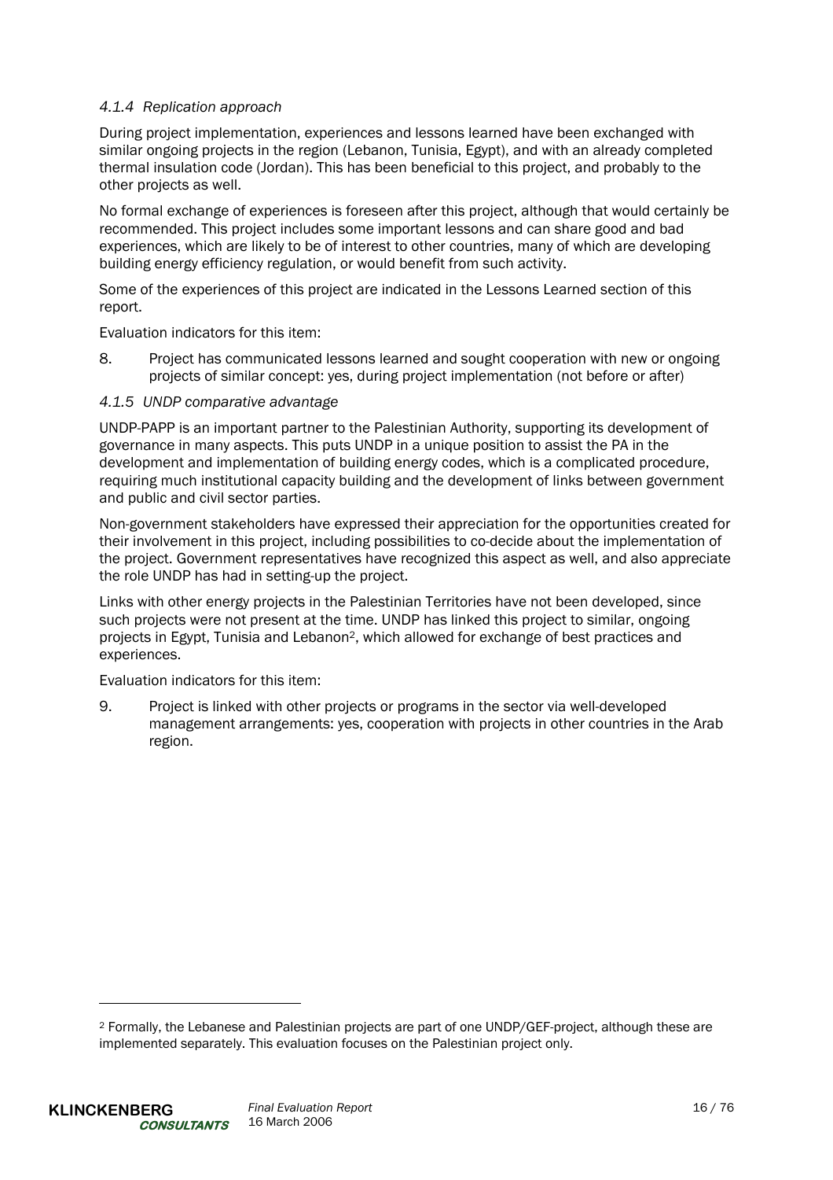#### *4.1.4 Replication approach*

During project implementation, experiences and lessons learned have been exchanged with similar ongoing projects in the region (Lebanon, Tunisia, Egypt), and with an already completed thermal insulation code (Jordan). This has been beneficial to this project, and probably to the other projects as well.

No formal exchange of experiences is foreseen after this project, although that would certainly be recommended. This project includes some important lessons and can share good and bad experiences, which are likely to be of interest to other countries, many of which are developing building energy efficiency regulation, or would benefit from such activity.

Some of the experiences of this project are indicated in the Lessons Learned section of this report.

Evaluation indicators for this item:

8. Project has communicated lessons learned and sought cooperation with new or ongoing projects of similar concept: yes, during project implementation (not before or after)

#### *4.1.5 UNDP comparative advantage*

UNDP-PAPP is an important partner to the Palestinian Authority, supporting its development of governance in many aspects. This puts UNDP in a unique position to assist the PA in the development and implementation of building energy codes, which is a complicated procedure, requiring much institutional capacity building and the development of links between government and public and civil sector parties.

Non-government stakeholders have expressed their appreciation for the opportunities created for their involvement in this project, including possibilities to co-decide about the implementation of the project. Government representatives have recognized this aspect as well, and also appreciate the role UNDP has had in setting-up the project.

Links with other energy projects in the Palestinian Territories have not been developed, since such projects were not present at the time. UNDP has linked this project to similar, ongoing projects in Egypt, Tunisia and Lebanon[2], which allowed for exchange of best practices and experiences.

Evaluation indicators for this item:

9. Project is linked with other projects or programs in the sector via well-developed management arrangements: yes, cooperation with projects in other countries in the Arab region.

---

[2] Formally, the Lebanese and Palestinian projects are part of one UNDP/GEF-project, although these are implemented separately. This evaluation focuses on the Palestinian project only.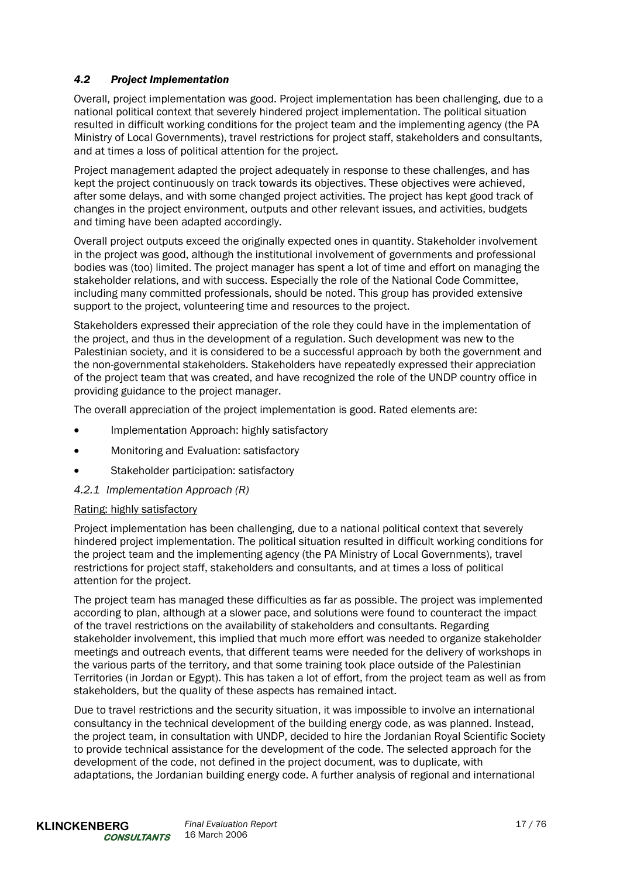### *4.2 Project Implementation*

Overall, project implementation was good. Project implementation has been challenging, due to a national political context that severely hindered project implementation. The political situation resulted in difficult working conditions for the project team and the implementing agency (the PA Ministry of Local Governments), travel restrictions for project staff, stakeholders and consultants, and at times a loss of political attention for the project.

Project management adapted the project adequately in response to these challenges, and has kept the project continuously on track towards its objectives. These objectives were achieved, after some delays, and with some changed project activities. The project has kept good track of changes in the project environment, outputs and other relevant issues, and activities, budgets and timing have been adapted accordingly.

Overall project outputs exceed the originally expected ones in quantity. Stakeholder involvement in the project was good, although the institutional involvement of governments and professional bodies was (too) limited. The project manager has spent a lot of time and effort on managing the stakeholder relations, and with success. Especially the role of the National Code Committee, including many committed professionals, should be noted. This group has provided extensive support to the project, volunteering time and resources to the project.

Stakeholders expressed their appreciation of the role they could have in the implementation of the project, and thus in the development of a regulation. Such development was new to the Palestinian society, and it is considered to be a successful approach by both the government and the non-governmental stakeholders. Stakeholders have repeatedly expressed their appreciation of the project team that was created, and have recognized the role of the UNDP country office in providing guidance to the project manager.

The overall appreciation of the project implementation is good. Rated elements are:

- Implementation Approach: highly satisfactory
- Monitoring and Evaluation: satisfactory
- Stakeholder participation: satisfactory

#### *4.2.1 Implementation Approach (R)*

Rating: highly satisfactory

Project implementation has been challenging, due to a national political context that severely hindered project implementation. The political situation resulted in difficult working conditions for the project team and the implementing agency (the PA Ministry of Local Governments), travel restrictions for project staff, stakeholders and consultants, and at times a loss of political attention for the project.

The project team has managed these difficulties as far as possible. The project was implemented according to plan, although at a slower pace, and solutions were found to counteract the impact of the travel restrictions on the availability of stakeholders and consultants. Regarding stakeholder involvement, this implied that much more effort was needed to organize stakeholder meetings and outreach events, that different teams were needed for the delivery of workshops in the various parts of the territory, and that some training took place outside of the Palestinian Territories (in Jordan or Egypt). This has taken a lot of effort, from the project team as well as from stakeholders, but the quality of these aspects has remained intact.

Due to travel restrictions and the security situation, it was impossible to involve an international consultancy in the technical development of the building energy code, as was planned. Instead, the project team, in consultation with UNDP, decided to hire the Jordanian Royal Scientific Society to provide technical assistance for the development of the code. The selected approach for the development of the code, not defined in the project document, was to duplicate, with adaptations, the Jordanian building energy code. A further analysis of regional and international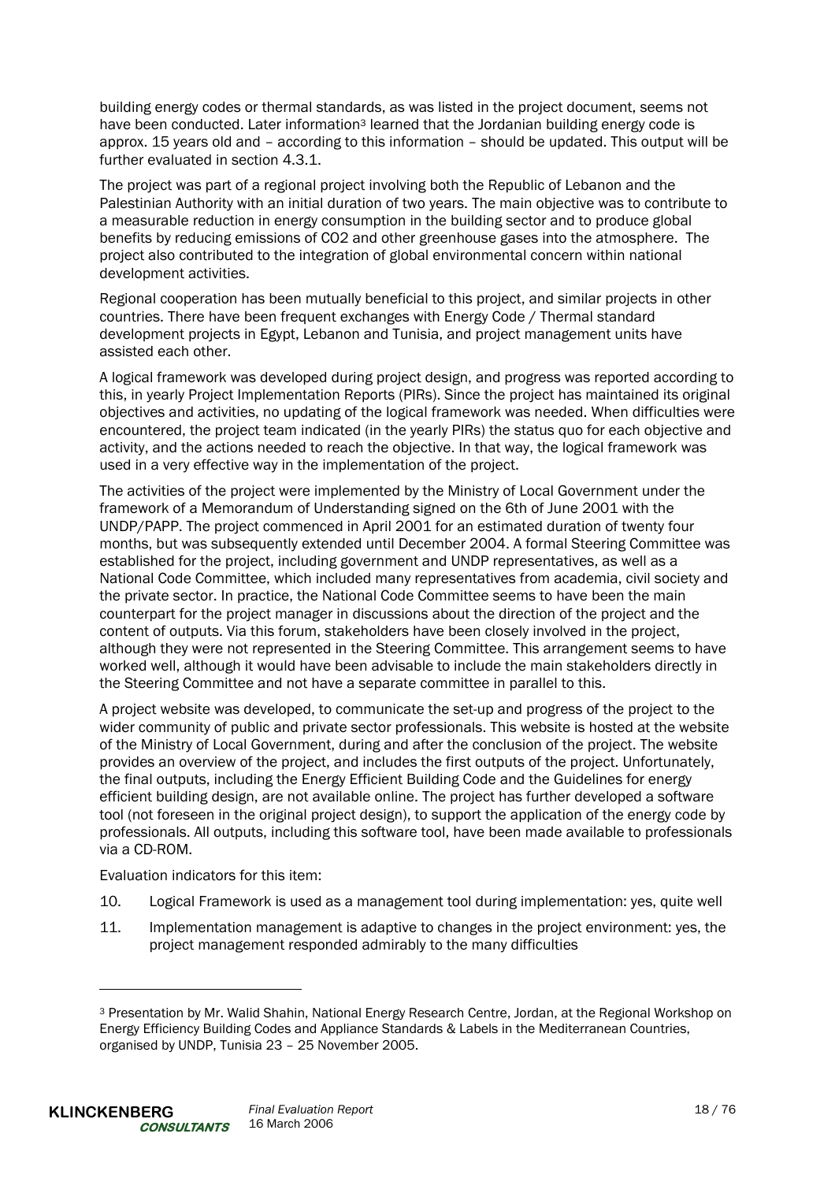building energy codes or thermal standards, as was listed in the project document, seems not have been conducted. Later information[3] learned that the Jordanian building energy code is approx. 15 years old and – according to this information – should be updated. This output will be further evaluated in section 4.3.1.

The project was part of a regional project involving both the Republic of Lebanon and the Palestinian Authority with an initial duration of two years. The main objective was to contribute to a measurable reduction in energy consumption in the building sector and to produce global benefits by reducing emissions of $CO_2$ and other greenhouse gases into the atmosphere. The project also contributed to the integration of global environmental concern within national development activities.

Regional cooperation has been mutually beneficial to this project, and similar projects in other countries. There have been frequent exchanges with Energy Code / Thermal standard development projects in Egypt, Lebanon and Tunisia, and project management units have assisted each other.

A logical framework was developed during project design, and progress was reported according to this, in yearly Project Implementation Reports (PIRs). Since the project has maintained its original objectives and activities, no updating of the logical framework was needed. When difficulties were encountered, the project team indicated (in the yearly PIRs) the status quo for each objective and activity, and the actions needed to reach the objective. In that way, the logical framework was used in a very effective way in the implementation of the project.

The activities of the project were implemented by the Ministry of Local Government under the framework of a Memorandum of Understanding signed on the 6th of June 2001 with the UNDP/PAPP. The project commenced in April 2001 for an estimated duration of twenty four months, but was subsequently extended until December 2004. A formal Steering Committee was established for the project, including government and UNDP representatives, as well as a National Code Committee, which included many representatives from academia, civil society and the private sector. In practice, the National Code Committee seems to have been the main counterpart for the project manager in discussions about the direction of the project and the content of outputs. Via this forum, stakeholders have been closely involved in the project, although they were not represented in the Steering Committee. This arrangement seems to have worked well, although it would have been advisable to include the main stakeholders directly in the Steering Committee and not have a separate committee in parallel to this.

A project website was developed, to communicate the set-up and progress of the project to the wider community of public and private sector professionals. This website is hosted at the website of the Ministry of Local Government, during and after the conclusion of the project. The website provides an overview of the project, and includes the first outputs of the project. Unfortunately, the final outputs, including the Energy Efficient Building Code and the Guidelines for energy efficient building design, are not available online. The project has further developed a software tool (not foreseen in the original project design), to support the application of the energy code by professionals. All outputs, including this software tool, have been made available to professionals via a CD-ROM.

Evaluation indicators for this item:

10. Logical Framework is used as a management tool during implementation: yes, quite well
11. Implementation management is adaptive to changes in the project environment: yes, the project management responded admirably to the many difficulties

[3] Presentation by Mr. Walid Shahin, National Energy Research Centre, Jordan, at the Regional Workshop on Energy Efficiency Building Codes and Appliance Standards & Labels in the Mediterranean Countries, organised by UNDP, Tunisia 23 – 25 November 2005.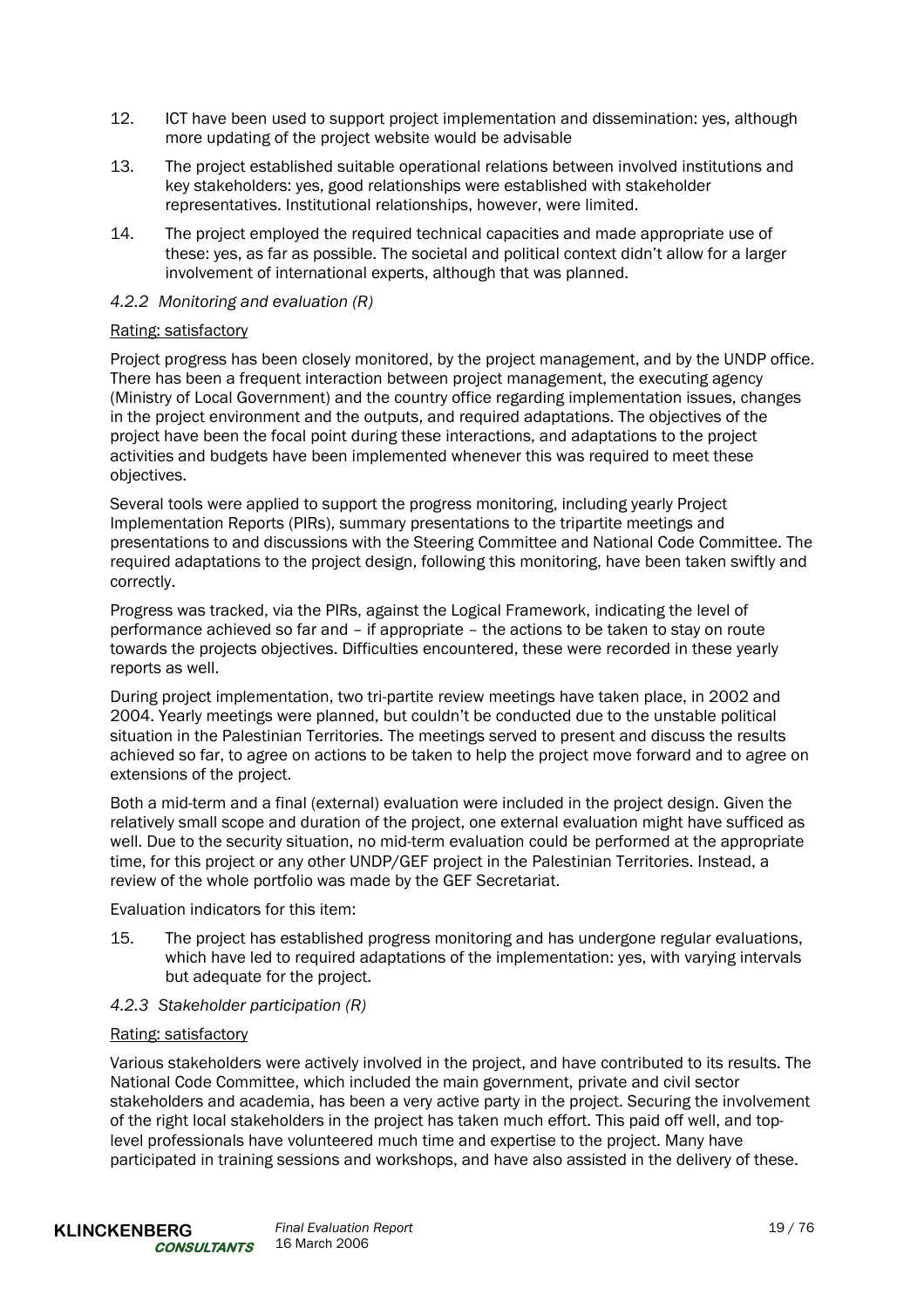12. ICT have been used to support project implementation and dissemination: yes, although more updating of the project website would be advisable

13. The project established suitable operational relations between involved institutions and key stakeholders: yes, good relationships were established with stakeholder representatives. Institutional relationships, however, were limited.

14. The project employed the required technical capacities and made appropriate use of these: yes, as far as possible. The societal and political context didn't allow for a larger involvement of international experts, although that was planned.

#### *4.2.2 Monitoring and evaluation (R)*

Rating: satisfactory

Project progress has been closely monitored, by the project management, and by the UNDP office. There has been a frequent interaction between project management, the executing agency (Ministry of Local Government) and the country office regarding implementation issues, changes in the project environment and the outputs, and required adaptations. The objectives of the project have been the focal point during these interactions, and adaptations to the project activities and budgets have been implemented whenever this was required to meet these objectives.

Several tools were applied to support the progress monitoring, including yearly Project Implementation Reports (PIRs), summary presentations to the tripartite meetings and presentations to and discussions with the Steering Committee and National Code Committee. The required adaptations to the project design, following this monitoring, have been taken swiftly and correctly.

Progress was tracked, via the PIRs, against the Logical Framework, indicating the level of performance achieved so far and – if appropriate – the actions to be taken to stay on route towards the projects objectives. Difficulties encountered, these were recorded in these yearly reports as well.

During project implementation, two tri-partite review meetings have taken place, in 2002 and 2004. Yearly meetings were planned, but couldn't be conducted due to the unstable political situation in the Palestinian Territories. The meetings served to present and discuss the results achieved so far, to agree on actions to be taken to help the project move forward and to agree on extensions of the project.

Both a mid-term and a final (external) evaluation were included in the project design. Given the relatively small scope and duration of the project, one external evaluation might have sufficed as well. Due to the security situation, no mid-term evaluation could be performed at the appropriate time, for this project or any other UNDP/GEF project in the Palestinian Territories. Instead, a review of the whole portfolio was made by the GEF Secretariat.

Evaluation indicators for this item:

15. The project has established progress monitoring and has undergone regular evaluations, which have led to required adaptations of the implementation: yes, with varying intervals but adequate for the project.

#### *4.2.3 Stakeholder participation (R)*

Rating: satisfactory

Various stakeholders were actively involved in the project, and have contributed to its results. The National Code Committee, which included the main government, private and civil sector stakeholders and academia, has been a very active party in the project. Securing the involvement of the right local stakeholders in the project has taken much effort. This paid off well, and top-level professionals have volunteered much time and expertise to the project. Many have participated in training sessions and workshops, and have also assisted in the delivery of these.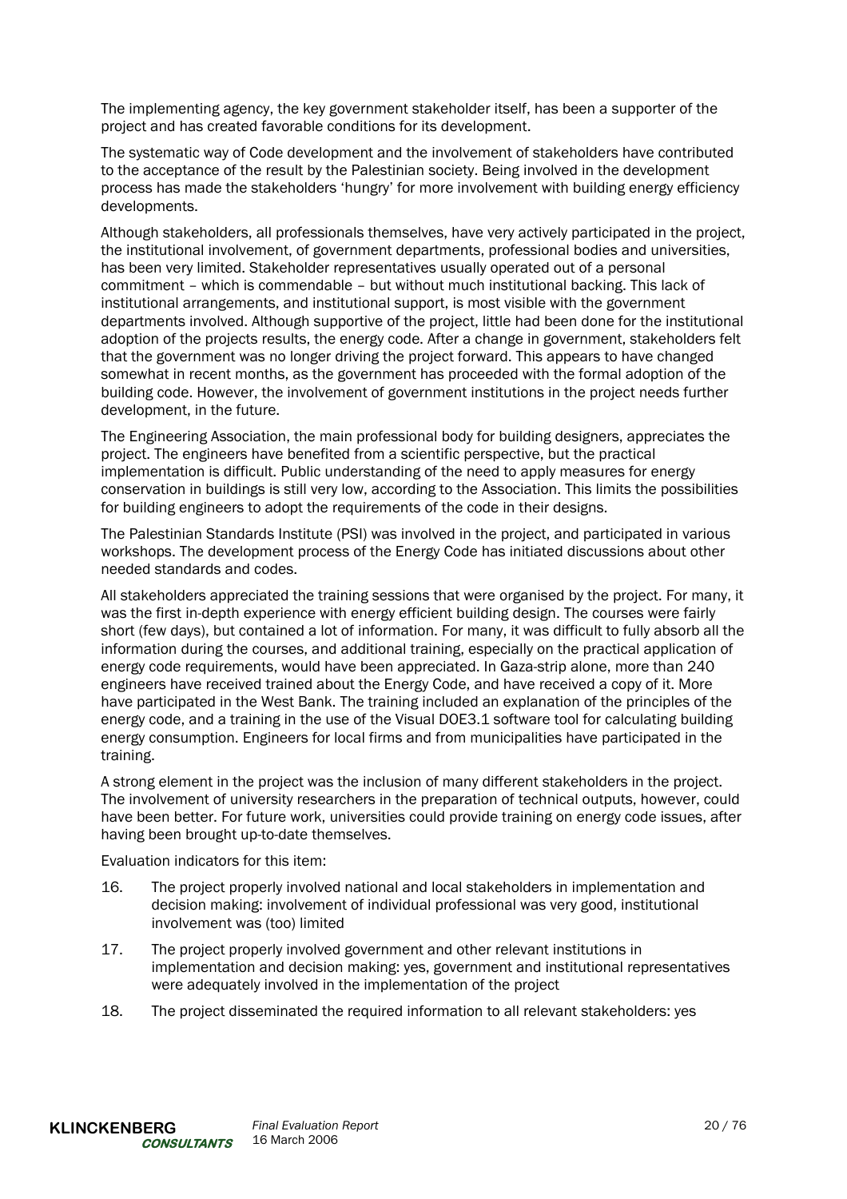The implementing agency, the key government stakeholder itself, has been a supporter of the project and has created favorable conditions for its development.

The systematic way of Code development and the involvement of stakeholders have contributed to the acceptance of the result by the Palestinian society. Being involved in the development process has made the stakeholders 'hungry' for more involvement with building energy efficiency developments.

Although stakeholders, all professionals themselves, have very actively participated in the project, the institutional involvement, of government departments, professional bodies and universities, has been very limited. Stakeholder representatives usually operated out of a personal commitment – which is commendable – but without much institutional backing. This lack of institutional arrangements, and institutional support, is most visible with the government departments involved. Although supportive of the project, little had been done for the institutional adoption of the projects results, the energy code. After a change in government, stakeholders felt that the government was no longer driving the project forward. This appears to have changed somewhat in recent months, as the government has proceeded with the formal adoption of the building code. However, the involvement of government institutions in the project needs further development, in the future.

The Engineering Association, the main professional body for building designers, appreciates the project. The engineers have benefited from a scientific perspective, but the practical implementation is difficult. Public understanding of the need to apply measures for energy conservation in buildings is still very low, according to the Association. This limits the possibilities for building engineers to adopt the requirements of the code in their designs.

The Palestinian Standards Institute (PSI) was involved in the project, and participated in various workshops. The development process of the Energy Code has initiated discussions about other needed standards and codes.

All stakeholders appreciated the training sessions that were organised by the project. For many, it was the first in-depth experience with energy efficient building design. The courses were fairly short (few days), but contained a lot of information. For many, it was difficult to fully absorb all the information during the courses, and additional training, especially on the practical application of energy code requirements, would have been appreciated. In Gaza-strip alone, more than 240 engineers have received trained about the Energy Code, and have received a copy of it. More have participated in the West Bank. The training included an explanation of the principles of the energy code, and a training in the use of the Visual DOE3.1 software tool for calculating building energy consumption. Engineers for local firms and from municipalities have participated in the training.

A strong element in the project was the inclusion of many different stakeholders in the project. The involvement of university researchers in the preparation of technical outputs, however, could have been better. For future work, universities could provide training on energy code issues, after having been brought up-to-date themselves.

Evaluation indicators for this item:

16. The project properly involved national and local stakeholders in implementation and decision making: involvement of individual professional was very good, institutional involvement was (too) limited

17. The project properly involved government and other relevant institutions in implementation and decision making: yes, government and institutional representatives were adequately involved in the implementation of the project

18. The project disseminated the required information to all relevant stakeholders: yes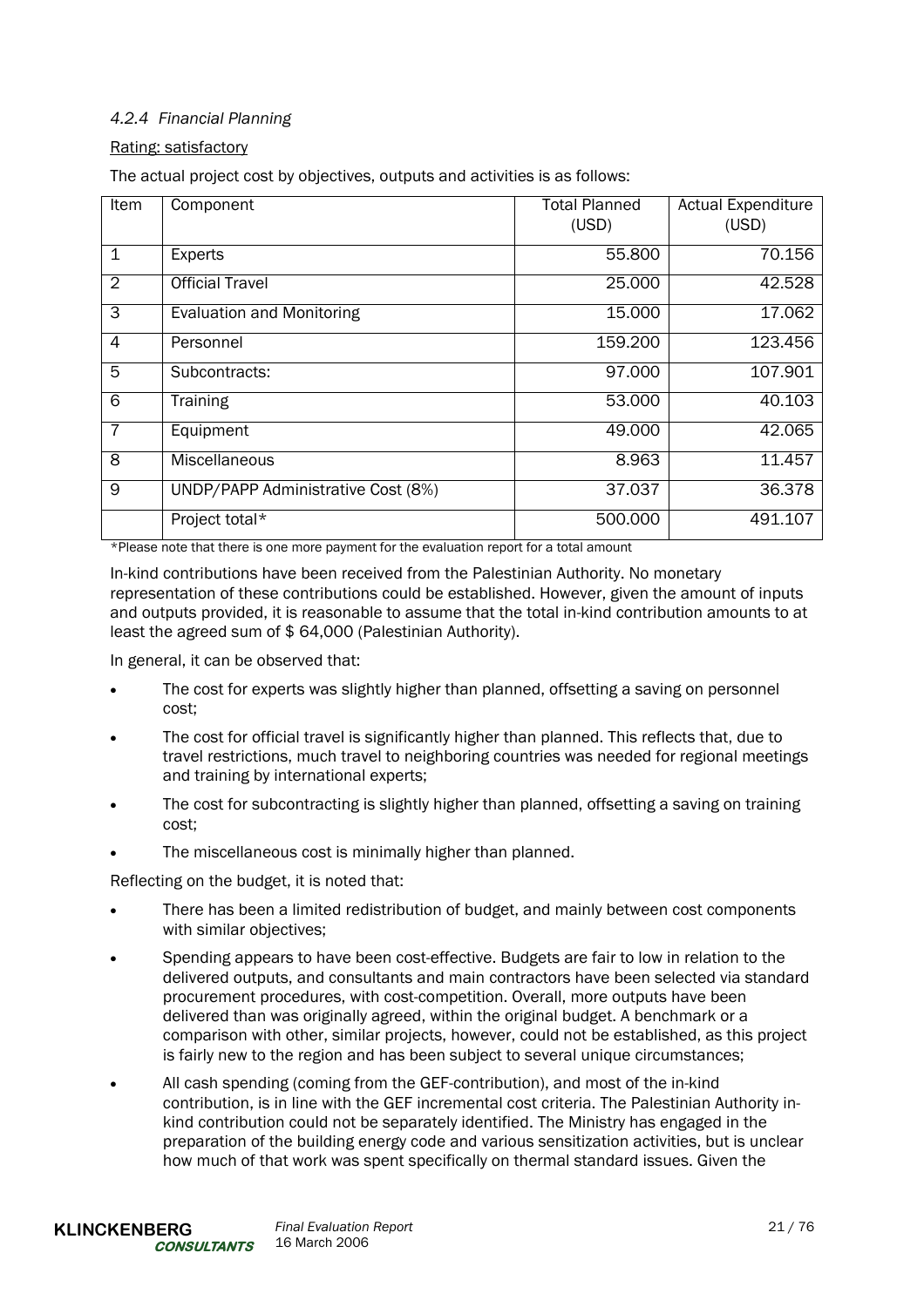#### *4.2.4 Financial Planning*

Rating: satisfactory

The actual project cost by objectives, outputs and activities is as follows:

| Item | Component | Total Planned (USD) | Actual Expenditure (USD) |
|---|---|---|---|
| 1 | Experts | 55.800 | 70.156 |
| 2 | Official Travel | 25.000 | 42.528 |
| 3 | Evaluation and Monitoring | 15.000 | 17.062 |
| 4 | Personnel | 159.200 | 123.456 |
| 5 | Subcontracts: | 97.000 | 107.901 |
| 6 | Training | 53.000 | 40.103 |
| 7 | Equipment | 49.000 | 42.065 |
| 8 | Miscellaneous | 8.963 | 11.457 |
| 9 | UNDP/PAPP Administrative Cost (8%) | 37.037 | 36.378 |
| | Project total* | 500.000 | 491.107 |

*Please note that there is one more payment for the evaluation report for a total amount

In-kind contributions have been received from the Palestinian Authority. No monetary representation of these contributions could be established. However, given the amount of inputs and outputs provided, it is reasonable to assume that the total in-kind contribution amounts to at least the agreed sum of $ 64,000 (Palestinian Authority).

In general, it can be observed that:

- The cost for experts was slightly higher than planned, offsetting a saving on personnel cost;
- The cost for official travel is significantly higher than planned. This reflects that, due to travel restrictions, much travel to neighboring countries was needed for regional meetings and training by international experts;
- The cost for subcontracting is slightly higher than planned, offsetting a saving on training cost;
- The miscellaneous cost is minimally higher than planned.

Reflecting on the budget, it is noted that:

- There has been a limited redistribution of budget, and mainly between cost components with similar objectives;
- Spending appears to have been cost-effective. Budgets are fair to low in relation to the delivered outputs, and consultants and main contractors have been selected via standard procurement procedures, with cost-competition. Overall, more outputs have been delivered than was originally agreed, within the original budget. A benchmark or a comparison with other, similar projects, however, could not be established, as this project is fairly new to the region and has been subject to several unique circumstances;
- All cash spending (coming from the GEF-contribution), and most of the in-kind contribution, is in line with the GEF incremental cost criteria. The Palestinian Authority in-kind contribution could not be separately identified. The Ministry has engaged in the preparation of the building energy code and various sensitization activities, but is unclear how much of that work was spent specifically on thermal standard issues. Given the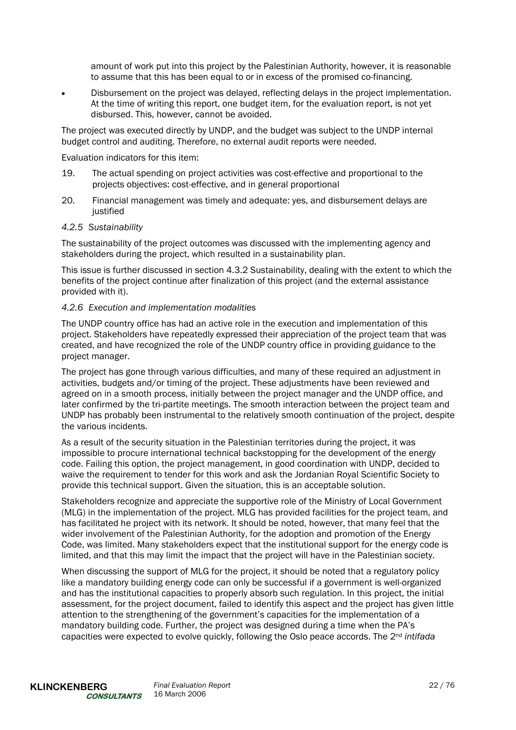amount of work put into this project by the Palestinian Authority, however, it is reasonable to assume that this has been equal to or in excess of the promised co-financing.

- Disbursement on the project was delayed, reflecting delays in the project implementation. At the time of writing this report, one budget item, for the evaluation report, is not yet disbursed. This, however, cannot be avoided.

The project was executed directly by UNDP, and the budget was subject to the UNDP internal budget control and auditing. Therefore, no external audit reports were needed.

Evaluation indicators for this item:

19. The actual spending on project activities was cost-effective and proportional to the projects objectives: cost-effective, and in general proportional
20. Financial management was timely and adequate: yes, and disbursement delays are justified

#### *4.2.5 Sustainability*

The sustainability of the project outcomes was discussed with the implementing agency and stakeholders during the project, which resulted in a sustainability plan.

This issue is further discussed in section 4.3.2 Sustainability, dealing with the extent to which the benefits of the project continue after finalization of this project (and the external assistance provided with it).

#### *4.2.6 Execution and implementation modalities*

The UNDP country office has had an active role in the execution and implementation of this project. Stakeholders have repeatedly expressed their appreciation of the project team that was created, and have recognized the role of the UNDP country office in providing guidance to the project manager.

The project has gone through various difficulties, and many of these required an adjustment in activities, budgets and/or timing of the project. These adjustments have been reviewed and agreed on in a smooth process, initially between the project manager and the UNDP office, and later confirmed by the tri-partite meetings. The smooth interaction between the project team and UNDP has probably been instrumental to the relatively smooth continuation of the project, despite the various incidents.

As a result of the security situation in the Palestinian territories during the project, it was impossible to procure international technical backstopping for the development of the energy code. Failing this option, the project management, in good coordination with UNDP, decided to waive the requirement to tender for this work and ask the Jordanian Royal Scientific Society to provide this technical support. Given the situation, this is an acceptable solution.

Stakeholders recognize and appreciate the supportive role of the Ministry of Local Government (MLG) in the implementation of the project. MLG has provided facilities for the project team, and has facilitated he project with its network. It should be noted, however, that many feel that the wider involvement of the Palestinian Authority, for the adoption and promotion of the Energy Code, was limited. Many stakeholders expect that the institutional support for the energy code is limited, and that this may limit the impact that the project will have in the Palestinian society.

When discussing the support of MLG for the project, it should be noted that a regulatory policy like a mandatory building energy code can only be successful if a government is well-organized and has the institutional capacities to properly absorb such regulation. In this project, the initial assessment, for the project document, failed to identify this aspect and the project has given little attention to the strengthening of the government's capacities for the implementation of a mandatory building code. Further, the project was designed during a time when the PA's capacities were expected to evolve quickly, following the Oslo peace accords. The 2nd *intifada*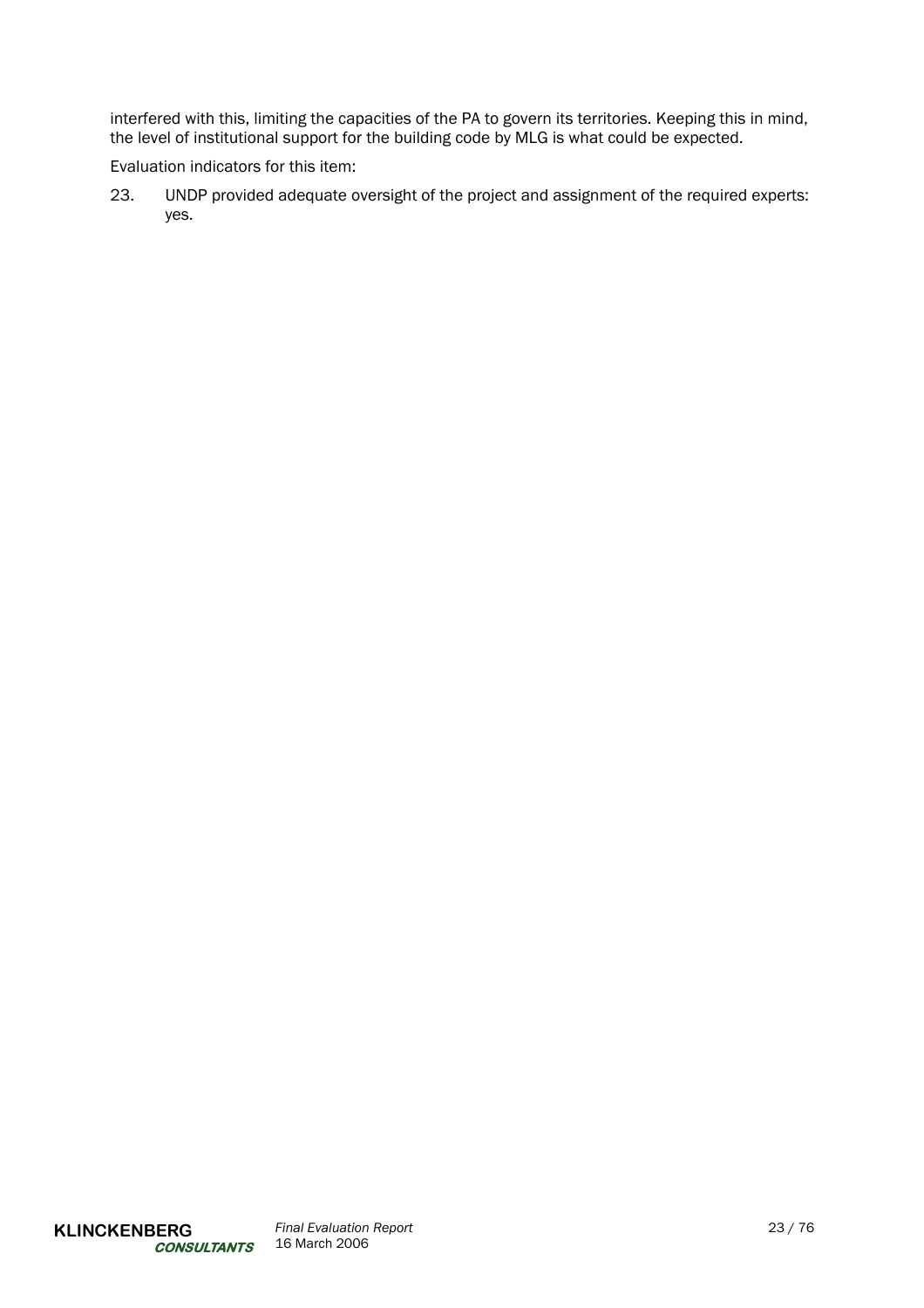interfered with this, limiting the capacities of the PA to govern its territories. Keeping this in mind, the level of institutional support for the building code by MLG is what could be expected.

Evaluation indicators for this item:

23. UNDP provided adequate oversight of the project and assignment of the required experts: yes.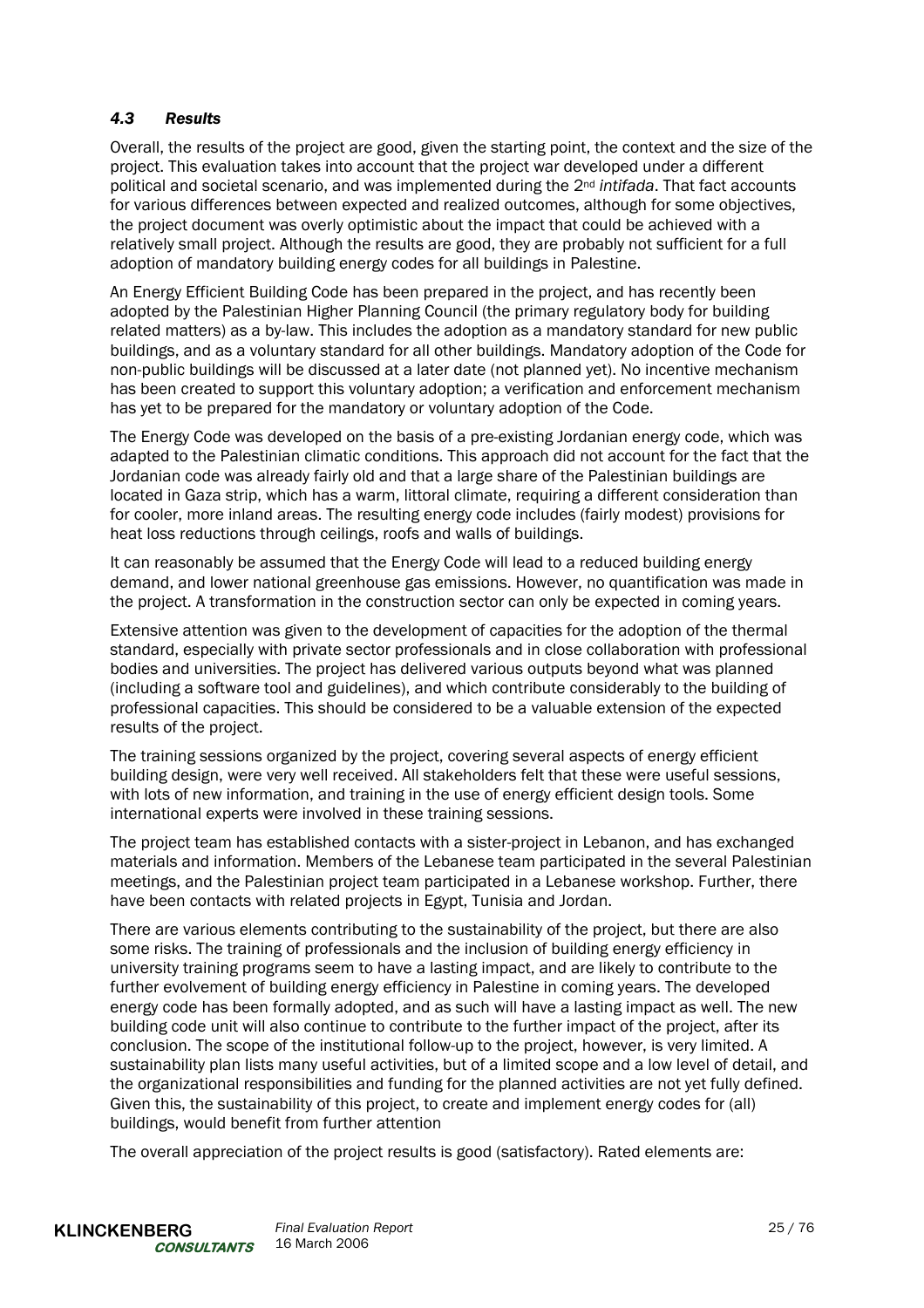### *4.3 Results*

Overall, the results of the project are good, given the starting point, the context and the size of the project. This evaluation takes into account that the project war developed under a different political and societal scenario, and was implemented during the 2nd *intifada*. That fact accounts for various differences between expected and realized outcomes, although for some objectives, the project document was overly optimistic about the impact that could be achieved with a relatively small project. Although the results are good, they are probably not sufficient for a full adoption of mandatory building energy codes for all buildings in Palestine.

An Energy Efficient Building Code has been prepared in the project, and has recently been adopted by the Palestinian Higher Planning Council (the primary regulatory body for building related matters) as a by-law. This includes the adoption as a mandatory standard for new public buildings, and as a voluntary standard for all other buildings. Mandatory adoption of the Code for non-public buildings will be discussed at a later date (not planned yet). No incentive mechanism has been created to support this voluntary adoption; a verification and enforcement mechanism has yet to be prepared for the mandatory or voluntary adoption of the Code.

The Energy Code was developed on the basis of a pre-existing Jordanian energy code, which was adapted to the Palestinian climatic conditions. This approach did not account for the fact that the Jordanian code was already fairly old and that a large share of the Palestinian buildings are located in Gaza strip, which has a warm, littoral climate, requiring a different consideration than for cooler, more inland areas. The resulting energy code includes (fairly modest) provisions for heat loss reductions through ceilings, roofs and walls of buildings.

It can reasonably be assumed that the Energy Code will lead to a reduced building energy demand, and lower national greenhouse gas emissions. However, no quantification was made in the project. A transformation in the construction sector can only be expected in coming years.

Extensive attention was given to the development of capacities for the adoption of the thermal standard, especially with private sector professionals and in close collaboration with professional bodies and universities. The project has delivered various outputs beyond what was planned (including a software tool and guidelines), and which contribute considerably to the building of professional capacities. This should be considered to be a valuable extension of the expected results of the project.

The training sessions organized by the project, covering several aspects of energy efficient building design, were very well received. All stakeholders felt that these were useful sessions, with lots of new information, and training in the use of energy efficient design tools. Some international experts were involved in these training sessions.

The project team has established contacts with a sister-project in Lebanon, and has exchanged materials and information. Members of the Lebanese team participated in the several Palestinian meetings, and the Palestinian project team participated in a Lebanese workshop. Further, there have been contacts with related projects in Egypt, Tunisia and Jordan.

There are various elements contributing to the sustainability of the project, but there are also some risks. The training of professionals and the inclusion of building energy efficiency in university training programs seem to have a lasting impact, and are likely to contribute to the further evolvement of building energy efficiency in Palestine in coming years. The developed energy code has been formally adopted, and as such will have a lasting impact as well. The new building code unit will also continue to contribute to the further impact of the project, after its conclusion. The scope of the institutional follow-up to the project, however, is very limited. A sustainability plan lists many useful activities, but of a limited scope and a low level of detail, and the organizational responsibilities and funding for the planned activities are not yet fully defined. Given this, the sustainability of this project, to create and implement energy codes for (all) buildings, would benefit from further attention

The overall appreciation of the project results is good (satisfactory). Rated elements are: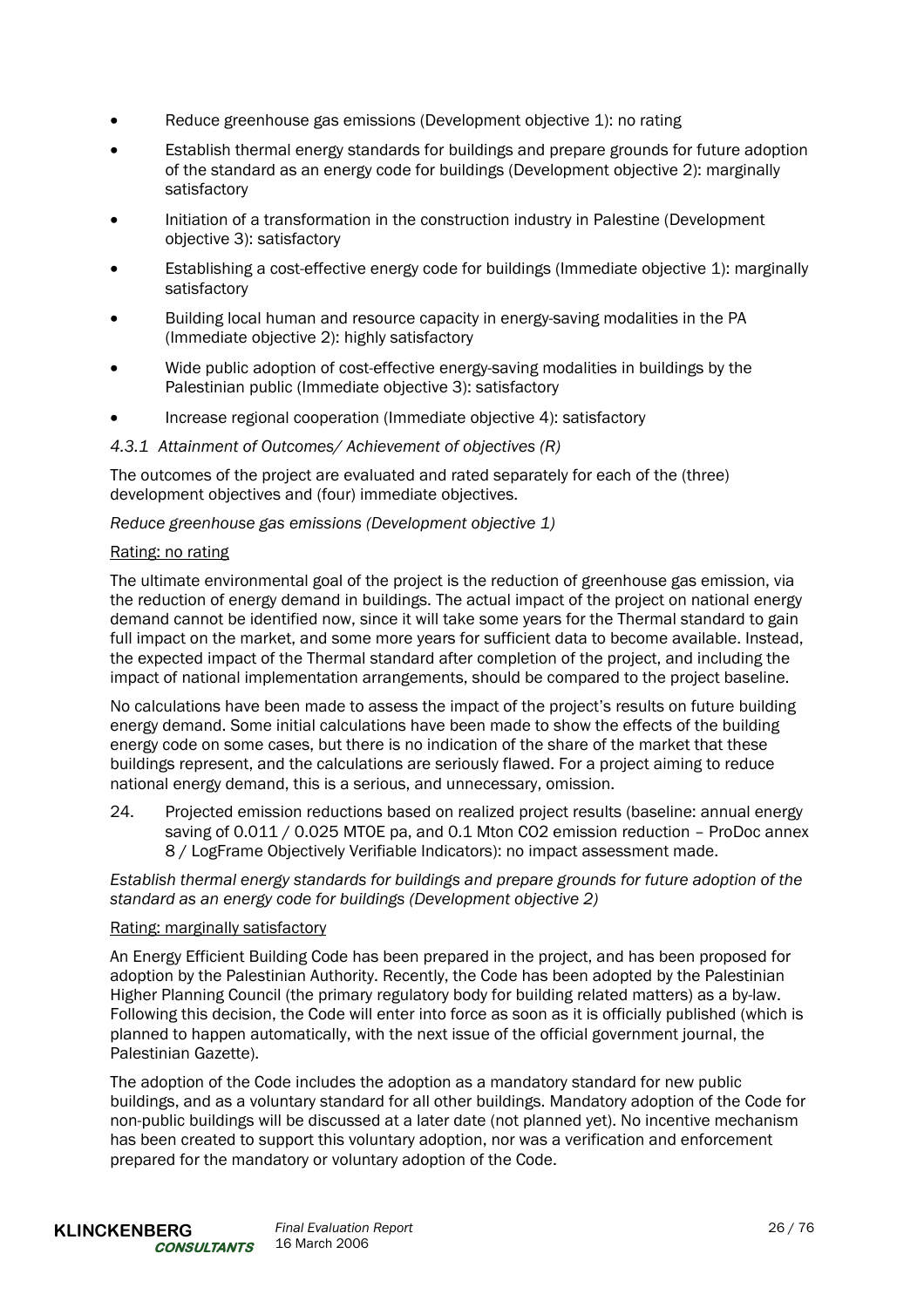- Reduce greenhouse gas emissions (Development objective 1): no rating
- Establish thermal energy standards for buildings and prepare grounds for future adoption of the standard as an energy code for buildings (Development objective 2): marginally satisfactory
- Initiation of a transformation in the construction industry in Palestine (Development objective 3): satisfactory
- Establishing a cost-effective energy code for buildings (Immediate objective 1): marginally satisfactory
- Building local human and resource capacity in energy-saving modalities in the PA (Immediate objective 2): highly satisfactory
- Wide public adoption of cost-effective energy-saving modalities in buildings by the Palestinian public (Immediate objective 3): satisfactory
- Increase regional cooperation (Immediate objective 4): satisfactory

#### *4.3.1 Attainment of Outcomes/ Achievement of objectives (R)*

The outcomes of the project are evaluated and rated separately for each of the (three) development objectives and (four) immediate objectives.

*Reduce greenhouse gas emissions (Development objective 1)*

Rating: no rating

The ultimate environmental goal of the project is the reduction of greenhouse gas emission, via the reduction of energy demand in buildings. The actual impact of the project on national energy demand cannot be identified now, since it will take some years for the Thermal standard to gain full impact on the market, and some more years for sufficient data to become available. Instead, the expected impact of the Thermal standard after completion of the project, and including the impact of national implementation arrangements, should be compared to the project baseline.

No calculations have been made to assess the impact of the project's results on future building energy demand. Some initial calculations have been made to show the effects of the building energy code on some cases, but there is no indication of the share of the market that these buildings represent, and the calculations are seriously flawed. For a project aiming to reduce national energy demand, this is a serious, and unnecessary, omission.

24. Projected emission reductions based on realized project results (baseline: annual energy saving of 0.011 / 0.025 MTOE pa, and 0.1 Mton $CO_2$ emission reduction – ProDoc annex 8 / LogFrame Objectively Verifiable Indicators): no impact assessment made.

*Establish thermal energy standards for buildings and prepare grounds for future adoption of the standard as an energy code for buildings (Development objective 2)*

Rating: marginally satisfactory

An Energy Efficient Building Code has been prepared in the project, and has been proposed for adoption by the Palestinian Authority. Recently, the Code has been adopted by the Palestinian Higher Planning Council (the primary regulatory body for building related matters) as a by-law. Following this decision, the Code will enter into force as soon as it is officially published (which is planned to happen automatically, with the next issue of the official government journal, the Palestinian Gazette).

The adoption of the Code includes the adoption as a mandatory standard for new public buildings, and as a voluntary standard for all other buildings. Mandatory adoption of the Code for non-public buildings will be discussed at a later date (not planned yet). No incentive mechanism has been created to support this voluntary adoption, nor was a verification and enforcement prepared for the mandatory or voluntary adoption of the Code.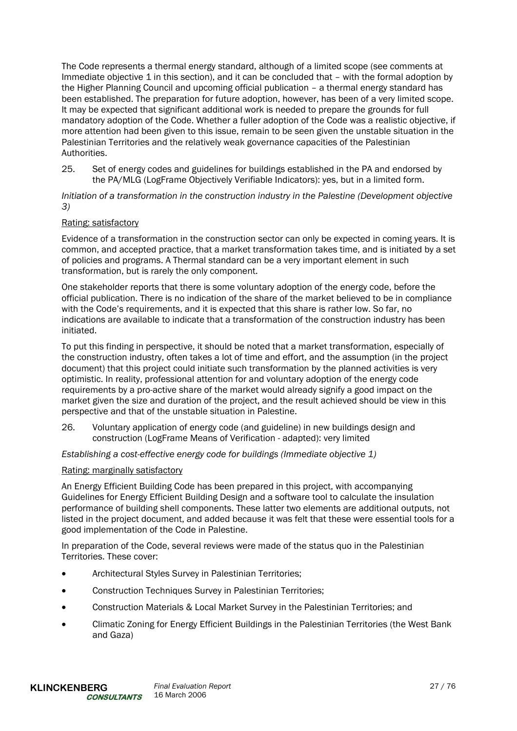The Code represents a thermal energy standard, although of a limited scope (see comments at Immediate objective 1 in this section), and it can be concluded that – with the formal adoption by the Higher Planning Council and upcoming official publication – a thermal energy standard has been established. The preparation for future adoption, however, has been of a very limited scope. It may be expected that significant additional work is needed to prepare the grounds for full mandatory adoption of the Code. Whether a fuller adoption of the Code was a realistic objective, if more attention had been given to this issue, remain to be seen given the unstable situation in the Palestinian Territories and the relatively weak governance capacities of the Palestinian Authorities.

25. Set of energy codes and guidelines for buildings established in the PA and endorsed by the PA/MLG (LogFrame Objectively Verifiable Indicators): yes, but in a limited form.

*Initiation of a transformation in the construction industry in the Palestine (Development objective 3)*

Rating: satisfactory

Evidence of a transformation in the construction sector can only be expected in coming years. It is common, and accepted practice, that a market transformation takes time, and is initiated by a set of policies and programs. A Thermal standard can be a very important element in such transformation, but is rarely the only component.

One stakeholder reports that there is some voluntary adoption of the energy code, before the official publication. There is no indication of the share of the market believed to be in compliance with the Code's requirements, and it is expected that this share is rather low. So far, no indications are available to indicate that a transformation of the construction industry has been initiated.

To put this finding in perspective, it should be noted that a market transformation, especially of the construction industry, often takes a lot of time and effort, and the assumption (in the project document) that this project could initiate such transformation by the planned activities is very optimistic. In reality, professional attention for and voluntary adoption of the energy code requirements by a pro-active share of the market would already signify a good impact on the market given the size and duration of the project, and the result achieved should be view in this perspective and that of the unstable situation in Palestine.

26. Voluntary application of energy code (and guideline) in new buildings design and construction (LogFrame Means of Verification - adapted): very limited

*Establishing a cost-effective energy code for buildings (Immediate objective 1)*

Rating: marginally satisfactory

An Energy Efficient Building Code has been prepared in this project, with accompanying Guidelines for Energy Efficient Building Design and a software tool to calculate the insulation performance of building shell components. These latter two elements are additional outputs, not listed in the project document, and added because it was felt that these were essential tools for a good implementation of the Code in Palestine.

In preparation of the Code, several reviews were made of the status quo in the Palestinian Territories. These cover:

- Architectural Styles Survey in Palestinian Territories;
- Construction Techniques Survey in Palestinian Territories;
- Construction Materials & Local Market Survey in the Palestinian Territories; and
- Climatic Zoning for Energy Efficient Buildings in the Palestinian Territories (the West Bank and Gaza)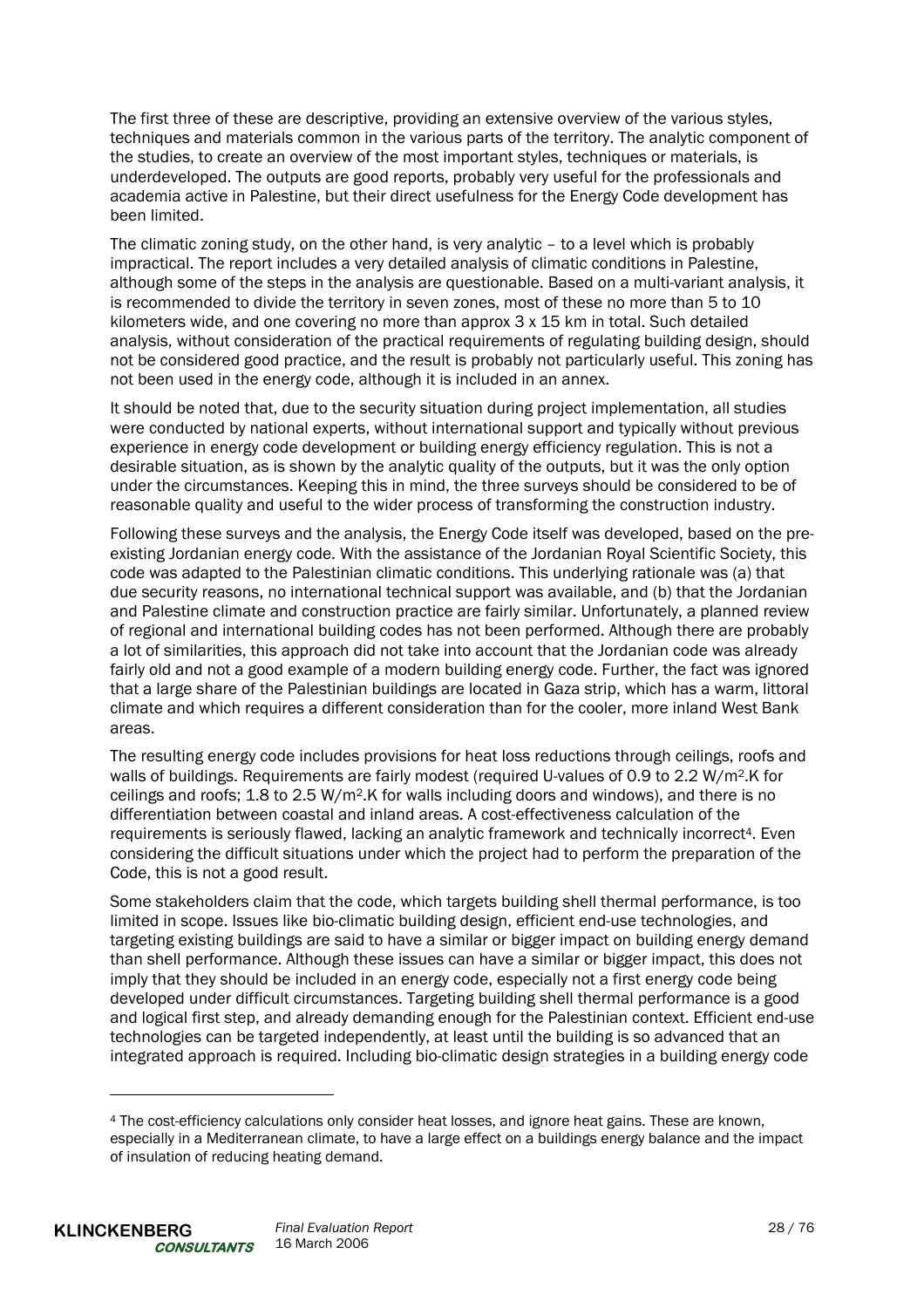The first three of these are descriptive, providing an extensive overview of the various styles, techniques and materials common in the various parts of the territory. The analytic component of the studies, to create an overview of the most important styles, techniques or materials, is underdeveloped. The outputs are good reports, probably very useful for the professionals and academia active in Palestine, but their direct usefulness for the Energy Code development has been limited.

The climatic zoning study, on the other hand, is very analytic – to a level which is probably impractical. The report includes a very detailed analysis of climatic conditions in Palestine, although some of the steps in the analysis are questionable. Based on a multi-variant analysis, it is recommended to divide the territory in seven zones, most of these no more than 5 to 10 kilometers wide, and one covering no more than approx 3 x 15 km in total. Such detailed analysis, without consideration of the practical requirements of regulating building design, should not be considered good practice, and the result is probably not particularly useful. This zoning has not been used in the energy code, although it is included in an annex.

It should be noted that, due to the security situation during project implementation, all studies were conducted by national experts, without international support and typically without previous experience in energy code development or building energy efficiency regulation. This is not a desirable situation, as is shown by the analytic quality of the outputs, but it was the only option under the circumstances. Keeping this in mind, the three surveys should be considered to be of reasonable quality and useful to the wider process of transforming the construction industry.

Following these surveys and the analysis, the Energy Code itself was developed, based on the pre-existing Jordanian energy code. With the assistance of the Jordanian Royal Scientific Society, this code was adapted to the Palestinian climatic conditions. This underlying rationale was (a) that due security reasons, no international technical support was available, and (b) that the Jordanian and Palestine climate and construction practice are fairly similar. Unfortunately, a planned review of regional and international building codes has not been performed. Although there are probably a lot of similarities, this approach did not take into account that the Jordanian code was already fairly old and not a good example of a modern building energy code. Further, the fact was ignored that a large share of the Palestinian buildings are located in Gaza strip, which has a warm, littoral climate and which requires a different consideration than for the cooler, more inland West Bank areas.

The resulting energy code includes provisions for heat loss reductions through ceilings, roofs and walls of buildings. Requirements are fairly modest (required U-values of 0.9 to 2.2 $W/m^2.K$ for ceilings and roofs; 1.8 to 2.5 $W/m^2.K$ for walls including doors and windows), and there is no differentiation between coastal and inland areas. A cost-effectiveness calculation of the requirements is seriously flawed, lacking an analytic framework and technically incorrect[4]. Even considering the difficult situations under which the project had to perform the preparation of the Code, this is not a good result.

Some stakeholders claim that the code, which targets building shell thermal performance, is too limited in scope. Issues like bio-climatic building design, efficient end-use technologies, and targeting existing buildings are said to have a similar or bigger impact on building energy demand than shell performance. Although these issues can have a similar or bigger impact, this does not imply that they should be included in an energy code, especially not a first energy code being developed under difficult circumstances. Targeting building shell thermal performance is a good and logical first step, and already demanding enough for the Palestinian context. Efficient end-use technologies can be targeted independently, at least until the building is so advanced that an integrated approach is required. Including bio-climatic design strategies in a building energy code

[4] The cost-efficiency calculations only consider heat losses, and ignore heat gains. These are known, especially in a Mediterranean climate, to have a large effect on a buildings energy balance and the impact of insulation of reducing heating demand.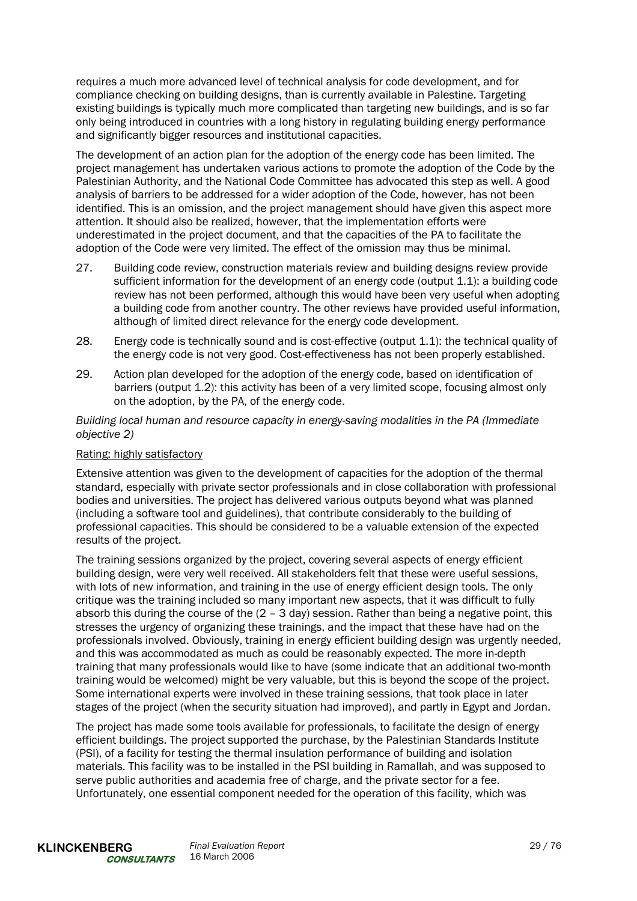requires a much more advanced level of technical analysis for code development, and for compliance checking on building designs, than is currently available in Palestine. Targeting existing buildings is typically much more complicated than targeting new buildings, and is so far only being introduced in countries with a long history in regulating building energy performance and significantly bigger resources and institutional capacities.

The development of an action plan for the adoption of the energy code has been limited. The project management has undertaken various actions to promote the adoption of the Code by the Palestinian Authority, and the National Code Committee has advocated this step as well. A good analysis of barriers to be addressed for a wider adoption of the Code, however, has not been identified. This is an omission, and the project management should have given this aspect more attention. It should also be realized, however, that the implementation efforts were underestimated in the project document, and that the capacities of the PA to facilitate the adoption of the Code were very limited. The effect of the omission may thus be minimal.

27. Building code review, construction materials review and building designs review provide sufficient information for the development of an energy code (output 1.1): a building code review has not been performed, although this would have been very useful when adopting a building code from another country. The other reviews have provided useful information, although of limited direct relevance for the energy code development.

28. Energy code is technically sound and is cost-effective (output 1.1): the technical quality of the energy code is not very good. Cost-effectiveness has not been properly established.

29. Action plan developed for the adoption of the energy code, based on identification of barriers (output 1.2): this activity has been of a very limited scope, focusing almost only on the adoption, by the PA, of the energy code.

*Building local human and resource capacity in energy-saving modalities in the PA (Immediate objective 2)*

<u>Rating: highly satisfactory</u>

Extensive attention was given to the development of capacities for the adoption of the thermal standard, especially with private sector professionals and in close collaboration with professional bodies and universities. The project has delivered various outputs beyond what was planned (including a software tool and guidelines), that contribute considerably to the building of professional capacities. This should be considered to be a valuable extension of the expected results of the project.

The training sessions organized by the project, covering several aspects of energy efficient building design, were very well received. All stakeholders felt that these were useful sessions, with lots of new information, and training in the use of energy efficient design tools. The only critique was the training included so many important new aspects, that it was difficult to fully absorb this during the course of the (2 – 3 day) session. Rather than being a negative point, this stresses the urgency of organizing these trainings, and the impact that these have had on the professionals involved. Obviously, training in energy efficient building design was urgently needed, and this was accommodated as much as could be reasonably expected. The more in-depth training that many professionals would like to have (some indicate that an additional two-month training would be welcomed) might be very valuable, but this is beyond the scope of the project. Some international experts were involved in these training sessions, that took place in later stages of the project (when the security situation had improved), and partly in Egypt and Jordan.

The project has made some tools available for professionals, to facilitate the design of energy efficient buildings. The project supported the purchase, by the Palestinian Standards Institute (PSI), of a facility for testing the thermal insulation performance of building and isolation materials. This facility was to be installed in the PSI building in Ramallah, and was supposed to serve public authorities and academia free of charge, and the private sector for a fee. Unfortunately, one essential component needed for the operation of this facility, which was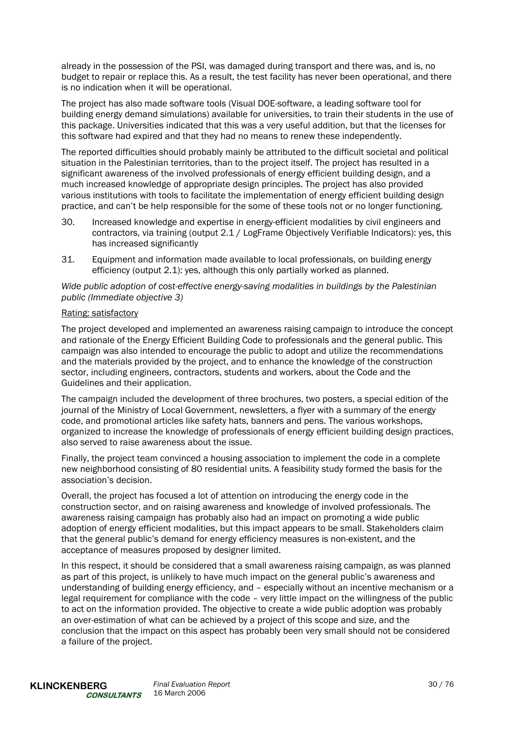already in the possession of the PSI, was damaged during transport and there was, and is, no budget to repair or replace this. As a result, the test facility has never been operational, and there is no indication when it will be operational.

The project has also made software tools (Visual DOE-software, a leading software tool for building energy demand simulations) available for universities, to train their students in the use of this package. Universities indicated that this was a very useful addition, but that the licenses for this software had expired and that they had no means to renew these independently.

The reported difficulties should probably mainly be attributed to the difficult societal and political situation in the Palestinian territories, than to the project itself. The project has resulted in a significant awareness of the involved professionals of energy efficient building design, and a much increased knowledge of appropriate design principles. The project has also provided various institutions with tools to facilitate the implementation of energy efficient building design practice, and can't be help responsible for the some of these tools not or no longer functioning.

30. Increased knowledge and expertise in energy-efficient modalities by civil engineers and contractors, via training (output 2.1 / LogFrame Objectively Verifiable Indicators): yes, this has increased significantly

31. Equipment and information made available to local professionals, on building energy efficiency (output 2.1): yes, although this only partially worked as planned.

*Wide public adoption of cost-effective energy-saving modalities in buildings by the Palestinian public (Immediate objective 3)*

Rating: satisfactory

The project developed and implemented an awareness raising campaign to introduce the concept and rationale of the Energy Efficient Building Code to professionals and the general public. This campaign was also intended to encourage the public to adopt and utilize the recommendations and the materials provided by the project, and to enhance the knowledge of the construction sector, including engineers, contractors, students and workers, about the Code and the Guidelines and their application.

The campaign included the development of three brochures, two posters, a special edition of the journal of the Ministry of Local Government, newsletters, a flyer with a summary of the energy code, and promotional articles like safety hats, banners and pens. The various workshops, organized to increase the knowledge of professionals of energy efficient building design practices, also served to raise awareness about the issue.

Finally, the project team convinced a housing association to implement the code in a complete new neighborhood consisting of 80 residential units. A feasibility study formed the basis for the association's decision.

Overall, the project has focused a lot of attention on introducing the energy code in the construction sector, and on raising awareness and knowledge of involved professionals. The awareness raising campaign has probably also had an impact on promoting a wide public adoption of energy efficient modalities, but this impact appears to be small. Stakeholders claim that the general public's demand for energy efficiency measures is non-existent, and the acceptance of measures proposed by designer limited.

In this respect, it should be considered that a small awareness raising campaign, as was planned as part of this project, is unlikely to have much impact on the general public's awareness and understanding of building energy efficiency, and – especially without an incentive mechanism or a legal requirement for compliance with the code – very little impact on the willingness of the public to act on the information provided. The objective to create a wide public adoption was probably an over-estimation of what can be achieved by a project of this scope and size, and the conclusion that the impact on this aspect has probably been very small should not be considered a failure of the project.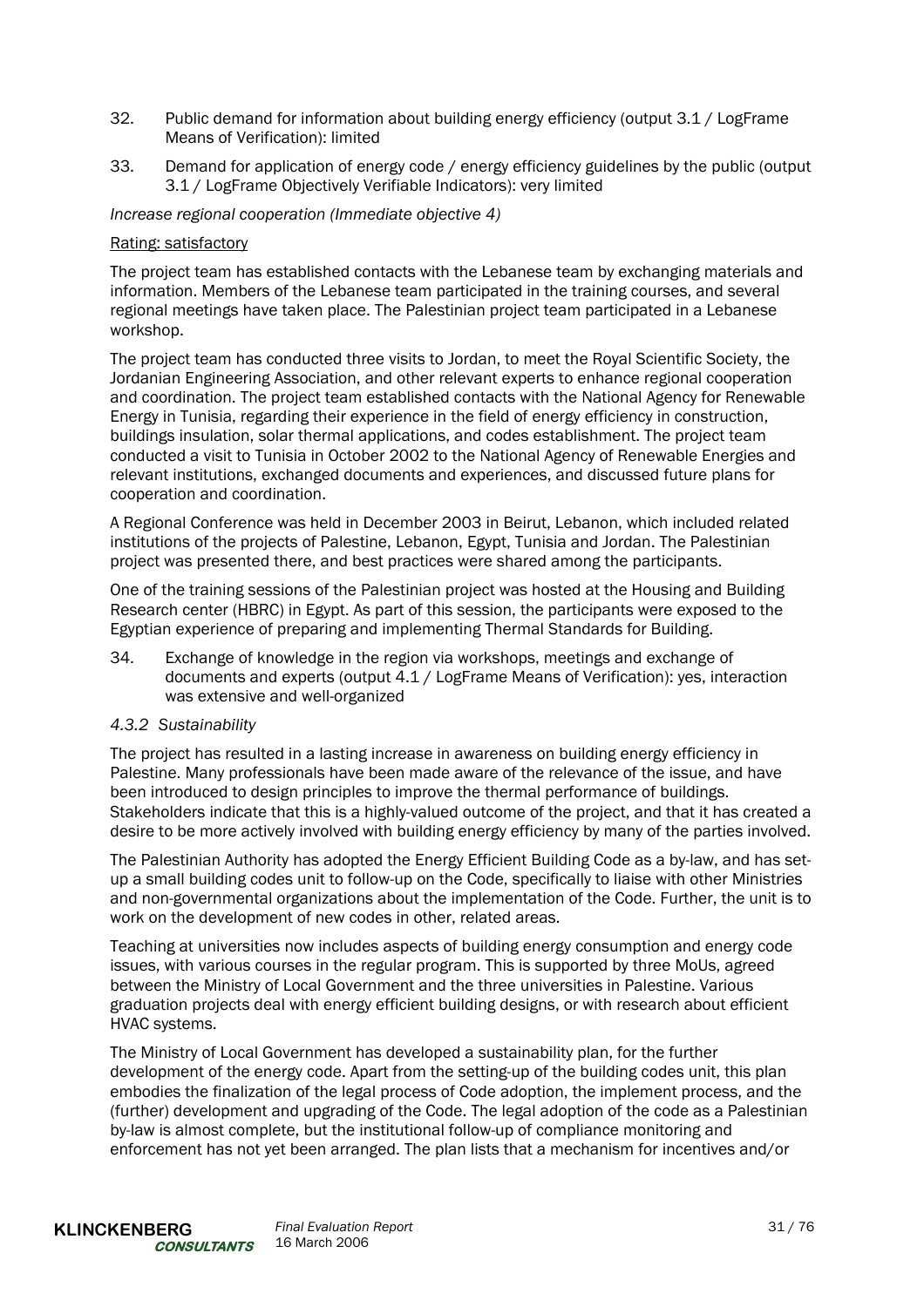32. Public demand for information about building energy efficiency (output 3.1 / LogFrame Means of Verification): limited

33. Demand for application of energy code / energy efficiency guidelines by the public (output 3.1 / LogFrame Objectively Verifiable Indicators): very limited

*Increase regional cooperation (Immediate objective 4)*

<u>Rating: satisfactory</u>

The project team has established contacts with the Lebanese team by exchanging materials and information. Members of the Lebanese team participated in the training courses, and several regional meetings have taken place. The Palestinian project team participated in a Lebanese workshop.

The project team has conducted three visits to Jordan, to meet the Royal Scientific Society, the Jordanian Engineering Association, and other relevant experts to enhance regional cooperation and coordination. The project team established contacts with the National Agency for Renewable Energy in Tunisia, regarding their experience in the field of energy efficiency in construction, buildings insulation, solar thermal applications, and codes establishment. The project team conducted a visit to Tunisia in October 2002 to the National Agency of Renewable Energies and relevant institutions, exchanged documents and experiences, and discussed future plans for cooperation and coordination.

A Regional Conference was held in December 2003 in Beirut, Lebanon, which included related institutions of the projects of Palestine, Lebanon, Egypt, Tunisia and Jordan. The Palestinian project was presented there, and best practices were shared among the participants.

One of the training sessions of the Palestinian project was hosted at the Housing and Building Research center (HBRC) in Egypt. As part of this session, the participants were exposed to the Egyptian experience of preparing and implementing Thermal Standards for Building.

34. Exchange of knowledge in the region via workshops, meetings and exchange of documents and experts (output 4.1 / LogFrame Means of Verification): yes, interaction was extensive and well-organized

### *4.3.2 Sustainability*

The project has resulted in a lasting increase in awareness on building energy efficiency in Palestine. Many professionals have been made aware of the relevance of the issue, and have been introduced to design principles to improve the thermal performance of buildings. Stakeholders indicate that this is a highly-valued outcome of the project, and that it has created a desire to be more actively involved with building energy efficiency by many of the parties involved.

The Palestinian Authority has adopted the Energy Efficient Building Code as a by-law, and has set-up a small building codes unit to follow-up on the Code, specifically to liaise with other Ministries and non-governmental organizations about the implementation of the Code. Further, the unit is to work on the development of new codes in other, related areas.

Teaching at universities now includes aspects of building energy consumption and energy code issues, with various courses in the regular program. This is supported by three MoUs, agreed between the Ministry of Local Government and the three universities in Palestine. Various graduation projects deal with energy efficient building designs, or with research about efficient HVAC systems.

The Ministry of Local Government has developed a sustainability plan, for the further development of the energy code. Apart from the setting-up of the building codes unit, this plan embodies the finalization of the legal process of Code adoption, the implement process, and the (further) development and upgrading of the Code. The legal adoption of the code as a Palestinian by-law is almost complete, but the institutional follow-up of compliance monitoring and enforcement has not yet been arranged. The plan lists that a mechanism for incentives and/or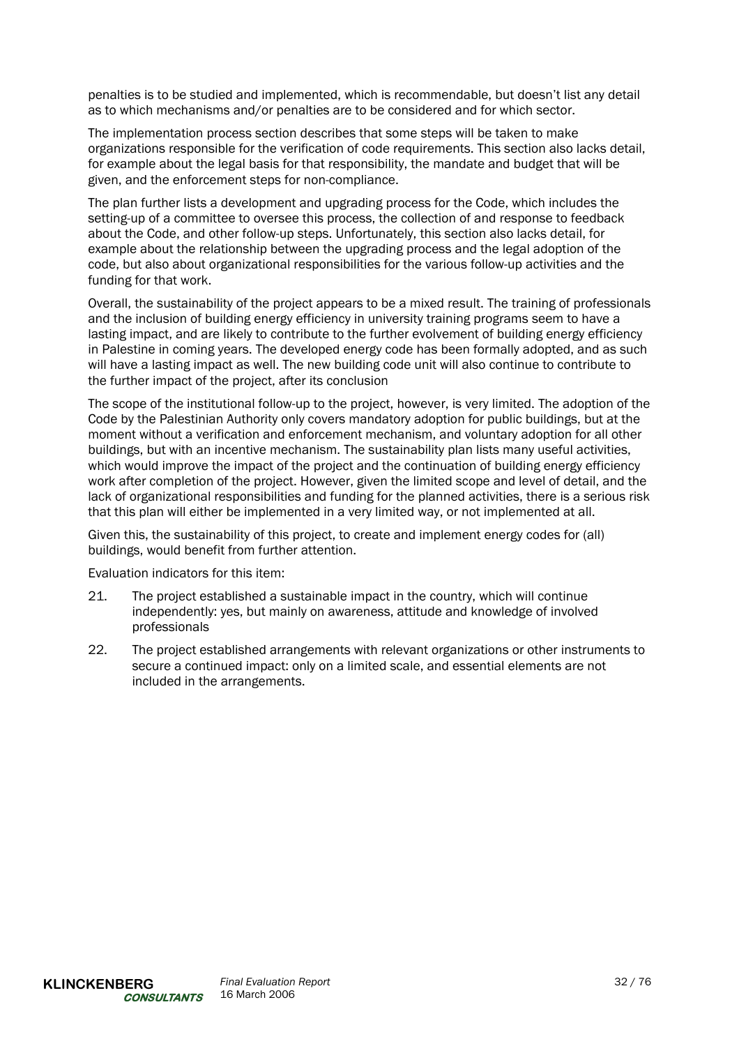penalties is to be studied and implemented, which is recommendable, but doesn't list any detail as to which mechanisms and/or penalties are to be considered and for which sector.

The implementation process section describes that some steps will be taken to make organizations responsible for the verification of code requirements. This section also lacks detail, for example about the legal basis for that responsibility, the mandate and budget that will be given, and the enforcement steps for non-compliance.

The plan further lists a development and upgrading process for the Code, which includes the setting-up of a committee to oversee this process, the collection of and response to feedback about the Code, and other follow-up steps. Unfortunately, this section also lacks detail, for example about the relationship between the upgrading process and the legal adoption of the code, but also about organizational responsibilities for the various follow-up activities and the funding for that work.

Overall, the sustainability of the project appears to be a mixed result. The training of professionals and the inclusion of building energy efficiency in university training programs seem to have a lasting impact, and are likely to contribute to the further evolvement of building energy efficiency in Palestine in coming years. The developed energy code has been formally adopted, and as such will have a lasting impact as well. The new building code unit will also continue to contribute to the further impact of the project, after its conclusion

The scope of the institutional follow-up to the project, however, is very limited. The adoption of the Code by the Palestinian Authority only covers mandatory adoption for public buildings, but at the moment without a verification and enforcement mechanism, and voluntary adoption for all other buildings, but with an incentive mechanism. The sustainability plan lists many useful activities, which would improve the impact of the project and the continuation of building energy efficiency work after completion of the project. However, given the limited scope and level of detail, and the lack of organizational responsibilities and funding for the planned activities, there is a serious risk that this plan will either be implemented in a very limited way, or not implemented at all.

Given this, the sustainability of this project, to create and implement energy codes for (all) buildings, would benefit from further attention.

Evaluation indicators for this item:

21. The project established a sustainable impact in the country, which will continue independently: yes, but mainly on awareness, attitude and knowledge of involved professionals
22. The project established arrangements with relevant organizations or other instruments to secure a continued impact: only on a limited scale, and essential elements are not included in the arrangements.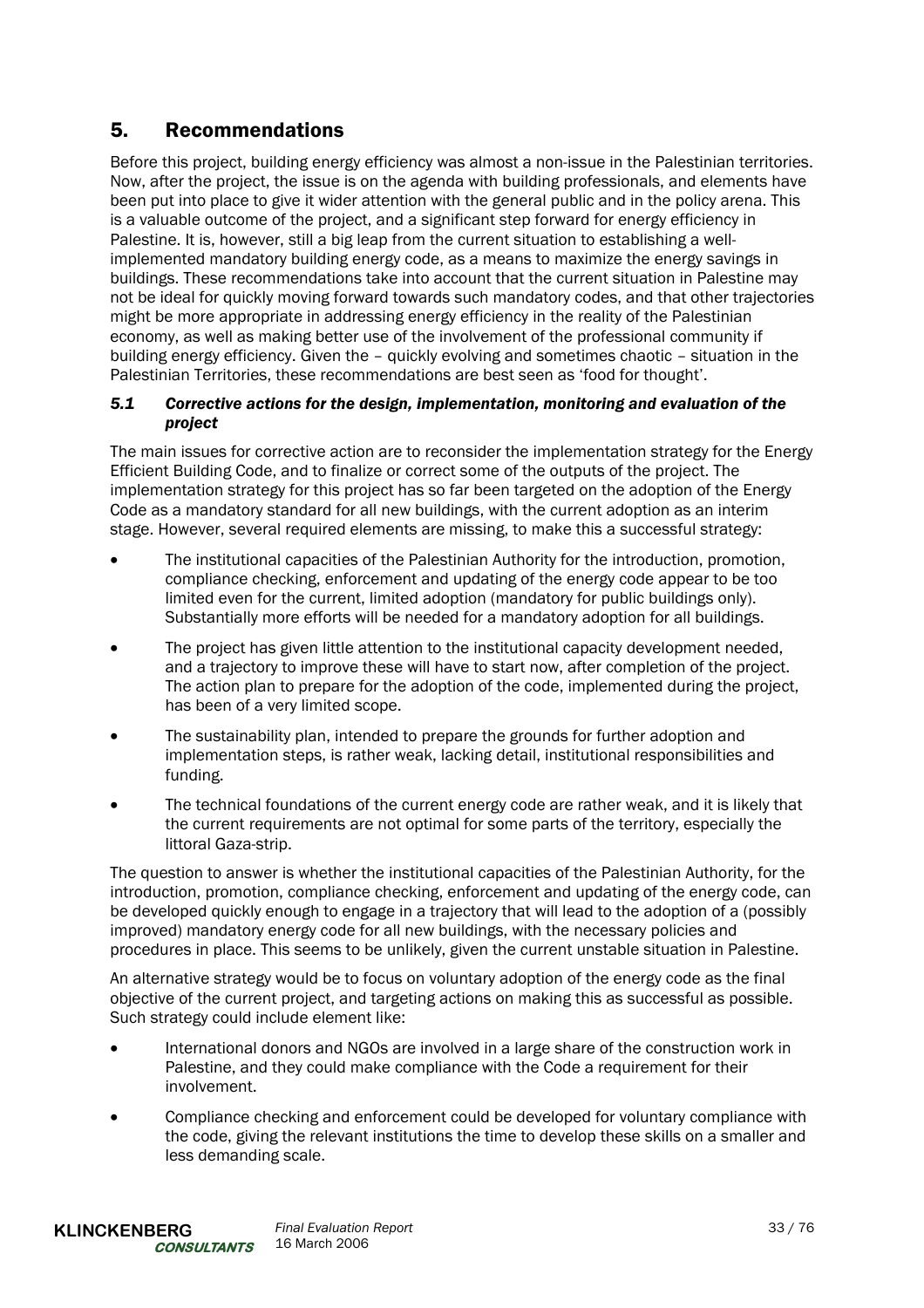# 5. Recommendations

Before this project, building energy efficiency was almost a non-issue in the Palestinian territories. Now, after the project, the issue is on the agenda with building professionals, and elements have been put into place to give it wider attention with the general public and in the policy arena. This is a valuable outcome of the project, and a significant step forward for energy efficiency in Palestine. It is, however, still a big leap from the current situation to establishing a well-implemented mandatory building energy code, as a means to maximize the energy savings in buildings. These recommendations take into account that the current situation in Palestine may not be ideal for quickly moving forward towards such mandatory codes, and that other trajectories might be more appropriate in addressing energy efficiency in the reality of the Palestinian economy, as well as making better use of the involvement of the professional community if building energy efficiency. Given the – quickly evolving and sometimes chaotic – situation in the Palestinian Territories, these recommendations are best seen as 'food for thought'.

### *5.1 Corrective actions for the design, implementation, monitoring and evaluation of the project*

The main issues for corrective action are to reconsider the implementation strategy for the Energy Efficient Building Code, and to finalize or correct some of the outputs of the project. The implementation strategy for this project has so far been targeted on the adoption of the Energy Code as a mandatory standard for all new buildings, with the current adoption as an interim stage. However, several required elements are missing, to make this a successful strategy:

- The institutional capacities of the Palestinian Authority for the introduction, promotion, compliance checking, enforcement and updating of the energy code appear to be too limited even for the current, limited adoption (mandatory for public buildings only). Substantially more efforts will be needed for a mandatory adoption for all buildings.
- The project has given little attention to the institutional capacity development needed, and a trajectory to improve these will have to start now, after completion of the project. The action plan to prepare for the adoption of the code, implemented during the project, has been of a very limited scope.
- The sustainability plan, intended to prepare the grounds for further adoption and implementation steps, is rather weak, lacking detail, institutional responsibilities and funding.
- The technical foundations of the current energy code are rather weak, and it is likely that the current requirements are not optimal for some parts of the territory, especially the littoral Gaza-strip.

The question to answer is whether the institutional capacities of the Palestinian Authority, for the introduction, promotion, compliance checking, enforcement and updating of the energy code, can be developed quickly enough to engage in a trajectory that will lead to the adoption of a (possibly improved) mandatory energy code for all new buildings, with the necessary policies and procedures in place. This seems to be unlikely, given the current unstable situation in Palestine.

An alternative strategy would be to focus on voluntary adoption of the energy code as the final objective of the current project, and targeting actions on making this as successful as possible. Such strategy could include element like:

- International donors and NGOs are involved in a large share of the construction work in Palestine, and they could make compliance with the Code a requirement for their involvement.
- Compliance checking and enforcement could be developed for voluntary compliance with the code, giving the relevant institutions the time to develop these skills on a smaller and less demanding scale.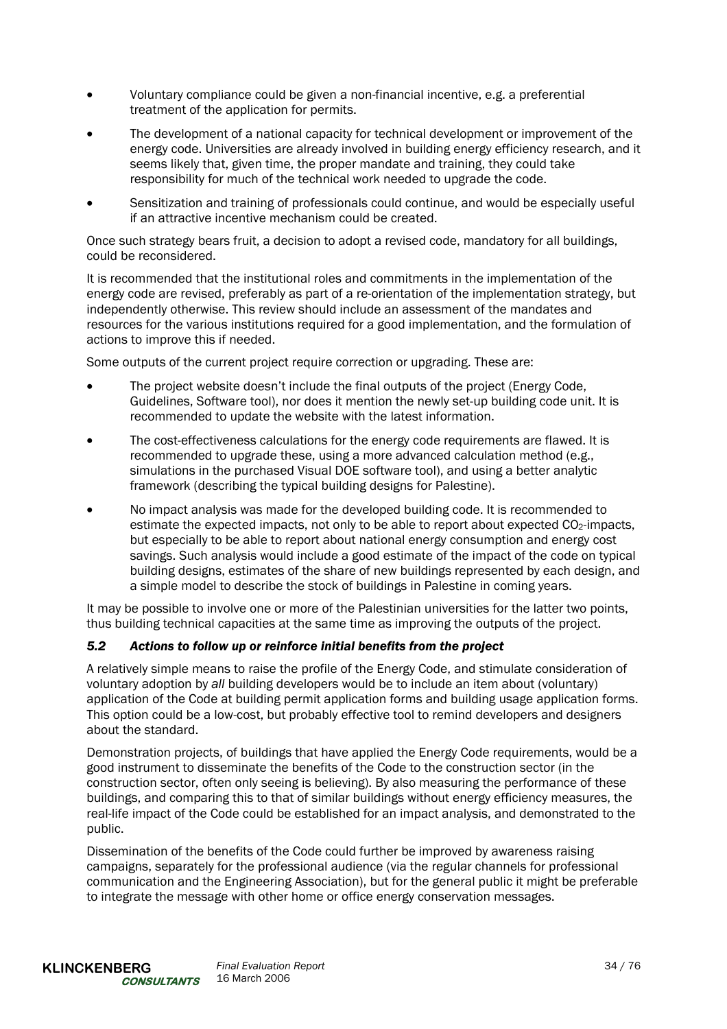- Voluntary compliance could be given a non-financial incentive, e.g. a preferential treatment of the application for permits.
- The development of a national capacity for technical development or improvement of the energy code. Universities are already involved in building energy efficiency research, and it seems likely that, given time, the proper mandate and training, they could take responsibility for much of the technical work needed to upgrade the code.
- Sensitization and training of professionals could continue, and would be especially useful if an attractive incentive mechanism could be created.

Once such strategy bears fruit, a decision to adopt a revised code, mandatory for all buildings, could be reconsidered.

It is recommended that the institutional roles and commitments in the implementation of the energy code are revised, preferably as part of a re-orientation of the implementation strategy, but independently otherwise. This review should include an assessment of the mandates and resources for the various institutions required for a good implementation, and the formulation of actions to improve this if needed.

Some outputs of the current project require correction or upgrading. These are:

- The project website doesn't include the final outputs of the project (Energy Code, Guidelines, Software tool), nor does it mention the newly set-up building code unit. It is recommended to update the website with the latest information.
- The cost-effectiveness calculations for the energy code requirements are flawed. It is recommended to upgrade these, using a more advanced calculation method (e.g., simulations in the purchased Visual DOE software tool), and using a better analytic framework (describing the typical building designs for Palestine).
- No impact analysis was made for the developed building code. It is recommended to estimate the expected impacts, not only to be able to report about expected $CO_2$-impacts, but especially to be able to report about national energy consumption and energy cost savings. Such analysis would include a good estimate of the impact of the code on typical building designs, estimates of the share of new buildings represented by each design, and a simple model to describe the stock of buildings in Palestine in coming years.

It may be possible to involve one or more of the Palestinian universities for the latter two points, thus building technical capacities at the same time as improving the outputs of the project.

### *5.2 Actions to follow up or reinforce initial benefits from the project*

A relatively simple means to raise the profile of the Energy Code, and stimulate consideration of voluntary adoption by *all* building developers would be to include an item about (voluntary) application of the Code at building permit application forms and building usage application forms. This option could be a low-cost, but probably effective tool to remind developers and designers about the standard.

Demonstration projects, of buildings that have applied the Energy Code requirements, would be a good instrument to disseminate the benefits of the Code to the construction sector (in the construction sector, often only seeing is believing). By also measuring the performance of these buildings, and comparing this to that of similar buildings without energy efficiency measures, the real-life impact of the Code could be established for an impact analysis, and demonstrated to the public.

Dissemination of the benefits of the Code could further be improved by awareness raising campaigns, separately for the professional audience (via the regular channels for professional communication and the Engineering Association), but for the general public it might be preferable to integrate the message with other home or office energy conservation messages.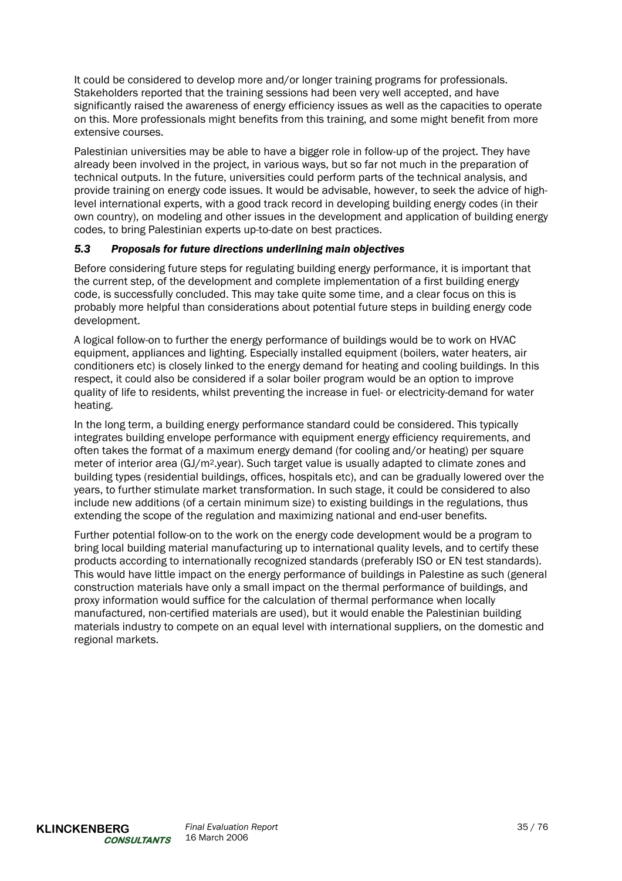It could be considered to develop more and/or longer training programs for professionals. Stakeholders reported that the training sessions had been very well accepted, and have significantly raised the awareness of energy efficiency issues as well as the capacities to operate on this. More professionals might benefits from this training, and some might benefit from more extensive courses.

Palestinian universities may be able to have a bigger role in follow-up of the project. They have already been involved in the project, in various ways, but so far not much in the preparation of technical outputs. In the future, universities could perform parts of the technical analysis, and provide training on energy code issues. It would be advisable, however, to seek the advice of high-level international experts, with a good track record in developing building energy codes (in their own country), on modeling and other issues in the development and application of building energy codes, to bring Palestinian experts up-to-date on best practices.

### *5.3 Proposals for future directions underlining main objectives*

Before considering future steps for regulating building energy performance, it is important that the current step, of the development and complete implementation of a first building energy code, is successfully concluded. This may take quite some time, and a clear focus on this is probably more helpful than considerations about potential future steps in building energy code development.

A logical follow-on to further the energy performance of buildings would be to work on HVAC equipment, appliances and lighting. Especially installed equipment (boilers, water heaters, air conditioners etc) is closely linked to the energy demand for heating and cooling buildings. In this respect, it could also be considered if a solar boiler program would be an option to improve quality of life to residents, whilst preventing the increase in fuel- or electricity-demand for water heating.

In the long term, a building energy performance standard could be considered. This typically integrates building envelope performance with equipment energy efficiency requirements, and often takes the format of a maximum energy demand (for cooling and/or heating) per square meter of interior area ($GJ/m^2$.year). Such target value is usually adapted to climate zones and building types (residential buildings, offices, hospitals etc), and can be gradually lowered over the years, to further stimulate market transformation. In such stage, it could be considered to also include new additions (of a certain minimum size) to existing buildings in the regulations, thus extending the scope of the regulation and maximizing national and end-user benefits.

Further potential follow-on to the work on the energy code development would be a program to bring local building material manufacturing up to international quality levels, and to certify these products according to internationally recognized standards (preferably ISO or EN test standards). This would have little impact on the energy performance of buildings in Palestine as such (general construction materials have only a small impact on the thermal performance of buildings, and proxy information would suffice for the calculation of thermal performance when locally manufactured, non-certified materials are used), but it would enable the Palestinian building materials industry to compete on an equal level with international suppliers, on the domestic and regional markets.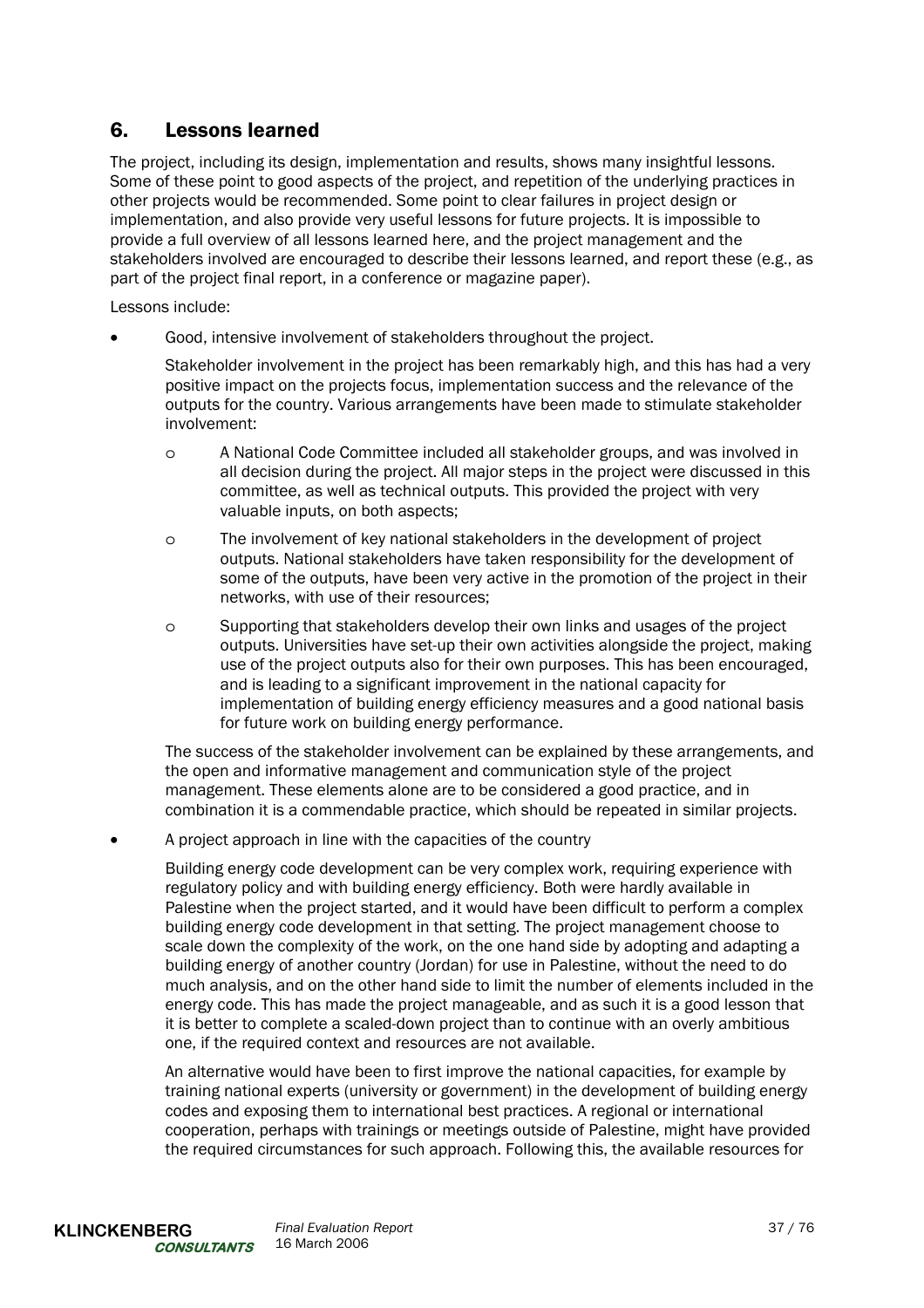## 6. Lessons learned

The project, including its design, implementation and results, shows many insightful lessons. Some of these point to good aspects of the project, and repetition of the underlying practices in other projects would be recommended. Some point to clear failures in project design or implementation, and also provide very useful lessons for future projects. It is impossible to provide a full overview of all lessons learned here, and the project management and the stakeholders involved are encouraged to describe their lessons learned, and report these (e.g., as part of the project final report, in a conference or magazine paper).

Lessons include:

- Good, intensive involvement of stakeholders throughout the project.

  Stakeholder involvement in the project has been remarkably high, and this has had a very positive impact on the projects focus, implementation success and the relevance of the outputs for the country. Various arrangements have been made to stimulate stakeholder involvement:

  - A National Code Committee included all stakeholder groups, and was involved in all decision during the project. All major steps in the project were discussed in this committee, as well as technical outputs. This provided the project with very valuable inputs, on both aspects;
  - The involvement of key national stakeholders in the development of project outputs. National stakeholders have taken responsibility for the development of some of the outputs, have been very active in the promotion of the project in their networks, with use of their resources;
  - Supporting that stakeholders develop their own links and usages of the project outputs. Universities have set-up their own activities alongside the project, making use of the project outputs also for their own purposes. This has been encouraged, and is leading to a significant improvement in the national capacity for implementation of building energy efficiency measures and a good national basis for future work on building energy performance.

  The success of the stakeholder involvement can be explained by these arrangements, and the open and informative management and communication style of the project management. These elements alone are to be considered a good practice, and in combination it is a commendable practice, which should be repeated in similar projects.

- A project approach in line with the capacities of the country

  Building energy code development can be very complex work, requiring experience with regulatory policy and with building energy efficiency. Both were hardly available in Palestine when the project started, and it would have been difficult to perform a complex building energy code development in that setting. The project management choose to scale down the complexity of the work, on the one hand side by adopting and adapting a building energy of another country (Jordan) for use in Palestine, without the need to do much analysis, and on the other hand side to limit the number of elements included in the energy code. This has made the project manageable, and as such it is a good lesson that it is better to complete a scaled-down project than to continue with an overly ambitious one, if the required context and resources are not available.

  An alternative would have been to first improve the national capacities, for example by training national experts (university or government) in the development of building energy codes and exposing them to international best practices. A regional or international cooperation, perhaps with trainings or meetings outside of Palestine, might have provided the required circumstances for such approach. Following this, the available resources for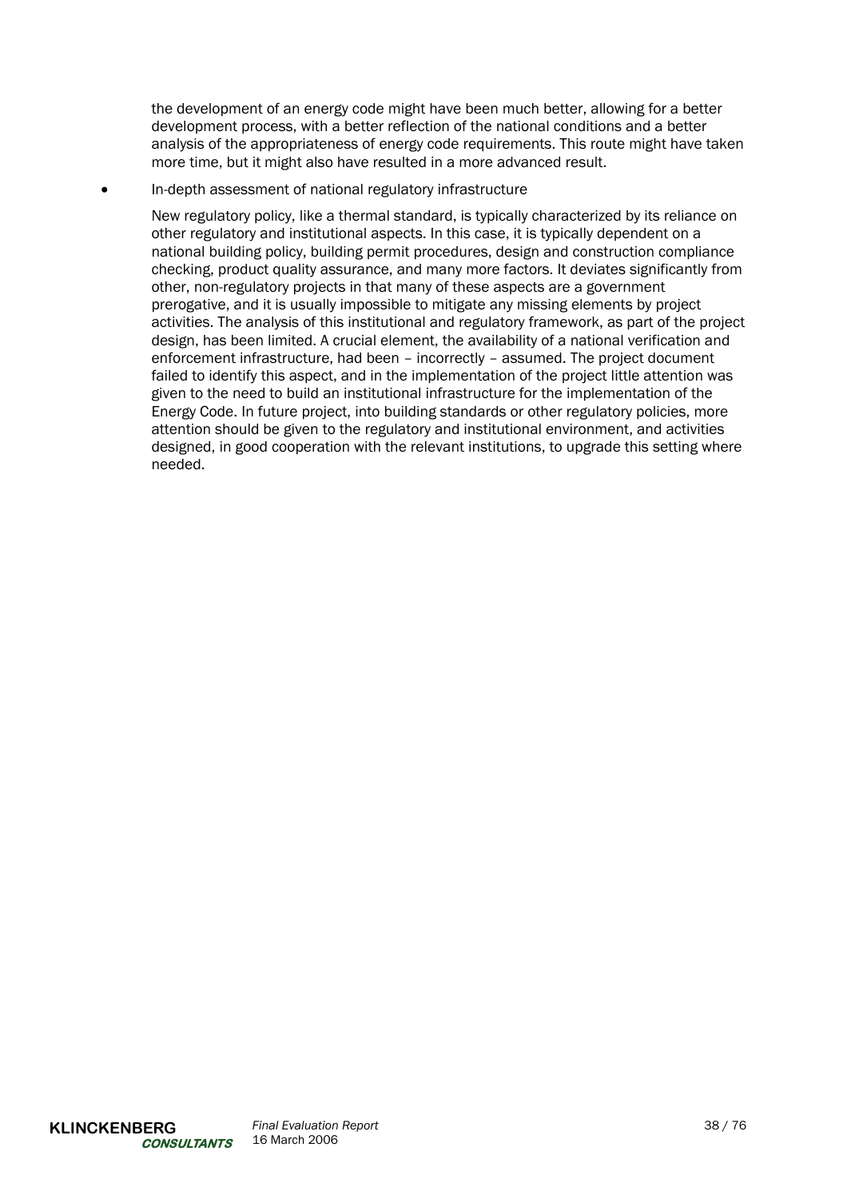the development of an energy code might have been much better, allowing for a better development process, with a better reflection of the national conditions and a better analysis of the appropriateness of energy code requirements. This route might have taken more time, but it might also have resulted in a more advanced result.

- In-depth assessment of national regulatory infrastructure

  New regulatory policy, like a thermal standard, is typically characterized by its reliance on other regulatory and institutional aspects. In this case, it is typically dependent on a national building policy, building permit procedures, design and construction compliance checking, product quality assurance, and many more factors. It deviates significantly from other, non-regulatory projects in that many of these aspects are a government prerogative, and it is usually impossible to mitigate any missing elements by project activities. The analysis of this institutional and regulatory framework, as part of the project design, has been limited. A crucial element, the availability of a national verification and enforcement infrastructure, had been – incorrectly – assumed. The project document failed to identify this aspect, and in the implementation of the project little attention was given to the need to build an institutional infrastructure for the implementation of the Energy Code. In future project, into building standards or other regulatory policies, more attention should be given to the regulatory and institutional environment, and activities designed, in good cooperation with the relevant institutions, to upgrade this setting where needed.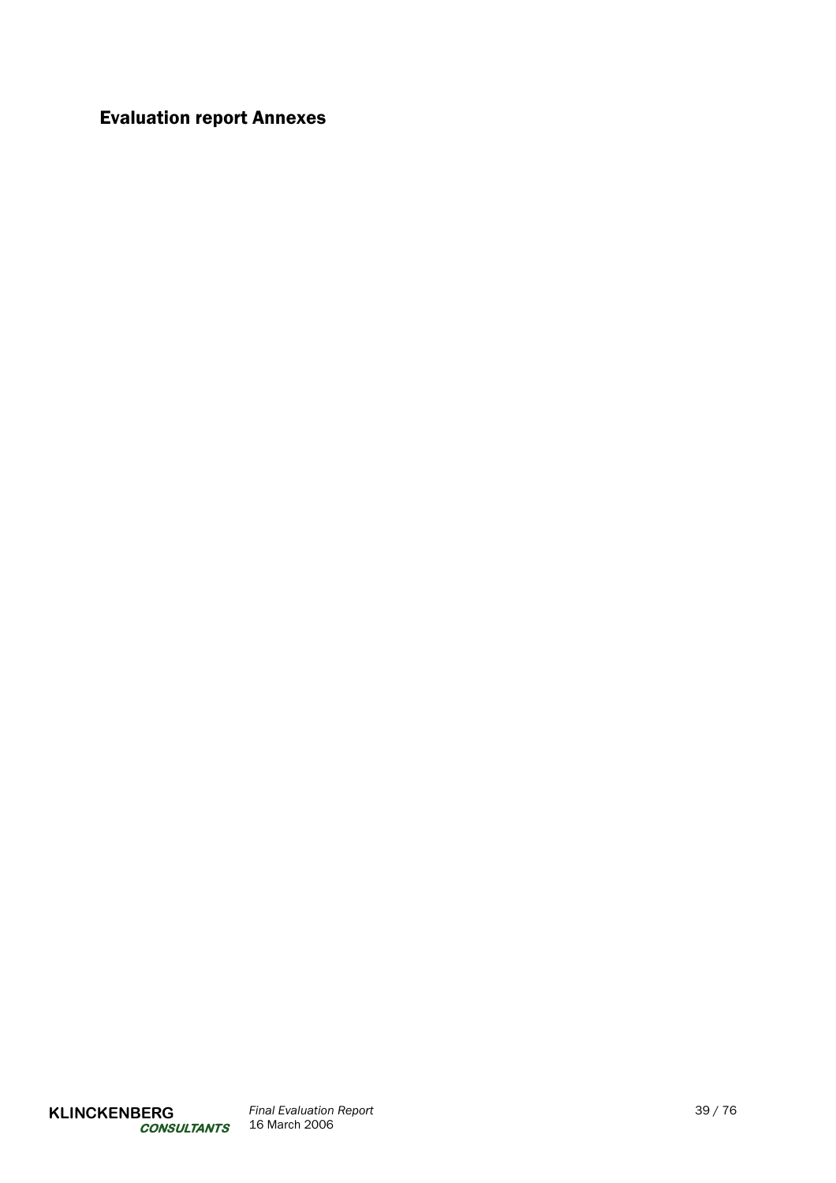# Evaluation report Annexes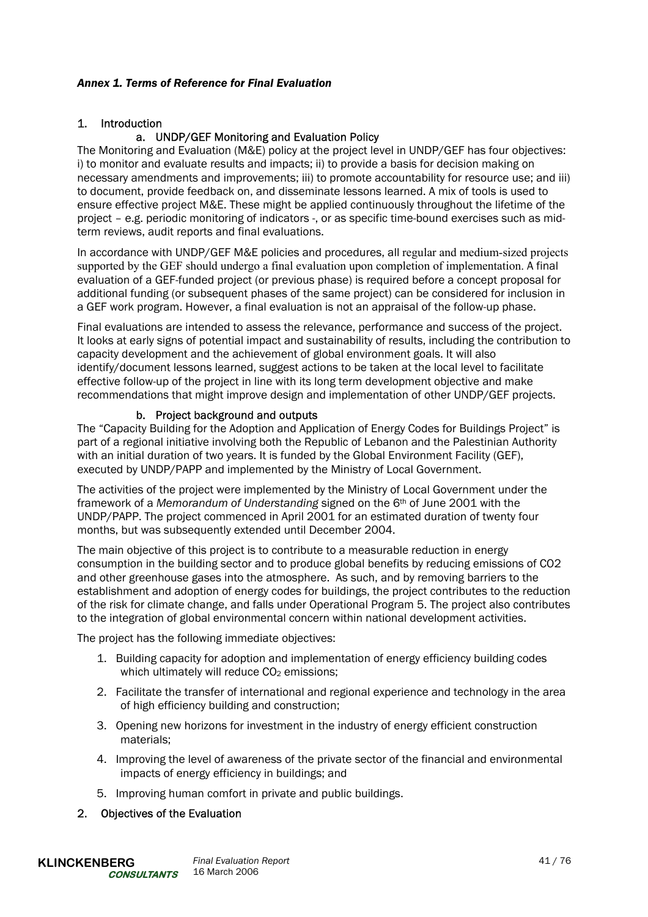## *Annex 1. Terms of Reference for Final Evaluation*

### 1. Introduction

#### a. UNDP/GEF Monitoring and Evaluation Policy

The Monitoring and Evaluation (M&E) policy at the project level in UNDP/GEF has four objectives: i) to monitor and evaluate results and impacts; ii) to provide a basis for decision making on necessary amendments and improvements; iii) to promote accountability for resource use; and iii) to document, provide feedback on, and disseminate lessons learned. A mix of tools is used to ensure effective project M&E. These might be applied continuously throughout the lifetime of the project – e.g. periodic monitoring of indicators -, or as specific time-bound exercises such as mid-term reviews, audit reports and final evaluations.

In accordance with UNDP/GEF M&E policies and procedures, all regular and medium-sized projects supported by the GEF should undergo a final evaluation upon completion of implementation. A final evaluation of a GEF-funded project (or previous phase) is required before a concept proposal for additional funding (or subsequent phases of the same project) can be considered for inclusion in a GEF work program. However, a final evaluation is not an appraisal of the follow-up phase.

Final evaluations are intended to assess the relevance, performance and success of the project. It looks at early signs of potential impact and sustainability of results, including the contribution to capacity development and the achievement of global environment goals. It will also identify/document lessons learned, suggest actions to be taken at the local level to facilitate effective follow-up of the project in line with its long term development objective and make recommendations that might improve design and implementation of other UNDP/GEF projects.

#### b. Project background and outputs

The "Capacity Building for the Adoption and Application of Energy Codes for Buildings Project" is part of a regional initiative involving both the Republic of Lebanon and the Palestinian Authority with an initial duration of two years. It is funded by the Global Environment Facility (GEF), executed by UNDP/PAPP and implemented by the Ministry of Local Government.

The activities of the project were implemented by the Ministry of Local Government under the framework of a *Memorandum of Understanding* signed on the 6th of June 2001 with the UNDP/PAPP. The project commenced in April 2001 for an estimated duration of twenty four months, but was subsequently extended until December 2004.

The main objective of this project is to contribute to a measurable reduction in energy consumption in the building sector and to produce global benefits by reducing emissions of CO2 and other greenhouse gases into the atmosphere. As such, and by removing barriers to the establishment and adoption of energy codes for buildings, the project contributes to the reduction of the risk for climate change, and falls under Operational Program 5. The project also contributes to the integration of global environmental concern within national development activities.

The project has the following immediate objectives:

1. Building capacity for adoption and implementation of energy efficiency building codes which ultimately will reduce $CO_2$ emissions;
2. Facilitate the transfer of international and regional experience and technology in the area of high efficiency building and construction;
3. Opening new horizons for investment in the industry of energy efficient construction materials;
4. Improving the level of awareness of the private sector of the financial and environmental impacts of energy efficiency in buildings; and
5. Improving human comfort in private and public buildings.

### 2. Objectives of the Evaluation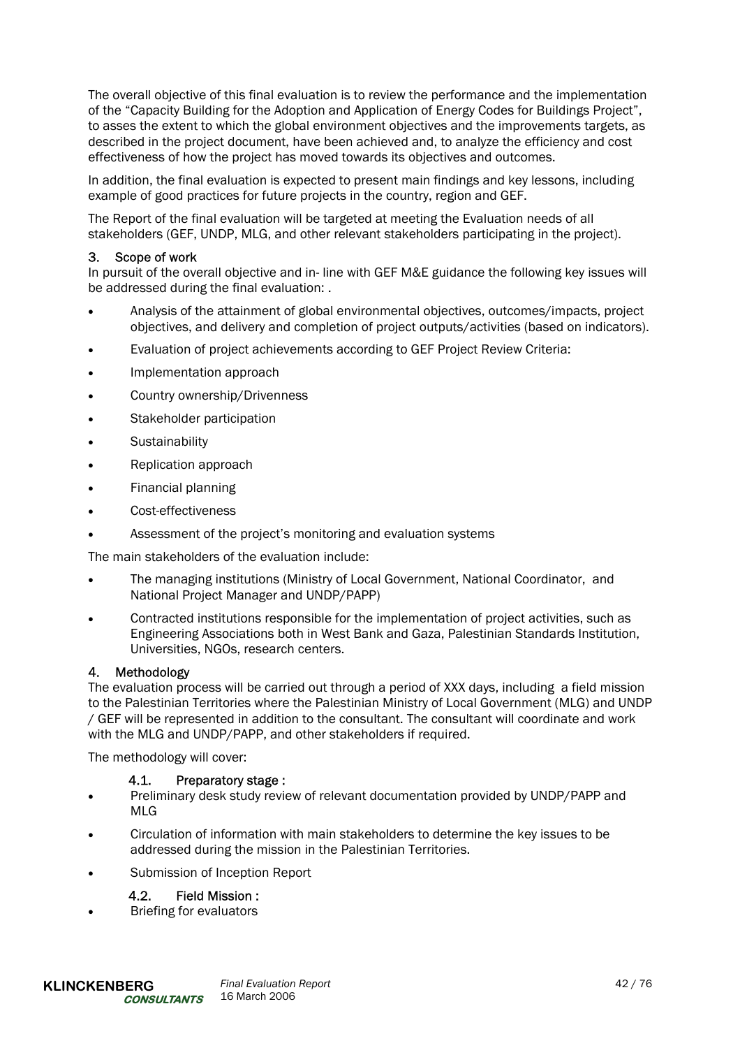The overall objective of this final evaluation is to review the performance and the implementation of the "Capacity Building for the Adoption and Application of Energy Codes for Buildings Project", to asses the extent to which the global environment objectives and the improvements targets, as described in the project document, have been achieved and, to analyze the efficiency and cost effectiveness of how the project has moved towards its objectives and outcomes.

In addition, the final evaluation is expected to present main findings and key lessons, including example of good practices for future projects in the country, region and GEF.

The Report of the final evaluation will be targeted at meeting the Evaluation needs of all stakeholders (GEF, UNDP, MLG, and other relevant stakeholders participating in the project).

### 3. Scope of work

In pursuit of the overall objective and in- line with GEF M&E guidance the following key issues will be addressed during the final evaluation: .

- Analysis of the attainment of global environmental objectives, outcomes/impacts, project objectives, and delivery and completion of project outputs/activities (based on indicators).
- Evaluation of project achievements according to GEF Project Review Criteria:
- Implementation approach
- Country ownership/Drivenness
- Stakeholder participation
- Sustainability
- Replication approach
- Financial planning
- Cost-effectiveness
- Assessment of the project's monitoring and evaluation systems

The main stakeholders of the evaluation include:

- The managing institutions (Ministry of Local Government, National Coordinator, and National Project Manager and UNDP/PAPP)
- Contracted institutions responsible for the implementation of project activities, such as Engineering Associations both in West Bank and Gaza, Palestinian Standards Institution, Universities, NGOs, research centers.

### 4. Methodology

The evaluation process will be carried out through a period of XXX days, including a field mission to the Palestinian Territories where the Palestinian Ministry of Local Government (MLG) and UNDP / GEF will be represented in addition to the consultant. The consultant will coordinate and work with the MLG and UNDP/PAPP, and other stakeholders if required.

The methodology will cover:

#### 4.1. Preparatory stage :

- Preliminary desk study review of relevant documentation provided by UNDP/PAPP and MLG
- Circulation of information with main stakeholders to determine the key issues to be addressed during the mission in the Palestinian Territories.
- Submission of Inception Report

#### 4.2. Field Mission :

- Briefing for evaluators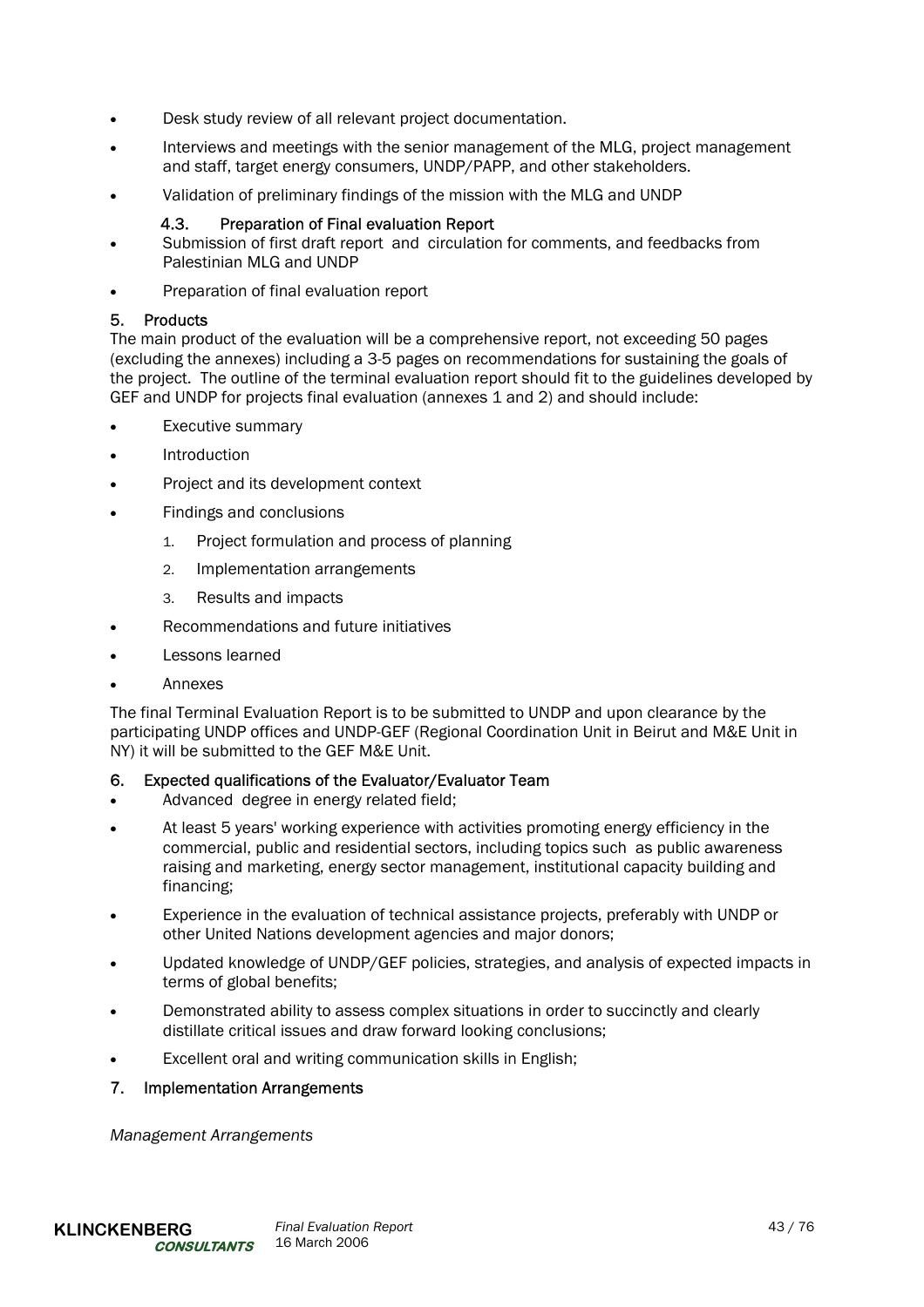- Desk study review of all relevant project documentation.
- Interviews and meetings with the senior management of the MLG, project management and staff, target energy consumers, UNDP/PAPP, and other stakeholders.
- Validation of preliminary findings of the mission with the MLG and UNDP

### 4.3. Preparation of Final evaluation Report

- Submission of first draft report and circulation for comments, and feedbacks from Palestinian MLG and UNDP
- Preparation of final evaluation report

## 5. Products

The main product of the evaluation will be a comprehensive report, not exceeding 50 pages (excluding the annexes) including a 3-5 pages on recommendations for sustaining the goals of the project. The outline of the terminal evaluation report should fit to the guidelines developed by GEF and UNDP for projects final evaluation (annexes 1 and 2) and should include:

- Executive summary
- Introduction
- Project and its development context
- Findings and conclusions
    1. Project formulation and process of planning
    2. Implementation arrangements
    3. Results and impacts
- Recommendations and future initiatives
- Lessons learned
- Annexes

The final Terminal Evaluation Report is to be submitted to UNDP and upon clearance by the participating UNDP offices and UNDP-GEF (Regional Coordination Unit in Beirut and M&E Unit in NY) it will be submitted to the GEF M&E Unit.

## 6. Expected qualifications of the Evaluator/Evaluator Team

- Advanced degree in energy related field;
- At least 5 years' working experience with activities promoting energy efficiency in the commercial, public and residential sectors, including topics such as public awareness raising and marketing, energy sector management, institutional capacity building and financing;
- Experience in the evaluation of technical assistance projects, preferably with UNDP or other United Nations development agencies and major donors;
- Updated knowledge of UNDP/GEF policies, strategies, and analysis of expected impacts in terms of global benefits;
- Demonstrated ability to assess complex situations in order to succinctly and clearly distillate critical issues and draw forward looking conclusions;
- Excellent oral and writing communication skills in English;

## 7. Implementation Arrangements

*Management Arrangements*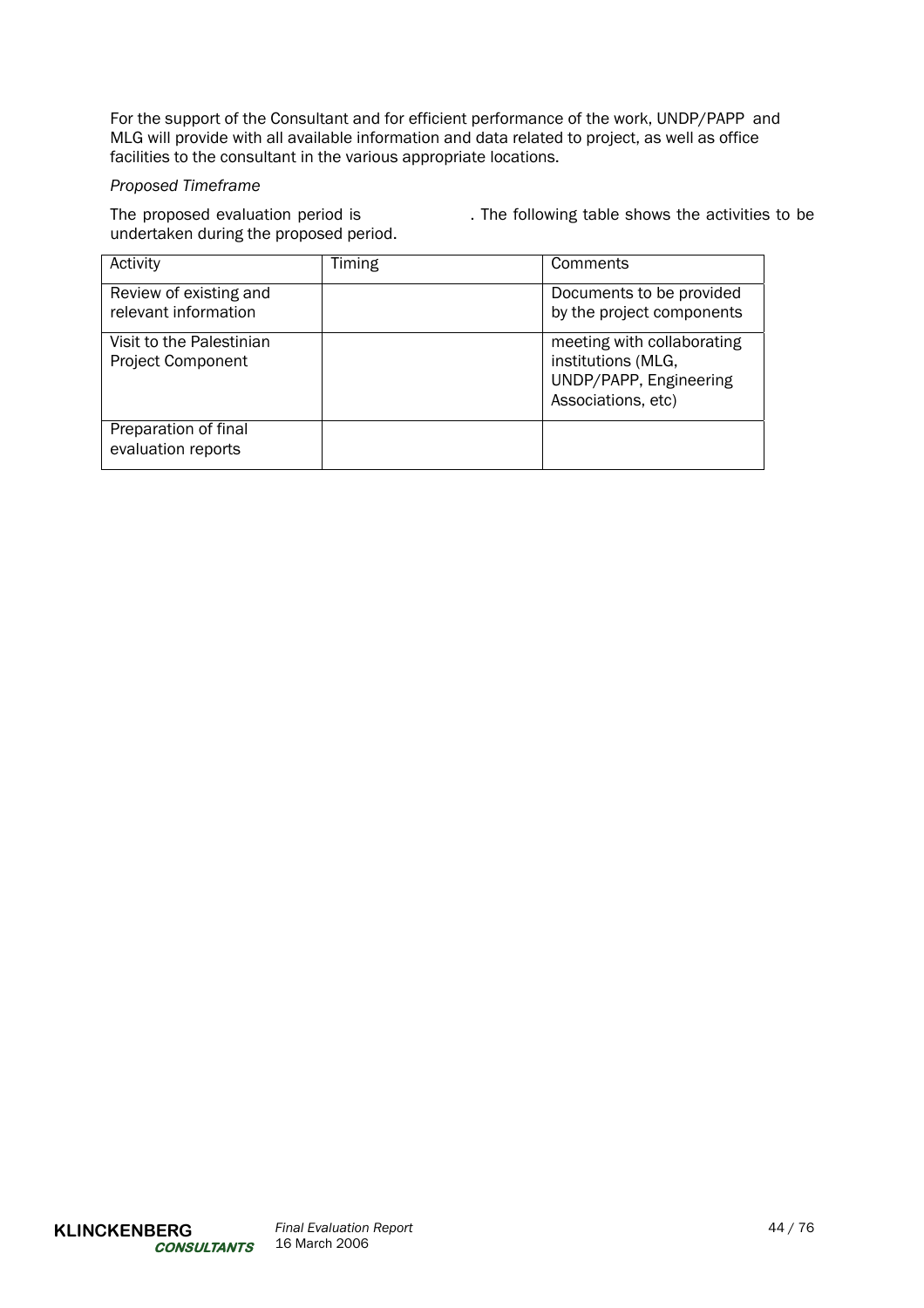For the support of the Consultant and for efficient performance of the work, UNDP/PAPP and MLG will provide with all available information and data related to project, as well as office facilities to the consultant in the various appropriate locations.

*Proposed Timeframe*

The proposed evaluation period is . The following table shows the activities to be undertaken during the proposed period.

| Activity | Timing | Comments |
|---|---|---|
| Review of existing and relevant information | | Documents to be provided by the project components |
| Visit to the Palestinian Project Component | | meeting with collaborating institutions (MLG, UNDP/PAPP, Engineering Associations, etc) |
| Preparation of final evaluation reports | | |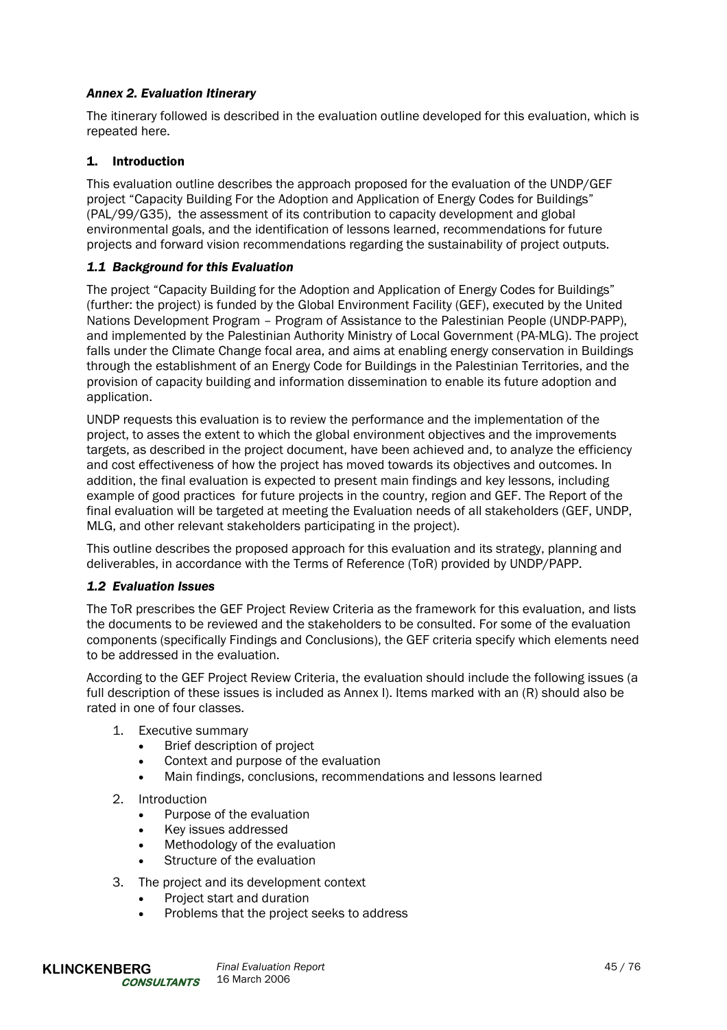### *Annex 2. Evaluation Itinerary*

The itinerary followed is described in the evaluation outline developed for this evaluation, which is repeated here.

## 1. Introduction

This evaluation outline describes the approach proposed for the evaluation of the UNDP/GEF project "Capacity Building For the Adoption and Application of Energy Codes for Buildings" (PAL/99/G35), the assessment of its contribution to capacity development and global environmental goals, and the identification of lessons learned, recommendations for future projects and forward vision recommendations regarding the sustainability of project outputs.

### *1.1 Background for this Evaluation*

The project "Capacity Building for the Adoption and Application of Energy Codes for Buildings" (further: the project) is funded by the Global Environment Facility (GEF), executed by the United Nations Development Program – Program of Assistance to the Palestinian People (UNDP-PAPP), and implemented by the Palestinian Authority Ministry of Local Government (PA-MLG). The project falls under the Climate Change focal area, and aims at enabling energy conservation in Buildings through the establishment of an Energy Code for Buildings in the Palestinian Territories, and the provision of capacity building and information dissemination to enable its future adoption and application.

UNDP requests this evaluation is to review the performance and the implementation of the project, to asses the extent to which the global environment objectives and the improvements targets, as described in the project document, have been achieved and, to analyze the efficiency and cost effectiveness of how the project has moved towards its objectives and outcomes. In addition, the final evaluation is expected to present main findings and key lessons, including example of good practices for future projects in the country, region and GEF. The Report of the final evaluation will be targeted at meeting the Evaluation needs of all stakeholders (GEF, UNDP, MLG, and other relevant stakeholders participating in the project).

This outline describes the proposed approach for this evaluation and its strategy, planning and deliverables, in accordance with the Terms of Reference (ToR) provided by UNDP/PAPP.

### *1.2 Evaluation Issues*

The ToR prescribes the GEF Project Review Criteria as the framework for this evaluation, and lists the documents to be reviewed and the stakeholders to be consulted. For some of the evaluation components (specifically Findings and Conclusions), the GEF criteria specify which elements need to be addressed in the evaluation.

According to the GEF Project Review Criteria, the evaluation should include the following issues (a full description of these issues is included as Annex I). Items marked with an (R) should also be rated in one of four classes.

1. Executive summary
   - Brief description of project
   - Context and purpose of the evaluation
   - Main findings, conclusions, recommendations and lessons learned
2. Introduction
   - Purpose of the evaluation
   - Key issues addressed
   - Methodology of the evaluation
   - Structure of the evaluation
3. The project and its development context
   - Project start and duration
   - Problems that the project seeks to address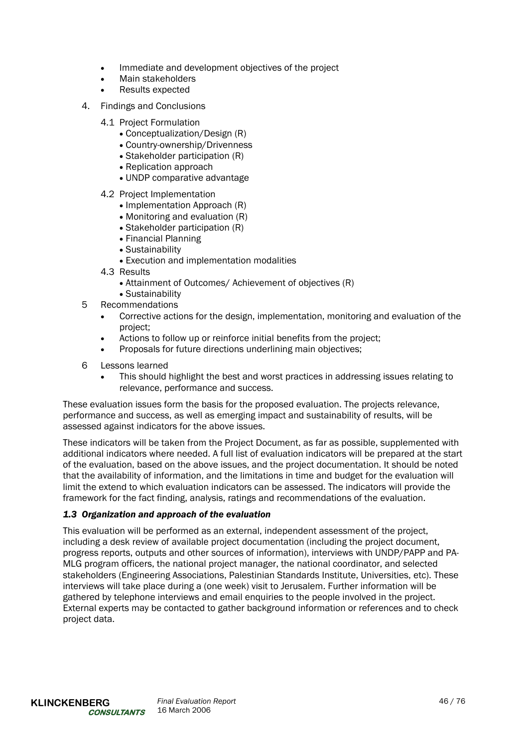- Immediate and development objectives of the project
- Main stakeholders
- Results expected

4. Findings and Conclusions

   4.1 Project Formulation
   - Conceptualization/Design (R)
   - Country-ownership/Drivenness
   - Stakeholder participation (R)
   - Replication approach
   - UNDP comparative advantage

   4.2 Project Implementation
   - Implementation Approach (R)
   - Monitoring and evaluation (R)
   - Stakeholder participation (R)
   - Financial Planning
   - Sustainability
   - Execution and implementation modalities

   4.3 Results
   - Attainment of Outcomes/ Achievement of objectives (R)
   - Sustainability

5. Recommendations
   - Corrective actions for the design, implementation, monitoring and evaluation of the project;
   - Actions to follow up or reinforce initial benefits from the project;
   - Proposals for future directions underlining main objectives;

6. Lessons learned
   - This should highlight the best and worst practices in addressing issues relating to relevance, performance and success.

These evaluation issues form the basis for the proposed evaluation. The projects relevance, performance and success, as well as emerging impact and sustainability of results, will be assessed against indicators for the above issues.

These indicators will be taken from the Project Document, as far as possible, supplemented with additional indicators where needed. A full list of evaluation indicators will be prepared at the start of the evaluation, based on the above issues, and the project documentation. It should be noted that the availability of information, and the limitations in time and budget for the evaluation will limit the extend to which evaluation indicators can be assessed. The indicators will provide the framework for the fact finding, analysis, ratings and recommendations of the evaluation.

### *1.3 Organization and approach of the evaluation*

This evaluation will be performed as an external, independent assessment of the project, including a desk review of available project documentation (including the project document, progress reports, outputs and other sources of information), interviews with UNDP/PAPP and PA-MLG program officers, the national project manager, the national coordinator, and selected stakeholders (Engineering Associations, Palestinian Standards Institute, Universities, etc). These interviews will take place during a (one week) visit to Jerusalem. Further information will be gathered by telephone interviews and email enquiries to the people involved in the project. External experts may be contacted to gather background information or references and to check project data.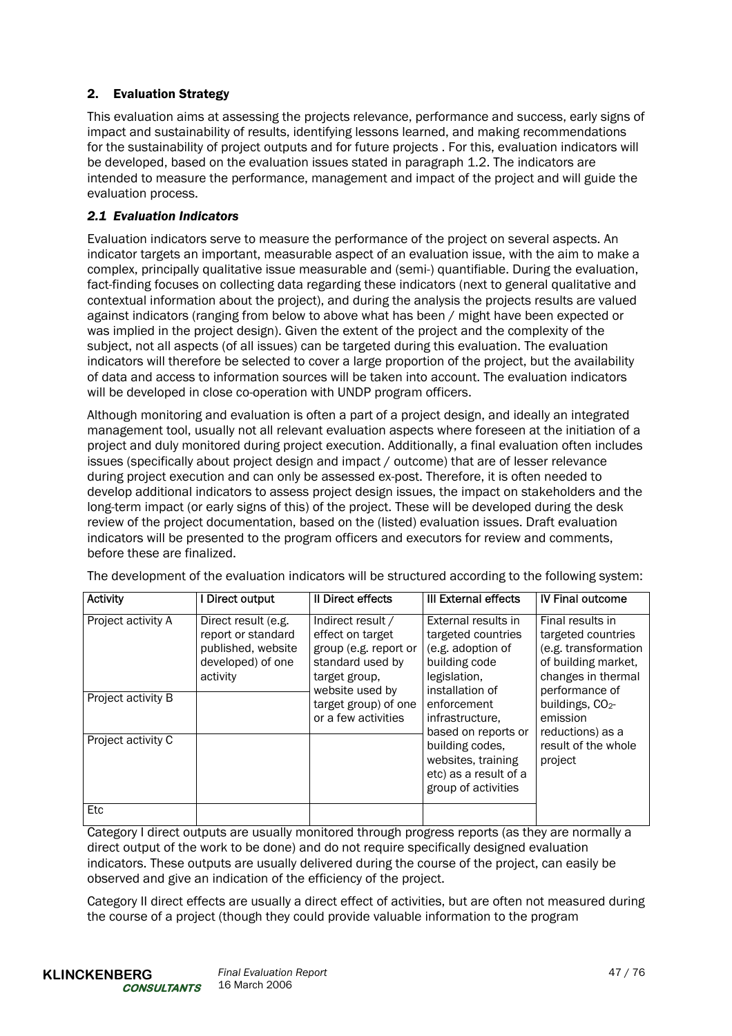## 2. Evaluation Strategy

This evaluation aims at assessing the projects relevance, performance and success, early signs of impact and sustainability of results, identifying lessons learned, and making recommendations for the sustainability of project outputs and for future projects . For this, evaluation indicators will be developed, based on the evaluation issues stated in paragraph 1.2. The indicators are intended to measure the performance, management and impact of the project and will guide the evaluation process.

### *2.1 Evaluation Indicators*

Evaluation indicators serve to measure the performance of the project on several aspects. An indicator targets an important, measurable aspect of an evaluation issue, with the aim to make a complex, principally qualitative issue measurable and (semi-) quantifiable. During the evaluation, fact-finding focuses on collecting data regarding these indicators (next to general qualitative and contextual information about the project), and during the analysis the projects results are valued against indicators (ranging from below to above what has been / might have been expected or was implied in the project design). Given the extent of the project and the complexity of the subject, not all aspects (of all issues) can be targeted during this evaluation. The evaluation indicators will therefore be selected to cover a large proportion of the project, but the availability of data and access to information sources will be taken into account. The evaluation indicators will be developed in close co-operation with UNDP program officers.

Although monitoring and evaluation is often a part of a project design, and ideally an integrated management tool, usually not all relevant evaluation aspects where foreseen at the initiation of a project and duly monitored during project execution. Additionally, a final evaluation often includes issues (specifically about project design and impact / outcome) that are of lesser relevance during project execution and can only be assessed ex-post. Therefore, it is often needed to develop additional indicators to assess project design issues, the impact on stakeholders and the long-term impact (or early signs of this) of the project. These will be developed during the desk review of the project documentation, based on the (listed) evaluation issues. Draft evaluation indicators will be presented to the program officers and executors for review and comments, before these are finalized.

The development of the evaluation indicators will be structured according to the following system:

| Activity | I Direct output | II Direct effects | III External effects | IV Final outcome |
|---|---|---|---|---|
| Project activity A | Direct result (e.g. report or standard published, website developed) of one activity | Indirect result / effect on target group (e.g. report or standard used by target group, website used by target group) of one or a few activities | External results in targeted countries (e.g. adoption of building code legislation, installation of enforcement infrastructure, based on reports or building codes, websites, training etc) as a result of a group of activities | Final results in targeted countries (e.g. transformation of building market, changes in thermal performance of buildings, $CO_2$-emission reductions) as a result of the whole project |
| Project activity B | | | | |
| Project activity C | | | | |
| Etc | | | | |

Category I direct outputs are usually monitored through progress reports (as they are normally a direct output of the work to be done) and do not require specifically designed evaluation indicators. These outputs are usually delivered during the course of the project, can easily be observed and give an indication of the efficiency of the project.

Category II direct effects are usually a direct effect of activities, but are often not measured during the course of a project (though they could provide valuable information to the program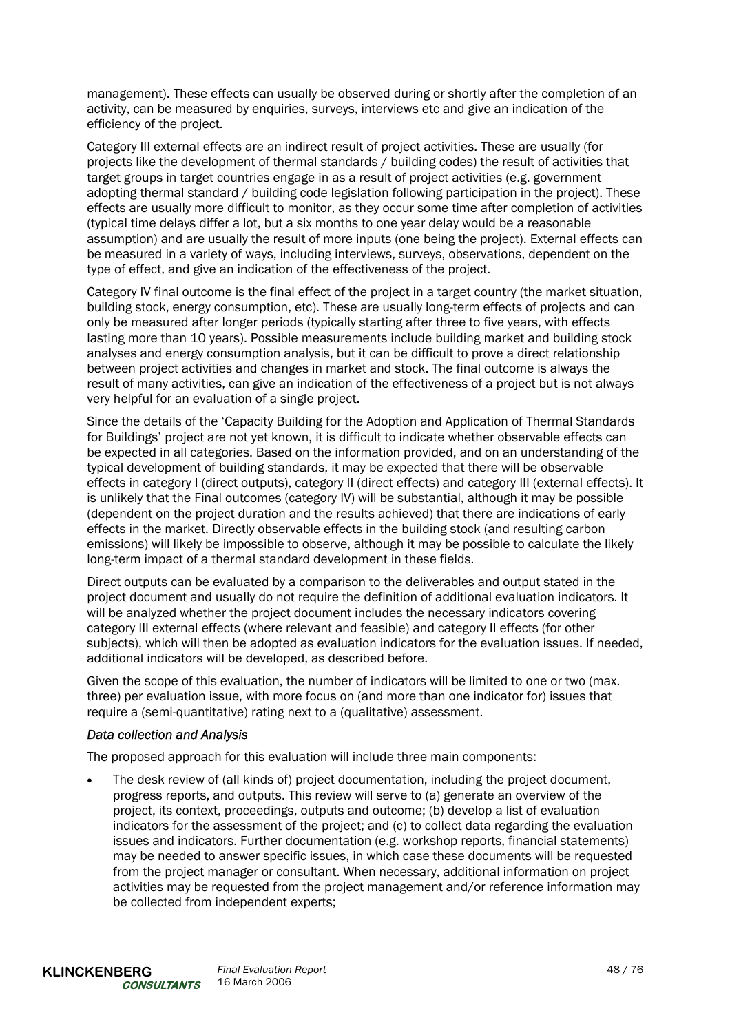management). These effects can usually be observed during or shortly after the completion of an activity, can be measured by enquiries, surveys, interviews etc and give an indication of the efficiency of the project.

Category III external effects are an indirect result of project activities. These are usually (for projects like the development of thermal standards / building codes) the result of activities that target groups in target countries engage in as a result of project activities (e.g. government adopting thermal standard / building code legislation following participation in the project). These effects are usually more difficult to monitor, as they occur some time after completion of activities (typical time delays differ a lot, but a six months to one year delay would be a reasonable assumption) and are usually the result of more inputs (one being the project). External effects can be measured in a variety of ways, including interviews, surveys, observations, dependent on the type of effect, and give an indication of the effectiveness of the project.

Category IV final outcome is the final effect of the project in a target country (the market situation, building stock, energy consumption, etc). These are usually long-term effects of projects and can only be measured after longer periods (typically starting after three to five years, with effects lasting more than 10 years). Possible measurements include building market and building stock analyses and energy consumption analysis, but it can be difficult to prove a direct relationship between project activities and changes in market and stock. The final outcome is always the result of many activities, can give an indication of the effectiveness of a project but is not always very helpful for an evaluation of a single project.

Since the details of the 'Capacity Building for the Adoption and Application of Thermal Standards for Buildings' project are not yet known, it is difficult to indicate whether observable effects can be expected in all categories. Based on the information provided, and on an understanding of the typical development of building standards, it may be expected that there will be observable effects in category I (direct outputs), category II (direct effects) and category III (external effects). It is unlikely that the Final outcomes (category IV) will be substantial, although it may be possible (dependent on the project duration and the results achieved) that there are indications of early effects in the market. Directly observable effects in the building stock (and resulting carbon emissions) will likely be impossible to observe, although it may be possible to calculate the likely long-term impact of a thermal standard development in these fields.

Direct outputs can be evaluated by a comparison to the deliverables and output stated in the project document and usually do not require the definition of additional evaluation indicators. It will be analyzed whether the project document includes the necessary indicators covering category III external effects (where relevant and feasible) and category II effects (for other subjects), which will then be adopted as evaluation indicators for the evaluation issues. If needed, additional indicators will be developed, as described before.

Given the scope of this evaluation, the number of indicators will be limited to one or two (max. three) per evaluation issue, with more focus on (and more than one indicator for) issues that require a (semi-quantitative) rating next to a (qualitative) assessment.

*Data collection and Analysis*

The proposed approach for this evaluation will include three main components:

- The desk review of (all kinds of) project documentation, including the project document, progress reports, and outputs. This review will serve to (a) generate an overview of the project, its context, proceedings, outputs and outcome; (b) develop a list of evaluation indicators for the assessment of the project; and (c) to collect data regarding the evaluation issues and indicators. Further documentation (e.g. workshop reports, financial statements) may be needed to answer specific issues, in which case these documents will be requested from the project manager or consultant. When necessary, additional information on project activities may be requested from the project management and/or reference information may be collected from independent experts;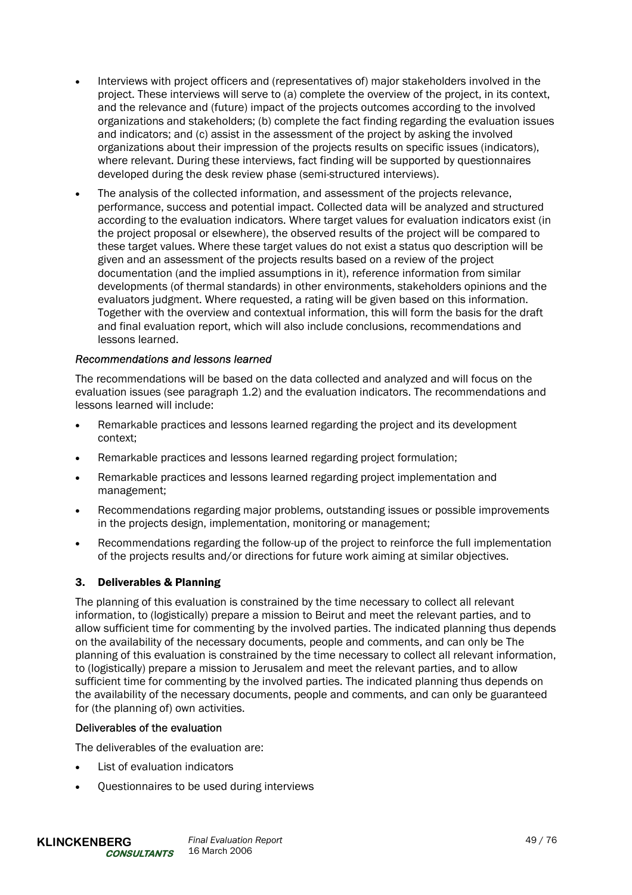- Interviews with project officers and (representatives of) major stakeholders involved in the project. These interviews will serve to (a) complete the overview of the project, in its context, and the relevance and (future) impact of the projects outcomes according to the involved organizations and stakeholders; (b) complete the fact finding regarding the evaluation issues and indicators; and (c) assist in the assessment of the project by asking the involved organizations about their impression of the projects results on specific issues (indicators), where relevant. During these interviews, fact finding will be supported by questionnaires developed during the desk review phase (semi-structured interviews).
- The analysis of the collected information, and assessment of the projects relevance, performance, success and potential impact. Collected data will be analyzed and structured according to the evaluation indicators. Where target values for evaluation indicators exist (in the project proposal or elsewhere), the observed results of the project will be compared to these target values. Where these target values do not exist a status quo description will be given and an assessment of the projects results based on a review of the project documentation (and the implied assumptions in it), reference information from similar developments (of thermal standards) in other environments, stakeholders opinions and the evaluators judgment. Where requested, a rating will be given based on this information. Together with the overview and contextual information, this will form the basis for the draft and final evaluation report, which will also include conclusions, recommendations and lessons learned.

*Recommendations and lessons learned*

The recommendations will be based on the data collected and analyzed and will focus on the evaluation issues (see paragraph 1.2) and the evaluation indicators. The recommendations and lessons learned will include:

- Remarkable practices and lessons learned regarding the project and its development context;
- Remarkable practices and lessons learned regarding project formulation;
- Remarkable practices and lessons learned regarding project implementation and management;
- Recommendations regarding major problems, outstanding issues or possible improvements in the projects design, implementation, monitoring or management;
- Recommendations regarding the follow-up of the project to reinforce the full implementation of the projects results and/or directions for future work aiming at similar objectives.

## 3. Deliverables & Planning

The planning of this evaluation is constrained by the time necessary to collect all relevant information, to (logistically) prepare a mission to Beirut and meet the relevant parties, and to allow sufficient time for commenting by the involved parties. The indicated planning thus depends on the availability of the necessary documents, people and comments, and can only be The planning of this evaluation is constrained by the time necessary to collect all relevant information, to (logistically) prepare a mission to Jerusalem and meet the relevant parties, and to allow sufficient time for commenting by the involved parties. The indicated planning thus depends on the availability of the necessary documents, people and comments, and can only be guaranteed for (the planning of) own activities.

### Deliverables of the evaluation

The deliverables of the evaluation are:

- List of evaluation indicators
- Questionnaires to be used during interviews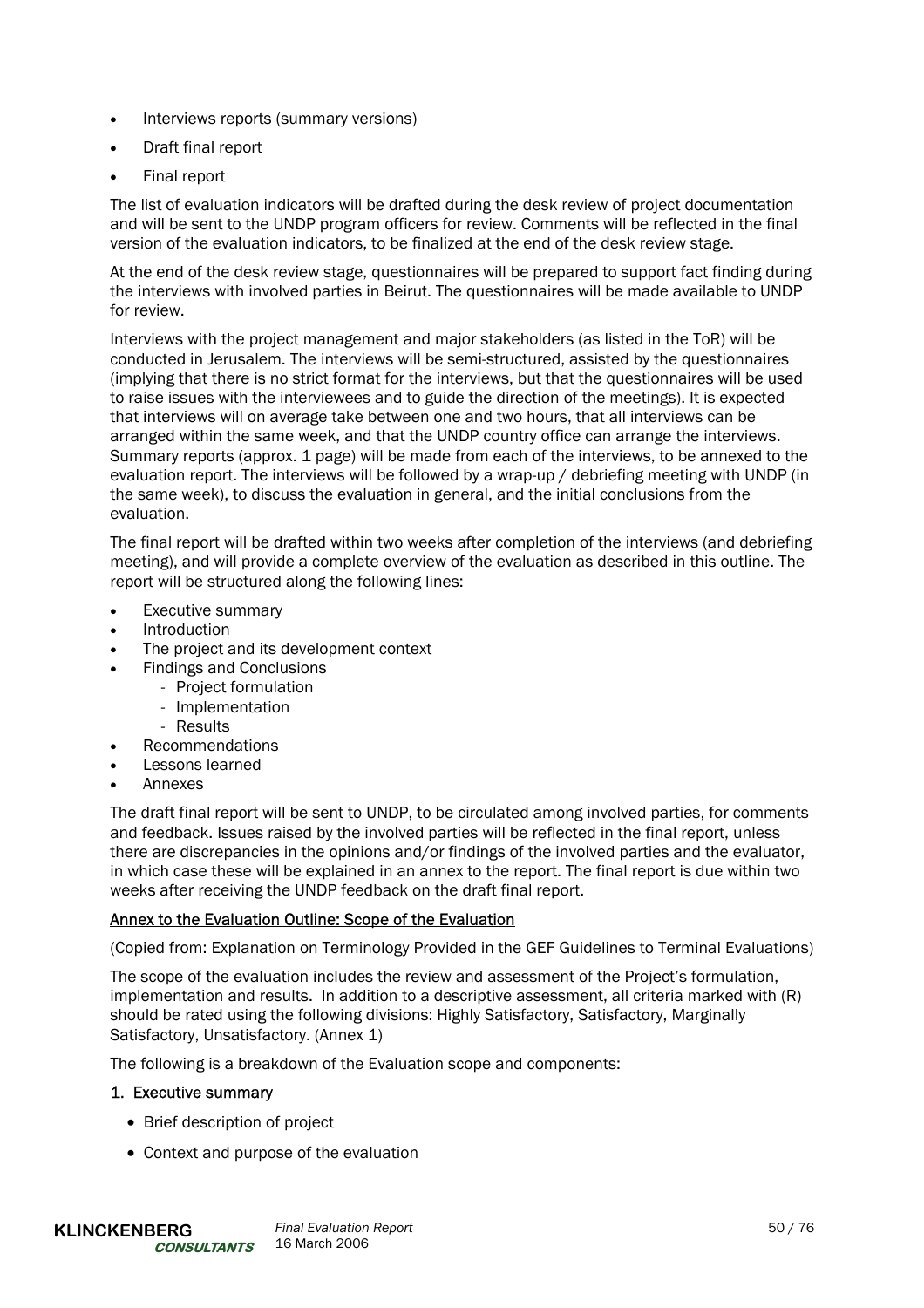- Interviews reports (summary versions)
- Draft final report
- Final report

The list of evaluation indicators will be drafted during the desk review of project documentation and will be sent to the UNDP program officers for review. Comments will be reflected in the final version of the evaluation indicators, to be finalized at the end of the desk review stage.

At the end of the desk review stage, questionnaires will be prepared to support fact finding during the interviews with involved parties in Beirut. The questionnaires will be made available to UNDP for review.

Interviews with the project management and major stakeholders (as listed in the ToR) will be conducted in Jerusalem. The interviews will be semi-structured, assisted by the questionnaires (implying that there is no strict format for the interviews, but that the questionnaires will be used to raise issues with the interviewees and to guide the direction of the meetings). It is expected that interviews will on average take between one and two hours, that all interviews can be arranged within the same week, and that the UNDP country office can arrange the interviews. Summary reports (approx. 1 page) will be made from each of the interviews, to be annexed to the evaluation report. The interviews will be followed by a wrap-up / debriefing meeting with UNDP (in the same week), to discuss the evaluation in general, and the initial conclusions from the evaluation.

The final report will be drafted within two weeks after completion of the interviews (and debriefing meeting), and will provide a complete overview of the evaluation as described in this outline. The report will be structured along the following lines:

- Executive summary
- Introduction
- The project and its development context
- Findings and Conclusions
  - Project formulation
  - Implementation
  - Results
- Recommendations
- Lessons learned
- Annexes

The draft final report will be sent to UNDP, to be circulated among involved parties, for comments and feedback. Issues raised by the involved parties will be reflected in the final report, unless there are discrepancies in the opinions and/or findings of the involved parties and the evaluator, in which case these will be explained in an annex to the report. The final report is due within two weeks after receiving the UNDP feedback on the draft final report.

<u>Annex to the Evaluation Outline: Scope of the Evaluation</u>

(Copied from: Explanation on Terminology Provided in the GEF Guidelines to Terminal Evaluations)

The scope of the evaluation includes the review and assessment of the Project's formulation, implementation and results. In addition to a descriptive assessment, all criteria marked with (R) should be rated using the following divisions: Highly Satisfactory, Satisfactory, Marginally Satisfactory, Unsatisfactory. (Annex 1)

The following is a breakdown of the Evaluation scope and components:

**1. Executive summary**

- Brief description of project
- Context and purpose of the evaluation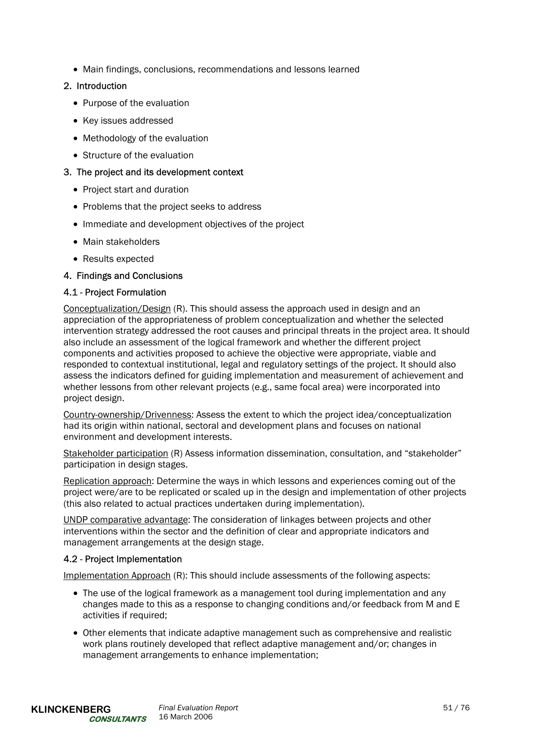- Main findings, conclusions, recommendations and lessons learned

## 2. Introduction

- Purpose of the evaluation
- Key issues addressed
- Methodology of the evaluation
- Structure of the evaluation

## 3. The project and its development context

- Project start and duration
- Problems that the project seeks to address
- Immediate and development objectives of the project
- Main stakeholders
- Results expected

## 4. Findings and Conclusions

### 4.1 - Project Formulation

Conceptualization/Design (R). This should assess the approach used in design and an appreciation of the appropriateness of problem conceptualization and whether the selected intervention strategy addressed the root causes and principal threats in the project area. It should also include an assessment of the logical framework and whether the different project components and activities proposed to achieve the objective were appropriate, viable and responded to contextual institutional, legal and regulatory settings of the project. It should also assess the indicators defined for guiding implementation and measurement of achievement and whether lessons from other relevant projects (e.g., same focal area) were incorporated into project design.

Country-ownership/Drivenness: Assess the extent to which the project idea/conceptualization had its origin within national, sectoral and development plans and focuses on national environment and development interests.

Stakeholder participation (R) Assess information dissemination, consultation, and "stakeholder" participation in design stages.

Replication approach: Determine the ways in which lessons and experiences coming out of the project were/are to be replicated or scaled up in the design and implementation of other projects (this also related to actual practices undertaken during implementation).

UNDP comparative advantage: The consideration of linkages between projects and other interventions within the sector and the definition of clear and appropriate indicators and management arrangements at the design stage.

### 4.2 - Project Implementation

Implementation Approach (R): This should include assessments of the following aspects:

- The use of the logical framework as a management tool during implementation and any changes made to this as a response to changing conditions and/or feedback from M and E activities if required;
- Other elements that indicate adaptive management such as comprehensive and realistic work plans routinely developed that reflect adaptive management and/or; changes in management arrangements to enhance implementation;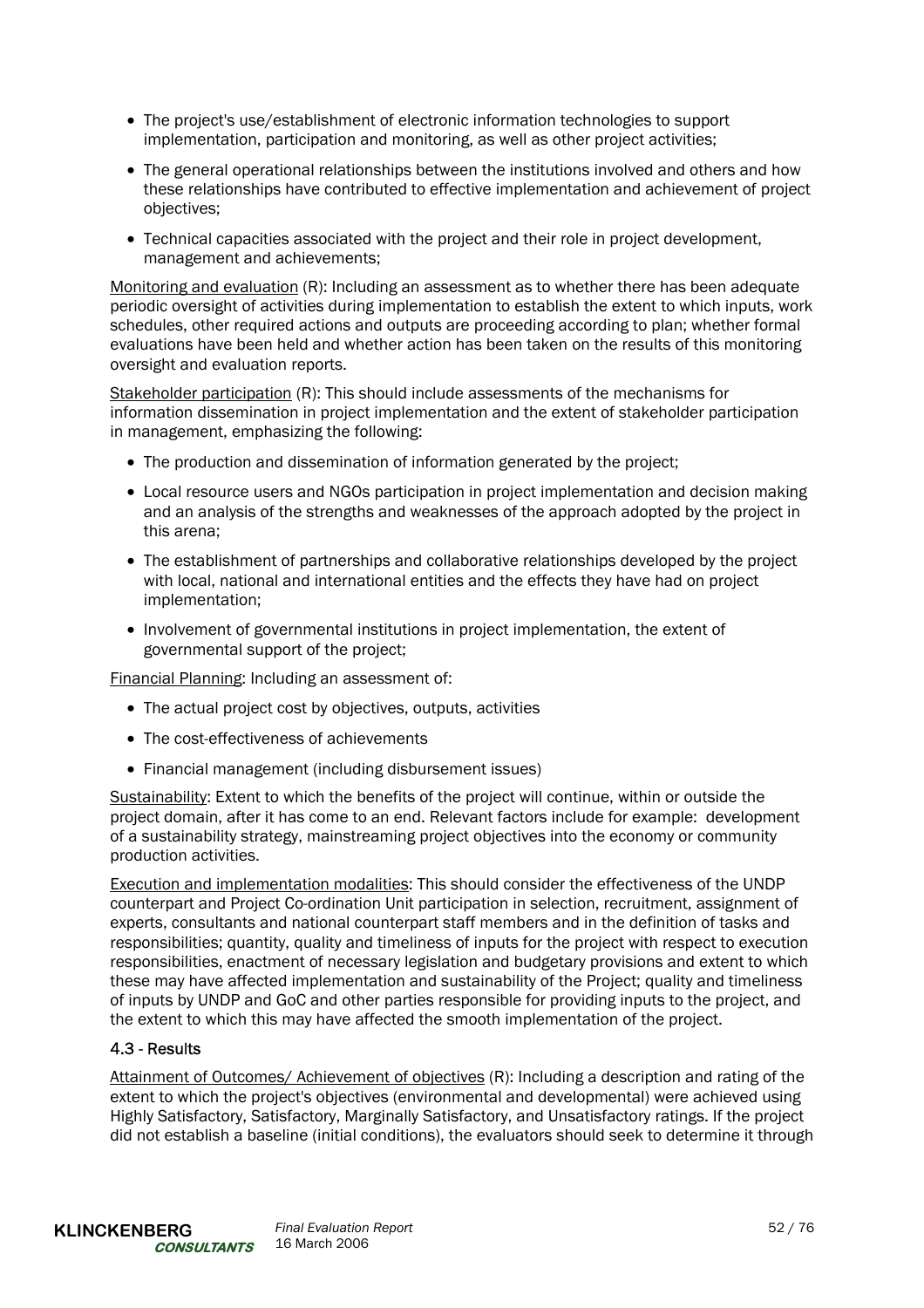- The project's use/establishment of electronic information technologies to support implementation, participation and monitoring, as well as other project activities;
- The general operational relationships between the institutions involved and others and how these relationships have contributed to effective implementation and achievement of project objectives;
- Technical capacities associated with the project and their role in project development, management and achievements;

<u>Monitoring and evaluation</u> (R): Including an assessment as to whether there has been adequate periodic oversight of activities during implementation to establish the extent to which inputs, work schedules, other required actions and outputs are proceeding according to plan; whether formal evaluations have been held and whether action has been taken on the results of this monitoring oversight and evaluation reports.

<u>Stakeholder participation</u> (R): This should include assessments of the mechanisms for information dissemination in project implementation and the extent of stakeholder participation in management, emphasizing the following:

- The production and dissemination of information generated by the project;
- Local resource users and NGOs participation in project implementation and decision making and an analysis of the strengths and weaknesses of the approach adopted by the project in this arena;
- The establishment of partnerships and collaborative relationships developed by the project with local, national and international entities and the effects they have had on project implementation;
- Involvement of governmental institutions in project implementation, the extent of governmental support of the project;

<u>Financial Planning</u>: Including an assessment of:

- The actual project cost by objectives, outputs, activities
- The cost-effectiveness of achievements
- Financial management (including disbursement issues)

<u>Sustainability</u>: Extent to which the benefits of the project will continue, within or outside the project domain, after it has come to an end. Relevant factors include for example: development of a sustainability strategy, mainstreaming project objectives into the economy or community production activities.

<u>Execution and implementation modalities</u>: This should consider the effectiveness of the UNDP counterpart and Project Co-ordination Unit participation in selection, recruitment, assignment of experts, consultants and national counterpart staff members and in the definition of tasks and responsibilities; quantity, quality and timeliness of inputs for the project with respect to execution responsibilities, enactment of necessary legislation and budgetary provisions and extent to which these may have affected implementation and sustainability of the Project; quality and timeliness of inputs by UNDP and GoC and other parties responsible for providing inputs to the project, and the extent to which this may have affected the smooth implementation of the project.

### 4.3 - Results

<u>Attainment of Outcomes/ Achievement of objectives</u> (R): Including a description and rating of the extent to which the project's objectives (environmental and developmental) were achieved using Highly Satisfactory, Satisfactory, Marginally Satisfactory, and Unsatisfactory ratings. If the project did not establish a baseline (initial conditions), the evaluators should seek to determine it through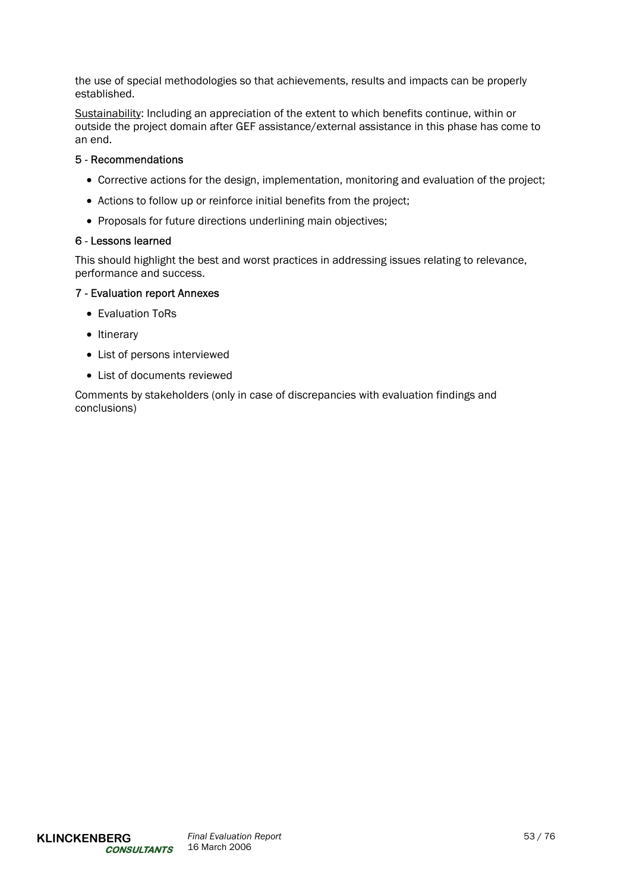the use of special methodologies so that achievements, results and impacts can be properly established.

Sustainability: Including an appreciation of the extent to which benefits continue, within or outside the project domain after GEF assistance/external assistance in this phase has come to an end.

5 - Recommendations

- Corrective actions for the design, implementation, monitoring and evaluation of the project;
- Actions to follow up or reinforce initial benefits from the project;
- Proposals for future directions underlining main objectives;

6 - Lessons learned

This should highlight the best and worst practices in addressing issues relating to relevance, performance and success.

7 - Evaluation report Annexes

- Evaluation ToRs
- Itinerary
- List of persons interviewed
- List of documents reviewed

Comments by stakeholders (only in case of discrepancies with evaluation findings and conclusions)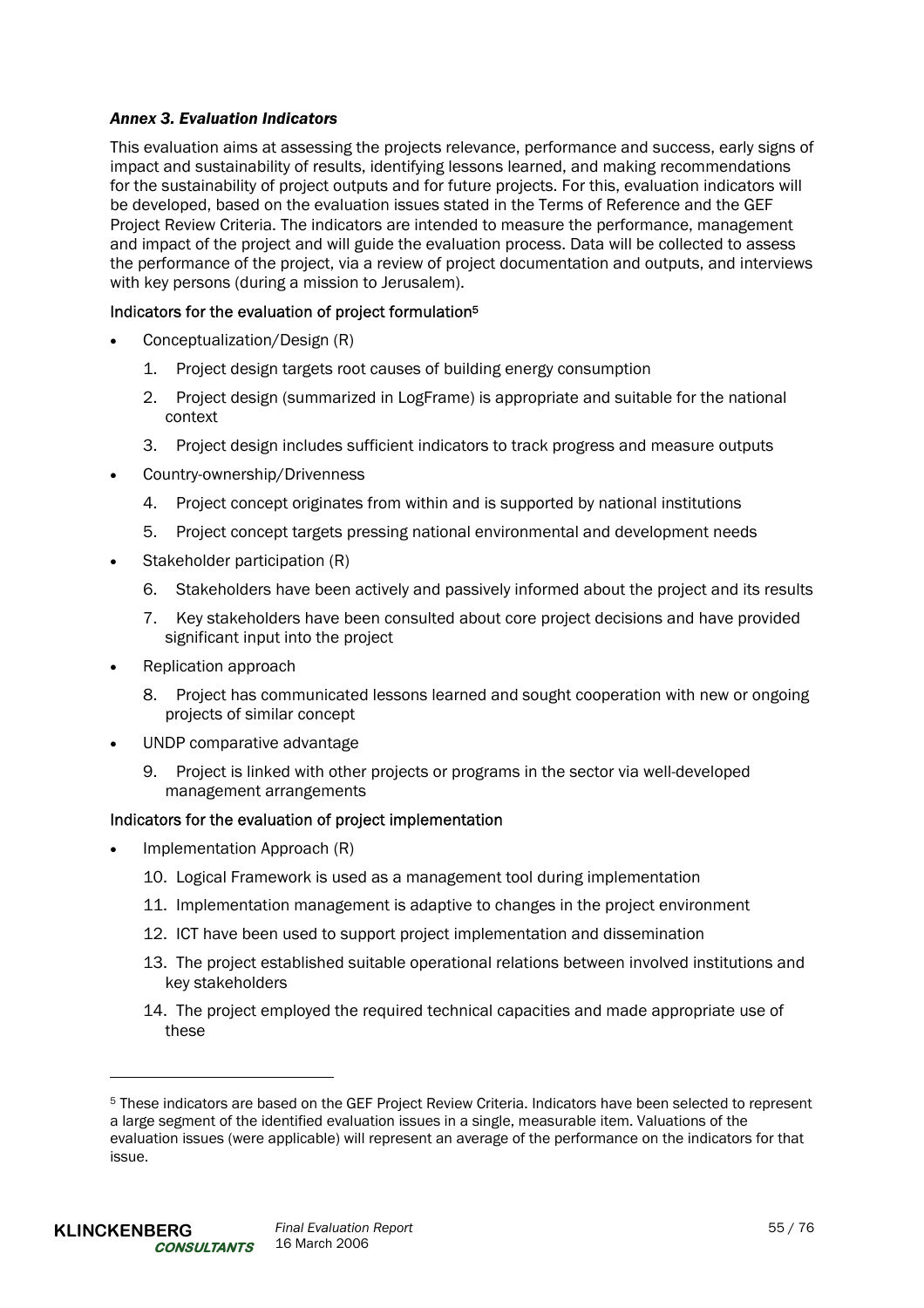### *Annex 3. Evaluation Indicators*

This evaluation aims at assessing the projects relevance, performance and success, early signs of impact and sustainability of results, identifying lessons learned, and making recommendations for the sustainability of project outputs and for future projects. For this, evaluation indicators will be developed, based on the evaluation issues stated in the Terms of Reference and the GEF Project Review Criteria. The indicators are intended to measure the performance, management and impact of the project and will guide the evaluation process. Data will be collected to assess the performance of the project, via a review of project documentation and outputs, and interviews with key persons (during a mission to Jerusalem).

#### Indicators for the evaluation of project formulation[5]

- Conceptualization/Design (R)
  1. Project design targets root causes of building energy consumption
  2. Project design (summarized in LogFrame) is appropriate and suitable for the national context
  3. Project design includes sufficient indicators to track progress and measure outputs
- Country-ownership/Drivenness
  4. Project concept originates from within and is supported by national institutions
  5. Project concept targets pressing national environmental and development needs
- Stakeholder participation (R)
  6. Stakeholders have been actively and passively informed about the project and its results
  7. Key stakeholders have been consulted about core project decisions and have provided significant input into the project
- Replication approach
  8. Project has communicated lessons learned and sought cooperation with new or ongoing projects of similar concept
- UNDP comparative advantage
  9. Project is linked with other projects or programs in the sector via well-developed management arrangements

#### Indicators for the evaluation of project implementation

- Implementation Approach (R)
  10. Logical Framework is used as a management tool during implementation
  11. Implementation management is adaptive to changes in the project environment
  12. ICT have been used to support project implementation and dissemination
  13. The project established suitable operational relations between involved institutions and key stakeholders
  14. The project employed the required technical capacities and made appropriate use of these

---

[5] These indicators are based on the GEF Project Review Criteria. Indicators have been selected to represent a large segment of the identified evaluation issues in a single, measurable item. Valuations of the evaluation issues (were applicable) will represent an average of the performance on the indicators for that issue.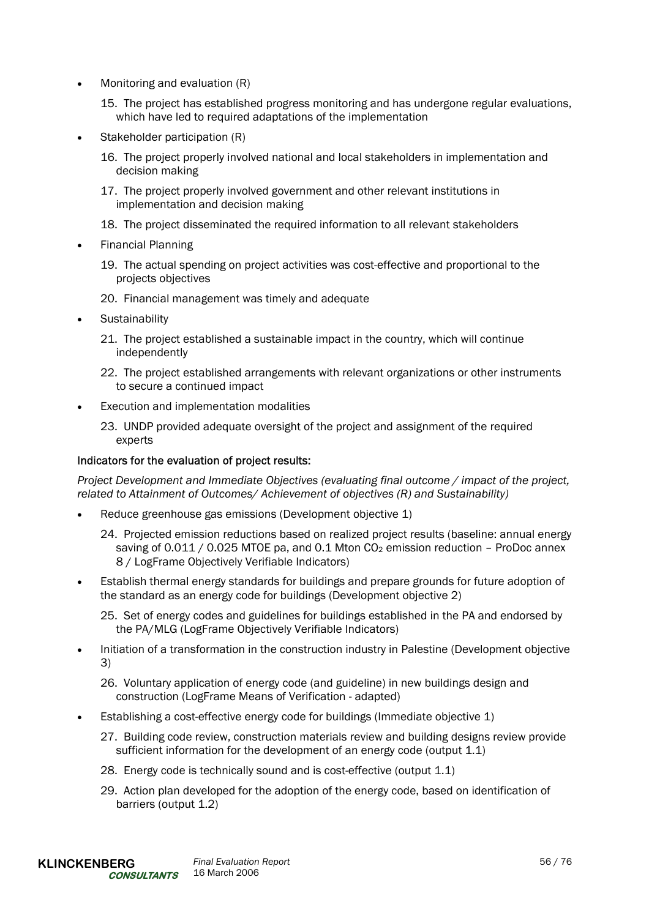- Monitoring and evaluation (R)
  15. The project has established progress monitoring and has undergone regular evaluations, which have led to required adaptations of the implementation
- Stakeholder participation (R)
  16. The project properly involved national and local stakeholders in implementation and decision making
  17. The project properly involved government and other relevant institutions in implementation and decision making
  18. The project disseminated the required information to all relevant stakeholders
- Financial Planning
  19. The actual spending on project activities was cost-effective and proportional to the projects objectives
  20. Financial management was timely and adequate
- Sustainability
  21. The project established a sustainable impact in the country, which will continue independently
  22. The project established arrangements with relevant organizations or other instruments to secure a continued impact
- Execution and implementation modalities
  23. UNDP provided adequate oversight of the project and assignment of the required experts

**Indicators for the evaluation of project results:**

*Project Development and Immediate Objectives (evaluating final outcome / impact of the project, related to Attainment of Outcomes/ Achievement of objectives (R) and Sustainability)*

- Reduce greenhouse gas emissions (Development objective 1)
  24. Projected emission reductions based on realized project results (baseline: annual energy saving of 0.011 / 0.025 MTOE pa, and 0.1 Mton $CO_2$ emission reduction – ProDoc annex 8 / LogFrame Objectively Verifiable Indicators)
- Establish thermal energy standards for buildings and prepare grounds for future adoption of the standard as an energy code for buildings (Development objective 2)
  25. Set of energy codes and guidelines for buildings established in the PA and endorsed by the PA/MLG (LogFrame Objectively Verifiable Indicators)
- Initiation of a transformation in the construction industry in Palestine (Development objective 3)
  26. Voluntary application of energy code (and guideline) in new buildings design and construction (LogFrame Means of Verification - adapted)
- Establishing a cost-effective energy code for buildings (Immediate objective 1)
  27. Building code review, construction materials review and building designs review provide sufficient information for the development of an energy code (output 1.1)
  28. Energy code is technically sound and is cost-effective (output 1.1)
  29. Action plan developed for the adoption of the energy code, based on identification of barriers (output 1.2)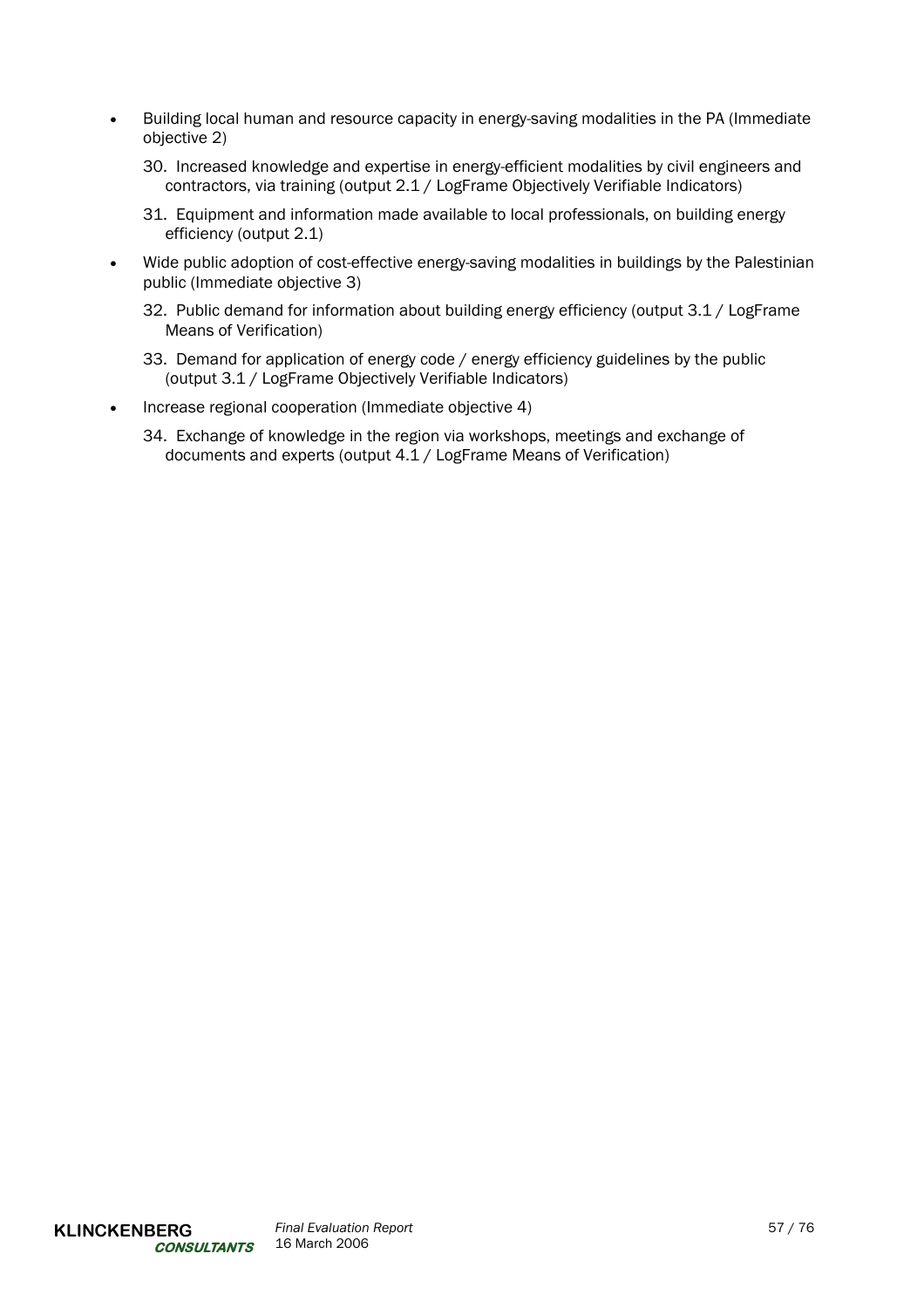- Building local human and resource capacity in energy-saving modalities in the PA (Immediate objective 2)

  30. Increased knowledge and expertise in energy-efficient modalities by civil engineers and contractors, via training (output 2.1 / LogFrame Objectively Verifiable Indicators)

  31. Equipment and information made available to local professionals, on building energy efficiency (output 2.1)

- Wide public adoption of cost-effective energy-saving modalities in buildings by the Palestinian public (Immediate objective 3)

  32. Public demand for information about building energy efficiency (output 3.1 / LogFrame Means of Verification)

  33. Demand for application of energy code / energy efficiency guidelines by the public (output 3.1 / LogFrame Objectively Verifiable Indicators)

- Increase regional cooperation (Immediate objective 4)

  34. Exchange of knowledge in the region via workshops, meetings and exchange of documents and experts (output 4.1 / LogFrame Means of Verification)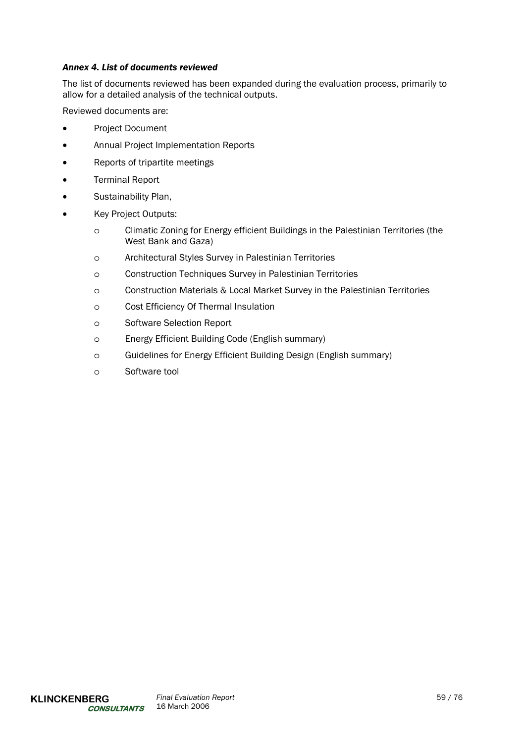### *Annex 4. List of documents reviewed*

The list of documents reviewed has been expanded during the evaluation process, primarily to allow for a detailed analysis of the technical outputs.

Reviewed documents are:

- Project Document
- Annual Project Implementation Reports
- Reports of tripartite meetings
- Terminal Report
- Sustainability Plan,
- Key Project Outputs:
    - Climatic Zoning for Energy efficient Buildings in the Palestinian Territories (the West Bank and Gaza)
    - Architectural Styles Survey in Palestinian Territories
    - Construction Techniques Survey in Palestinian Territories
    - Construction Materials & Local Market Survey in the Palestinian Territories
    - Cost Efficiency Of Thermal Insulation
    - Software Selection Report
    - Energy Efficient Building Code (English summary)
    - Guidelines for Energy Efficient Building Design (English summary)
    - Software tool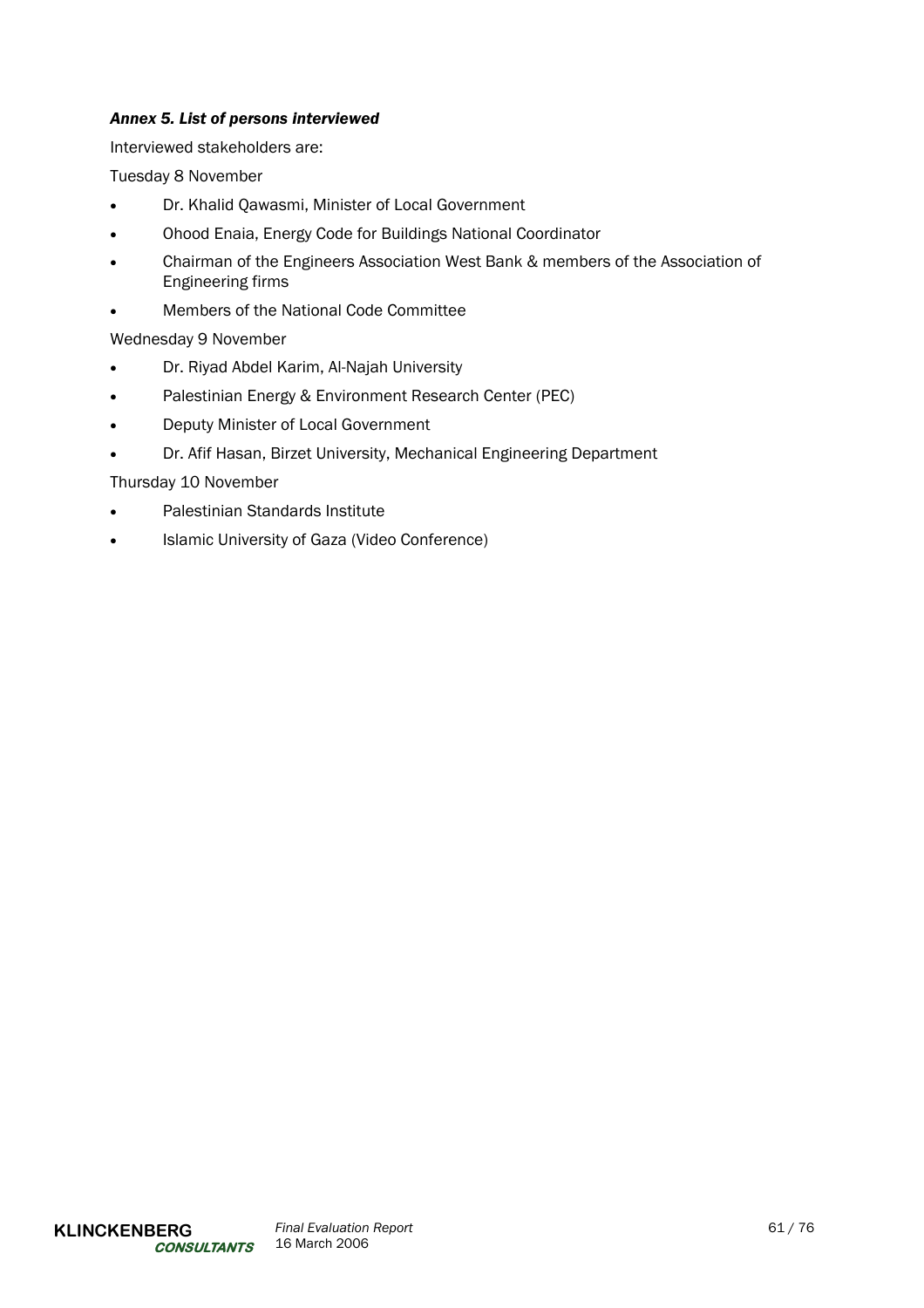### *Annex 5. List of persons interviewed*

Interviewed stakeholders are:

Tuesday 8 November

- Dr. Khalid Qawasmi, Minister of Local Government
- Ohood Enaia, Energy Code for Buildings National Coordinator
- Chairman of the Engineers Association West Bank & members of the Association of Engineering firms
- Members of the National Code Committee

Wednesday 9 November

- Dr. Riyad Abdel Karim, Al-Najah University
- Palestinian Energy & Environment Research Center (PEC)
- Deputy Minister of Local Government
- Dr. Afif Hasan, Birzet University, Mechanical Engineering Department

Thursday 10 November

- Palestinian Standards Institute
- Islamic University of Gaza (Video Conference)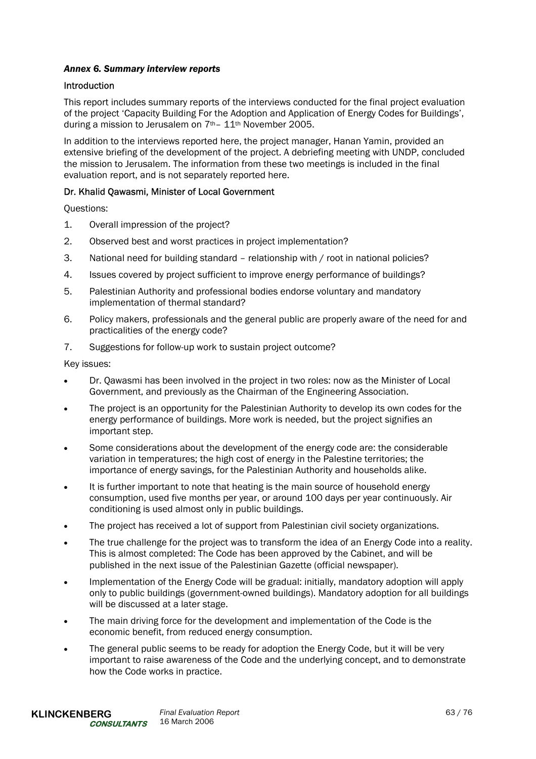### *Annex 6. Summary interview reports*

#### Introduction

This report includes summary reports of the interviews conducted for the final project evaluation of the project 'Capacity Building For the Adoption and Application of Energy Codes for Buildings', during a mission to Jerusalem on 7th – 11th November 2005.

In addition to the interviews reported here, the project manager, Hanan Yamin, provided an extensive briefing of the development of the project. A debriefing meeting with UNDP, concluded the mission to Jerusalem. The information from these two meetings is included in the final evaluation report, and is not separately reported here.

#### Dr. Khalid Qawasmi, Minister of Local Government

Questions:

1. Overall impression of the project?
2. Observed best and worst practices in project implementation?
3. National need for building standard – relationship with / root in national policies?
4. Issues covered by project sufficient to improve energy performance of buildings?
5. Palestinian Authority and professional bodies endorse voluntary and mandatory implementation of thermal standard?
6. Policy makers, professionals and the general public are properly aware of the need for and practicalities of the energy code?
7. Suggestions for follow-up work to sustain project outcome?

Key issues:

- Dr. Qawasmi has been involved in the project in two roles: now as the Minister of Local Government, and previously as the Chairman of the Engineering Association.
- The project is an opportunity for the Palestinian Authority to develop its own codes for the energy performance of buildings. More work is needed, but the project signifies an important step.
- Some considerations about the development of the energy code are: the considerable variation in temperatures; the high cost of energy in the Palestine territories; the importance of energy savings, for the Palestinian Authority and households alike.
- It is further important to note that heating is the main source of household energy consumption, used five months per year, or around 100 days per year continuously. Air conditioning is used almost only in public buildings.
- The project has received a lot of support from Palestinian civil society organizations.
- The true challenge for the project was to transform the idea of an Energy Code into a reality. This is almost completed: The Code has been approved by the Cabinet, and will be published in the next issue of the Palestinian Gazette (official newspaper).
- Implementation of the Energy Code will be gradual: initially, mandatory adoption will apply only to public buildings (government-owned buildings). Mandatory adoption for all buildings will be discussed at a later stage.
- The main driving force for the development and implementation of the Code is the economic benefit, from reduced energy consumption.
- The general public seems to be ready for adoption the Energy Code, but it will be very important to raise awareness of the Code and the underlying concept, and to demonstrate how the Code works in practice.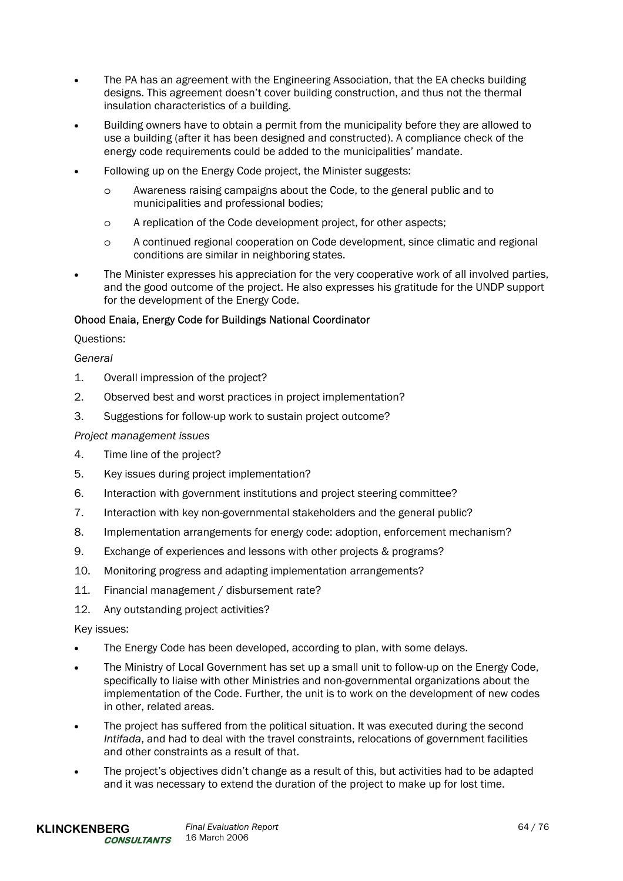- The PA has an agreement with the Engineering Association, that the EA checks building designs. This agreement doesn't cover building construction, and thus not the thermal insulation characteristics of a building.
- Building owners have to obtain a permit from the municipality before they are allowed to use a building (after it has been designed and constructed). A compliance check of the energy code requirements could be added to the municipalities' mandate.
- Following up on the Energy Code project, the Minister suggests:
  - Awareness raising campaigns about the Code, to the general public and to municipalities and professional bodies;
  - A replication of the Code development project, for other aspects;
  - A continued regional cooperation on Code development, since climatic and regional conditions are similar in neighboring states.
- The Minister expresses his appreciation for the very cooperative work of all involved parties, and the good outcome of the project. He also expresses his gratitude for the UNDP support for the development of the Energy Code.

Ohood Enaia, Energy Code for Buildings National Coordinator

Questions:

*General*

1. Overall impression of the project?
2. Observed best and worst practices in project implementation?
3. Suggestions for follow-up work to sustain project outcome?

*Project management issues*

4. Time line of the project?
5. Key issues during project implementation?
6. Interaction with government institutions and project steering committee?
7. Interaction with key non-governmental stakeholders and the general public?
8. Implementation arrangements for energy code: adoption, enforcement mechanism?
9. Exchange of experiences and lessons with other projects & programs?
10. Monitoring progress and adapting implementation arrangements?
11. Financial management / disbursement rate?
12. Any outstanding project activities?

Key issues:

- The Energy Code has been developed, according to plan, with some delays.
- The Ministry of Local Government has set up a small unit to follow-up on the Energy Code, specifically to liaise with other Ministries and non-governmental organizations about the implementation of the Code. Further, the unit is to work on the development of new codes in other, related areas.
- The project has suffered from the political situation. It was executed during the second *Intifada*, and had to deal with the travel constraints, relocations of government facilities and other constraints as a result of that.
- The project's objectives didn't change as a result of this, but activities had to be adapted and it was necessary to extend the duration of the project to make up for lost time.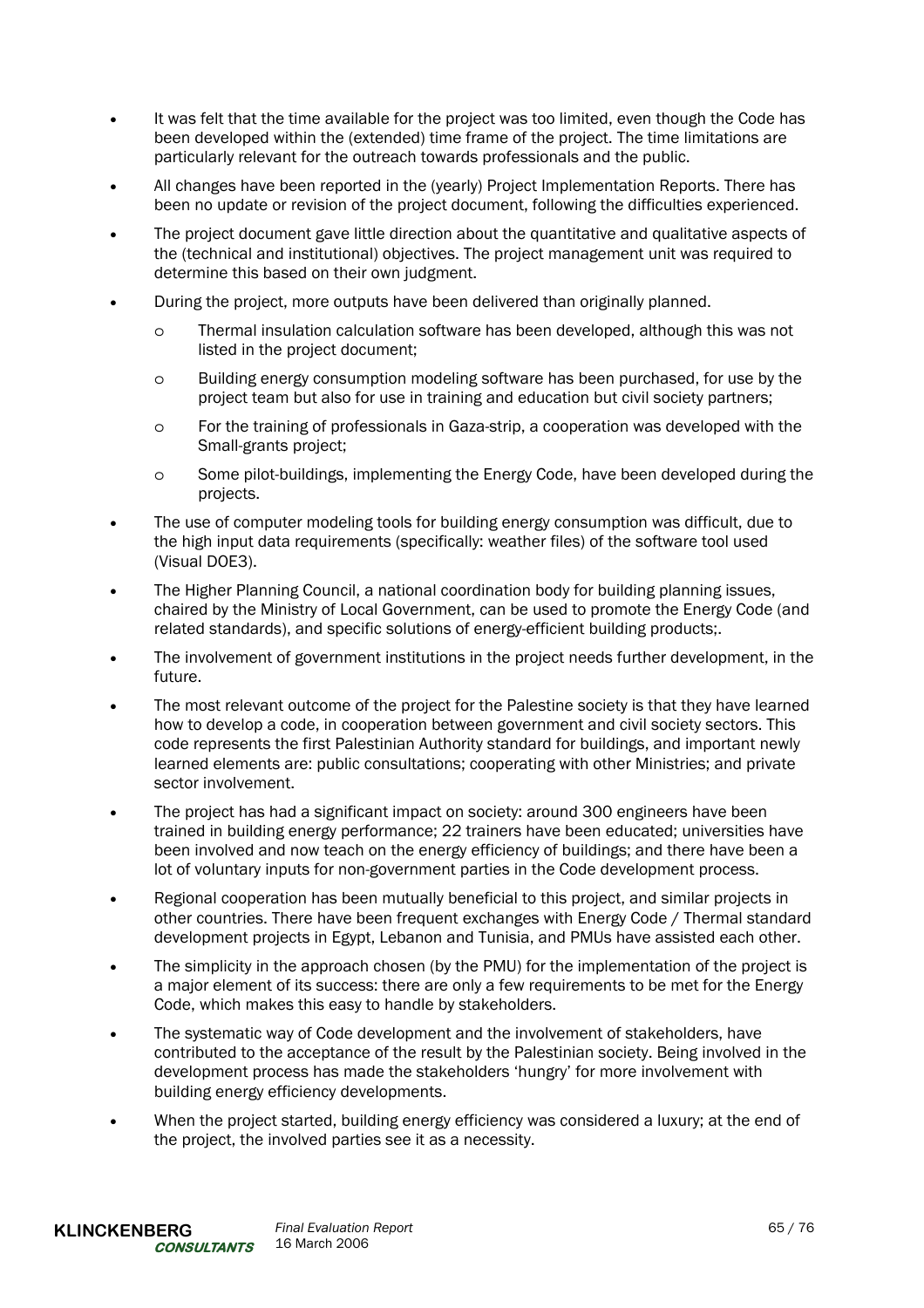- It was felt that the time available for the project was too limited, even though the Code has been developed within the (extended) time frame of the project. The time limitations are particularly relevant for the outreach towards professionals and the public.
- All changes have been reported in the (yearly) Project Implementation Reports. There has been no update or revision of the project document, following the difficulties experienced.
- The project document gave little direction about the quantitative and qualitative aspects of the (technical and institutional) objectives. The project management unit was required to determine this based on their own judgment.
- During the project, more outputs have been delivered than originally planned.
  - Thermal insulation calculation software has been developed, although this was not listed in the project document;
  - Building energy consumption modeling software has been purchased, for use by the project team but also for use in training and education but civil society partners;
  - For the training of professionals in Gaza-strip, a cooperation was developed with the Small-grants project;
  - Some pilot-buildings, implementing the Energy Code, have been developed during the projects.
- The use of computer modeling tools for building energy consumption was difficult, due to the high input data requirements (specifically: weather files) of the software tool used (Visual DOE3).
- The Higher Planning Council, a national coordination body for building planning issues, chaired by the Ministry of Local Government, can be used to promote the Energy Code (and related standards), and specific solutions of energy-efficient building products;.
- The involvement of government institutions in the project needs further development, in the future.
- The most relevant outcome of the project for the Palestine society is that they have learned how to develop a code, in cooperation between government and civil society sectors. This code represents the first Palestinian Authority standard for buildings, and important newly learned elements are: public consultations; cooperating with other Ministries; and private sector involvement.
- The project has had a significant impact on society: around 300 engineers have been trained in building energy performance; 22 trainers have been educated; universities have been involved and now teach on the energy efficiency of buildings; and there have been a lot of voluntary inputs for non-government parties in the Code development process.
- Regional cooperation has been mutually beneficial to this project, and similar projects in other countries. There have been frequent exchanges with Energy Code / Thermal standard development projects in Egypt, Lebanon and Tunisia, and PMUs have assisted each other.
- The simplicity in the approach chosen (by the PMU) for the implementation of the project is a major element of its success: there are only a few requirements to be met for the Energy Code, which makes this easy to handle by stakeholders.
- The systematic way of Code development and the involvement of stakeholders, have contributed to the acceptance of the result by the Palestinian society. Being involved in the development process has made the stakeholders 'hungry' for more involvement with building energy efficiency developments.
- When the project started, building energy efficiency was considered a luxury; at the end of the project, the involved parties see it as a necessity.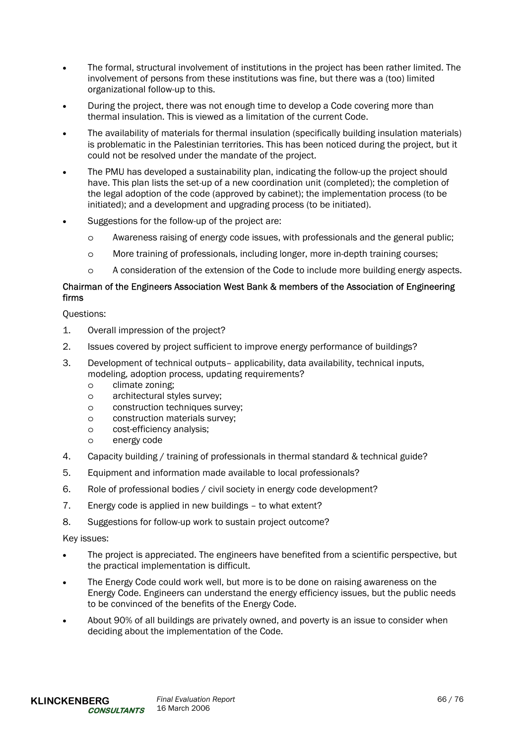- The formal, structural involvement of institutions in the project has been rather limited. The involvement of persons from these institutions was fine, but there was a (too) limited organizational follow-up to this.
- During the project, there was not enough time to develop a Code covering more than thermal insulation. This is viewed as a limitation of the current Code.
- The availability of materials for thermal insulation (specifically building insulation materials) is problematic in the Palestinian territories. This has been noticed during the project, but it could not be resolved under the mandate of the project.
- The PMU has developed a sustainability plan, indicating the follow-up the project should have. This plan lists the set-up of a new coordination unit (completed); the completion of the legal adoption of the code (approved by cabinet); the implementation process (to be initiated); and a development and upgrading process (to be initiated).
- Suggestions for the follow-up of the project are:
  - Awareness raising of energy code issues, with professionals and the general public;
  - More training of professionals, including longer, more in-depth training courses;
  - A consideration of the extension of the Code to include more building energy aspects.

Chairman of the Engineers Association West Bank & members of the Association of Engineering firms

Questions:

1. Overall impression of the project?
2. Issues covered by project sufficient to improve energy performance of buildings?
3. Development of technical outputs– applicability, data availability, technical inputs, modeling, adoption process, updating requirements?
   - climate zoning;
   - architectural styles survey;
   - construction techniques survey;
   - construction materials survey;
   - cost-efficiency analysis;
   - energy code
4. Capacity building / training of professionals in thermal standard & technical guide?
5. Equipment and information made available to local professionals?
6. Role of professional bodies / civil society in energy code development?
7. Energy code is applied in new buildings – to what extent?
8. Suggestions for follow-up work to sustain project outcome?

Key issues:

- The project is appreciated. The engineers have benefited from a scientific perspective, but the practical implementation is difficult.
- The Energy Code could work well, but more is to be done on raising awareness on the Energy Code. Engineers can understand the energy efficiency issues, but the public needs to be convinced of the benefits of the Energy Code.
- About 90% of all buildings are privately owned, and poverty is an issue to consider when deciding about the implementation of the Code.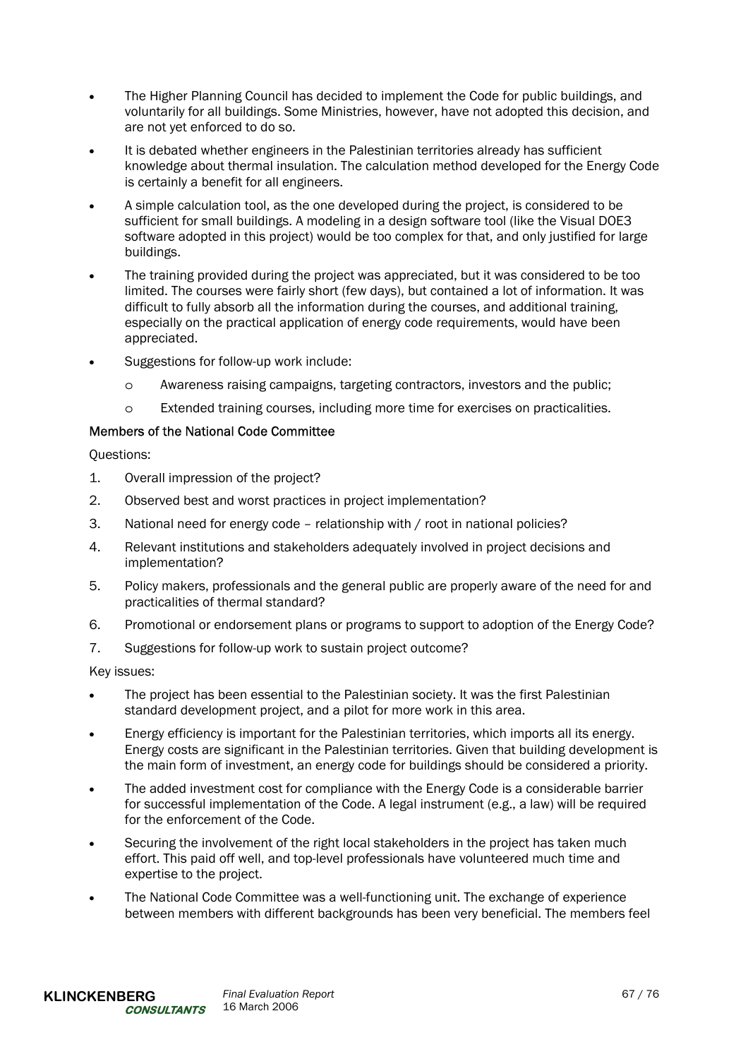- The Higher Planning Council has decided to implement the Code for public buildings, and voluntarily for all buildings. Some Ministries, however, have not adopted this decision, and are not yet enforced to do so.
- It is debated whether engineers in the Palestinian territories already has sufficient knowledge about thermal insulation. The calculation method developed for the Energy Code is certainly a benefit for all engineers.
- A simple calculation tool, as the one developed during the project, is considered to be sufficient for small buildings. A modeling in a design software tool (like the Visual DOE3 software adopted in this project) would be too complex for that, and only justified for large buildings.
- The training provided during the project was appreciated, but it was considered to be too limited. The courses were fairly short (few days), but contained a lot of information. It was difficult to fully absorb all the information during the courses, and additional training, especially on the practical application of energy code requirements, would have been appreciated.
- Suggestions for follow-up work include:
  - Awareness raising campaigns, targeting contractors, investors and the public;
  - Extended training courses, including more time for exercises on practicalities.

Members of the National Code Committee

Questions:

1. Overall impression of the project?
2. Observed best and worst practices in project implementation?
3. National need for energy code – relationship with / root in national policies?
4. Relevant institutions and stakeholders adequately involved in project decisions and implementation?
5. Policy makers, professionals and the general public are properly aware of the need for and practicalities of thermal standard?
6. Promotional or endorsement plans or programs to support to adoption of the Energy Code?
7. Suggestions for follow-up work to sustain project outcome?

Key issues:

- The project has been essential to the Palestinian society. It was the first Palestinian standard development project, and a pilot for more work in this area.
- Energy efficiency is important for the Palestinian territories, which imports all its energy. Energy costs are significant in the Palestinian territories. Given that building development is the main form of investment, an energy code for buildings should be considered a priority.
- The added investment cost for compliance with the Energy Code is a considerable barrier for successful implementation of the Code. A legal instrument (e.g., a law) will be required for the enforcement of the Code.
- Securing the involvement of the right local stakeholders in the project has taken much effort. This paid off well, and top-level professionals have volunteered much time and expertise to the project.
- The National Code Committee was a well-functioning unit. The exchange of experience between members with different backgrounds has been very beneficial. The members feel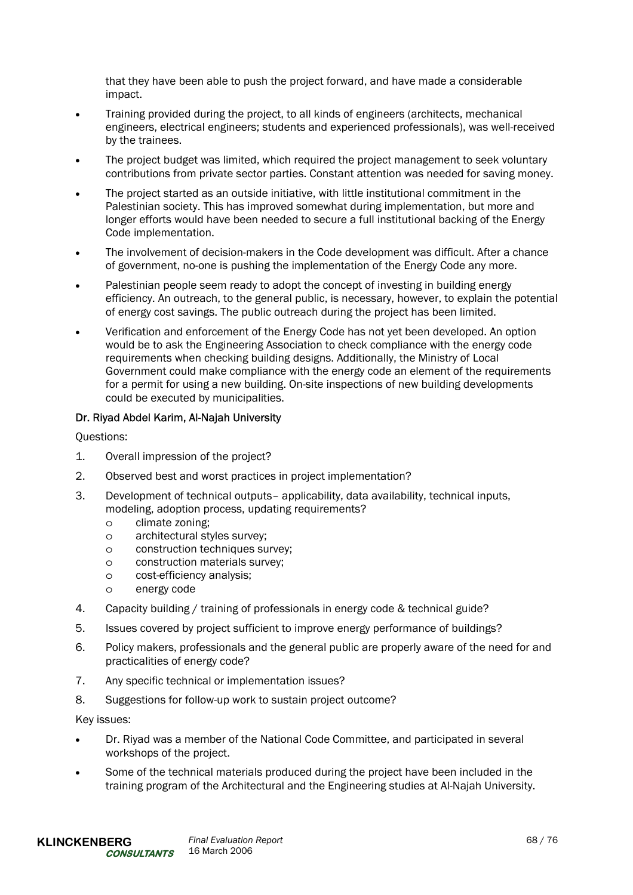that they have been able to push the project forward, and have made a considerable impact.

- Training provided during the project, to all kinds of engineers (architects, mechanical engineers, electrical engineers; students and experienced professionals), was well-received by the trainees.
- The project budget was limited, which required the project management to seek voluntary contributions from private sector parties. Constant attention was needed for saving money.
- The project started as an outside initiative, with little institutional commitment in the Palestinian society. This has improved somewhat during implementation, but more and longer efforts would have been needed to secure a full institutional backing of the Energy Code implementation.
- The involvement of decision-makers in the Code development was difficult. After a chance of government, no-one is pushing the implementation of the Energy Code any more.
- Palestinian people seem ready to adopt the concept of investing in building energy efficiency. An outreach, to the general public, is necessary, however, to explain the potential of energy cost savings. The public outreach during the project has been limited.
- Verification and enforcement of the Energy Code has not yet been developed. An option would be to ask the Engineering Association to check compliance with the energy code requirements when checking building designs. Additionally, the Ministry of Local Government could make compliance with the energy code an element of the requirements for a permit for using a new building. On-site inspections of new building developments could be executed by municipalities.

Dr. Riyad Abdel Karim, Al-Najah University

Questions:

1. Overall impression of the project?
2. Observed best and worst practices in project implementation?
3. Development of technical outputs– applicability, data availability, technical inputs, modeling, adoption process, updating requirements?
   - climate zoning;
   - architectural styles survey;
   - construction techniques survey;
   - construction materials survey;
   - cost-efficiency analysis;
   - energy code
4. Capacity building / training of professionals in energy code & technical guide?
5. Issues covered by project sufficient to improve energy performance of buildings?
6. Policy makers, professionals and the general public are properly aware of the need for and practicalities of energy code?
7. Any specific technical or implementation issues?
8. Suggestions for follow-up work to sustain project outcome?

Key issues:

- Dr. Riyad was a member of the National Code Committee, and participated in several workshops of the project.
- Some of the technical materials produced during the project have been included in the training program of the Architectural and the Engineering studies at Al-Najah University.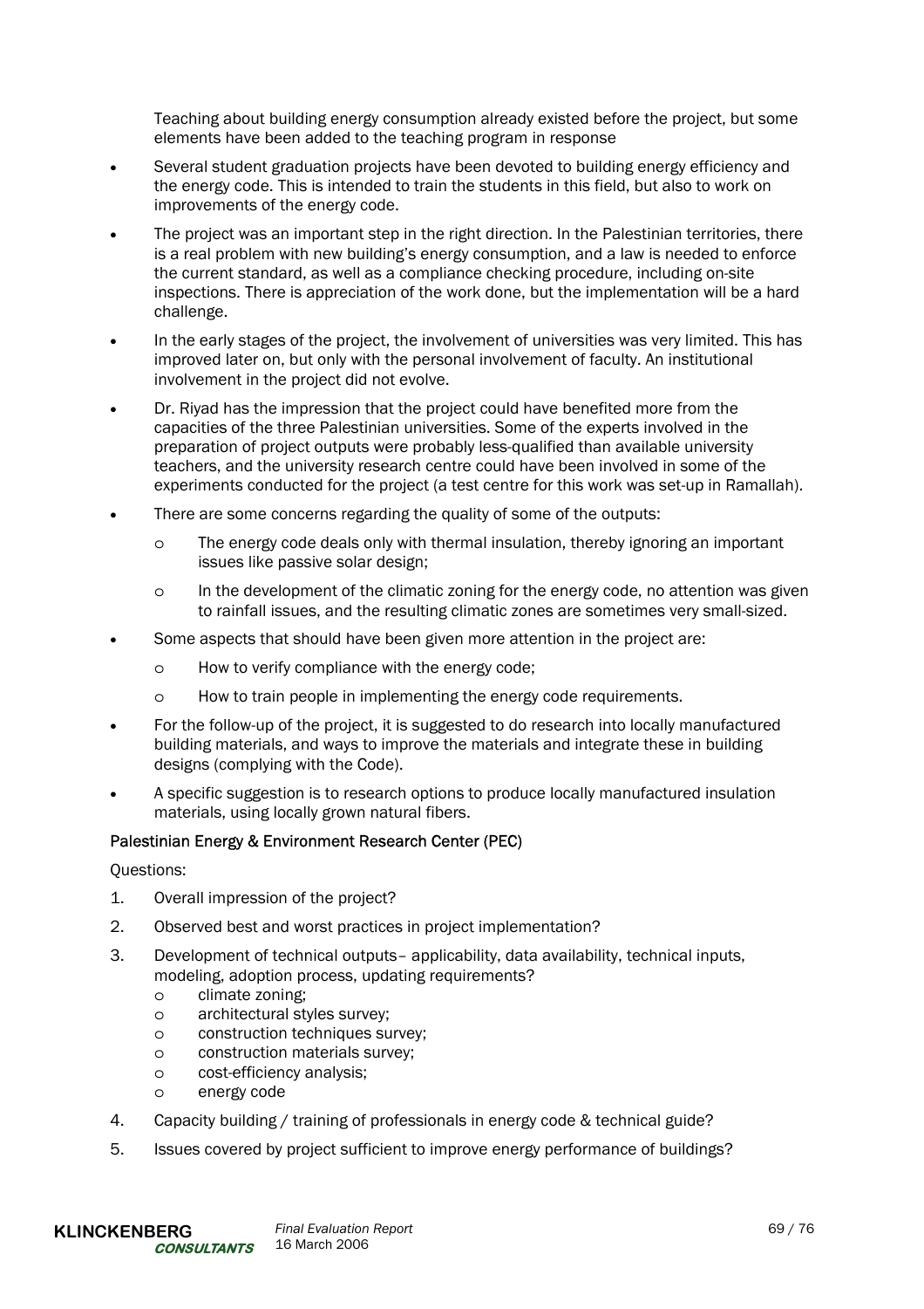Teaching about building energy consumption already existed before the project, but some elements have been added to the teaching program in response

- Several student graduation projects have been devoted to building energy efficiency and the energy code. This is intended to train the students in this field, but also to work on improvements of the energy code.
- The project was an important step in the right direction. In the Palestinian territories, there is a real problem with new building's energy consumption, and a law is needed to enforce the current standard, as well as a compliance checking procedure, including on-site inspections. There is appreciation of the work done, but the implementation will be a hard challenge.
- In the early stages of the project, the involvement of universities was very limited. This has improved later on, but only with the personal involvement of faculty. An institutional involvement in the project did not evolve.
- Dr. Riyad has the impression that the project could have benefited more from the capacities of the three Palestinian universities. Some of the experts involved in the preparation of project outputs were probably less-qualified than available university teachers, and the university research centre could have been involved in some of the experiments conducted for the project (a test centre for this work was set-up in Ramallah).
- There are some concerns regarding the quality of some of the outputs:
  - The energy code deals only with thermal insulation, thereby ignoring an important issues like passive solar design;
  - In the development of the climatic zoning for the energy code, no attention was given to rainfall issues, and the resulting climatic zones are sometimes very small-sized.
- Some aspects that should have been given more attention in the project are:
  - How to verify compliance with the energy code;
  - How to train people in implementing the energy code requirements.
- For the follow-up of the project, it is suggested to do research into locally manufactured building materials, and ways to improve the materials and integrate these in building designs (complying with the Code).
- A specific suggestion is to research options to produce locally manufactured insulation materials, using locally grown natural fibers.

#### Palestinian Energy & Environment Research Center (PEC)

Questions:

1. Overall impression of the project?
2. Observed best and worst practices in project implementation?
3. Development of technical outputs– applicability, data availability, technical inputs, modeling, adoption process, updating requirements?
   - climate zoning;
   - architectural styles survey;
   - construction techniques survey;
   - construction materials survey;
   - cost-efficiency analysis;
   - energy code
4. Capacity building / training of professionals in energy code & technical guide?
5. Issues covered by project sufficient to improve energy performance of buildings?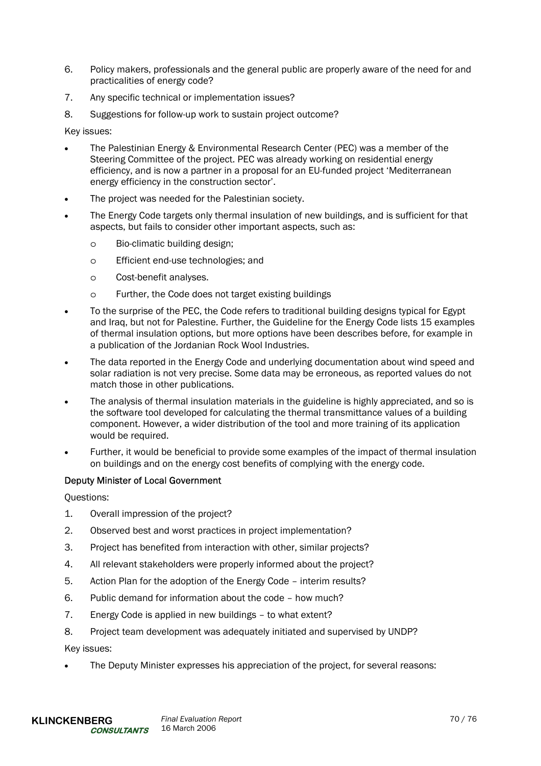6. Policy makers, professionals and the general public are properly aware of the need for and practicalities of energy code?
7. Any specific technical or implementation issues?
8. Suggestions for follow-up work to sustain project outcome?

Key issues:

- The Palestinian Energy & Environmental Research Center (PEC) was a member of the Steering Committee of the project. PEC was already working on residential energy efficiency, and is now a partner in a proposal for an EU-funded project 'Mediterranean energy efficiency in the construction sector'.
- The project was needed for the Palestinian society.
- The Energy Code targets only thermal insulation of new buildings, and is sufficient for that aspects, but fails to consider other important aspects, such as:
  - Bio-climatic building design;
  - Efficient end-use technologies; and
  - Cost-benefit analyses.
  - Further, the Code does not target existing buildings
- To the surprise of the PEC, the Code refers to traditional building designs typical for Egypt and Iraq, but not for Palestine. Further, the Guideline for the Energy Code lists 15 examples of thermal insulation options, but more options have been describes before, for example in a publication of the Jordanian Rock Wool Industries.
- The data reported in the Energy Code and underlying documentation about wind speed and solar radiation is not very precise. Some data may be erroneous, as reported values do not match those in other publications.
- The analysis of thermal insulation materials in the guideline is highly appreciated, and so is the software tool developed for calculating the thermal transmittance values of a building component. However, a wider distribution of the tool and more training of its application would be required.
- Further, it would be beneficial to provide some examples of the impact of thermal insulation on buildings and on the energy cost benefits of complying with the energy code.

Deputy Minister of Local Government

Questions:

1. Overall impression of the project?
2. Observed best and worst practices in project implementation?
3. Project has benefited from interaction with other, similar projects?
4. All relevant stakeholders were properly informed about the project?
5. Action Plan for the adoption of the Energy Code – interim results?
6. Public demand for information about the code – how much?
7. Energy Code is applied in new buildings – to what extent?
8. Project team development was adequately initiated and supervised by UNDP?

Key issues:

- The Deputy Minister expresses his appreciation of the project, for several reasons: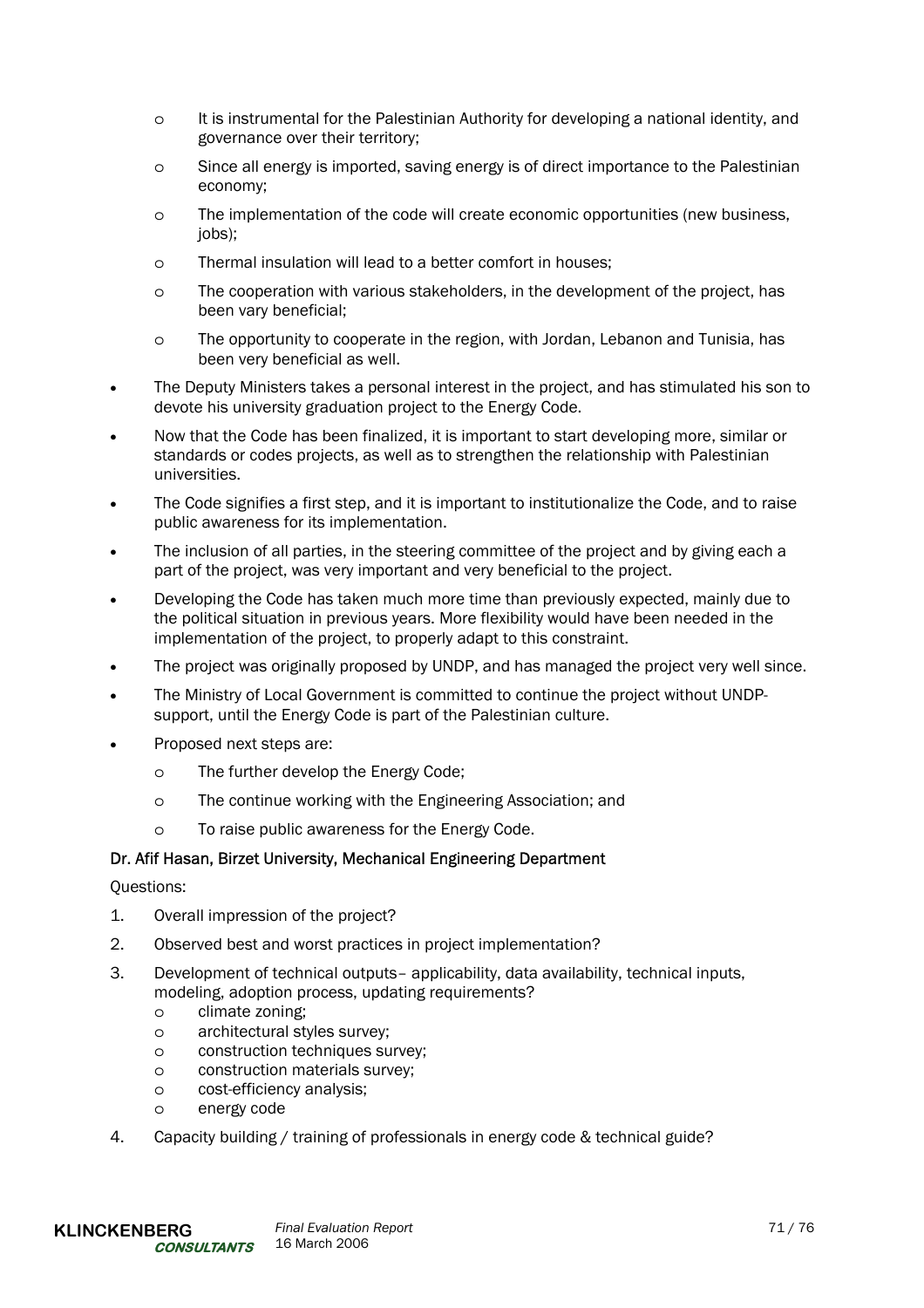- It is instrumental for the Palestinian Authority for developing a national identity, and governance over their territory;
  - Since all energy is imported, saving energy is of direct importance to the Palestinian economy;
  - The implementation of the code will create economic opportunities (new business, jobs);
  - Thermal insulation will lead to a better comfort in houses;
  - The cooperation with various stakeholders, in the development of the project, has been vary beneficial;
  - The opportunity to cooperate in the region, with Jordan, Lebanon and Tunisia, has been very beneficial as well.
- The Deputy Ministers takes a personal interest in the project, and has stimulated his son to devote his university graduation project to the Energy Code.
- Now that the Code has been finalized, it is important to start developing more, similar or standards or codes projects, as well as to strengthen the relationship with Palestinian universities.
- The Code signifies a first step, and it is important to institutionalize the Code, and to raise public awareness for its implementation.
- The inclusion of all parties, in the steering committee of the project and by giving each a part of the project, was very important and very beneficial to the project.
- Developing the Code has taken much more time than previously expected, mainly due to the political situation in previous years. More flexibility would have been needed in the implementation of the project, to properly adapt to this constraint.
- The project was originally proposed by UNDP, and has managed the project very well since.
- The Ministry of Local Government is committed to continue the project without UNDP-support, until the Energy Code is part of the Palestinian culture.
- Proposed next steps are:
  - The further develop the Energy Code;
  - The continue working with the Engineering Association; and
  - To raise public awareness for the Energy Code.

Dr. Afif Hasan, Birzet University, Mechanical Engineering Department

Questions:

1. Overall impression of the project?
2. Observed best and worst practices in project implementation?
3. Development of technical outputs– applicability, data availability, technical inputs, modeling, adoption process, updating requirements?
   - climate zoning;
   - architectural styles survey;
   - construction techniques survey;
   - construction materials survey;
   - cost-efficiency analysis;
   - energy code
4. Capacity building / training of professionals in energy code & technical guide?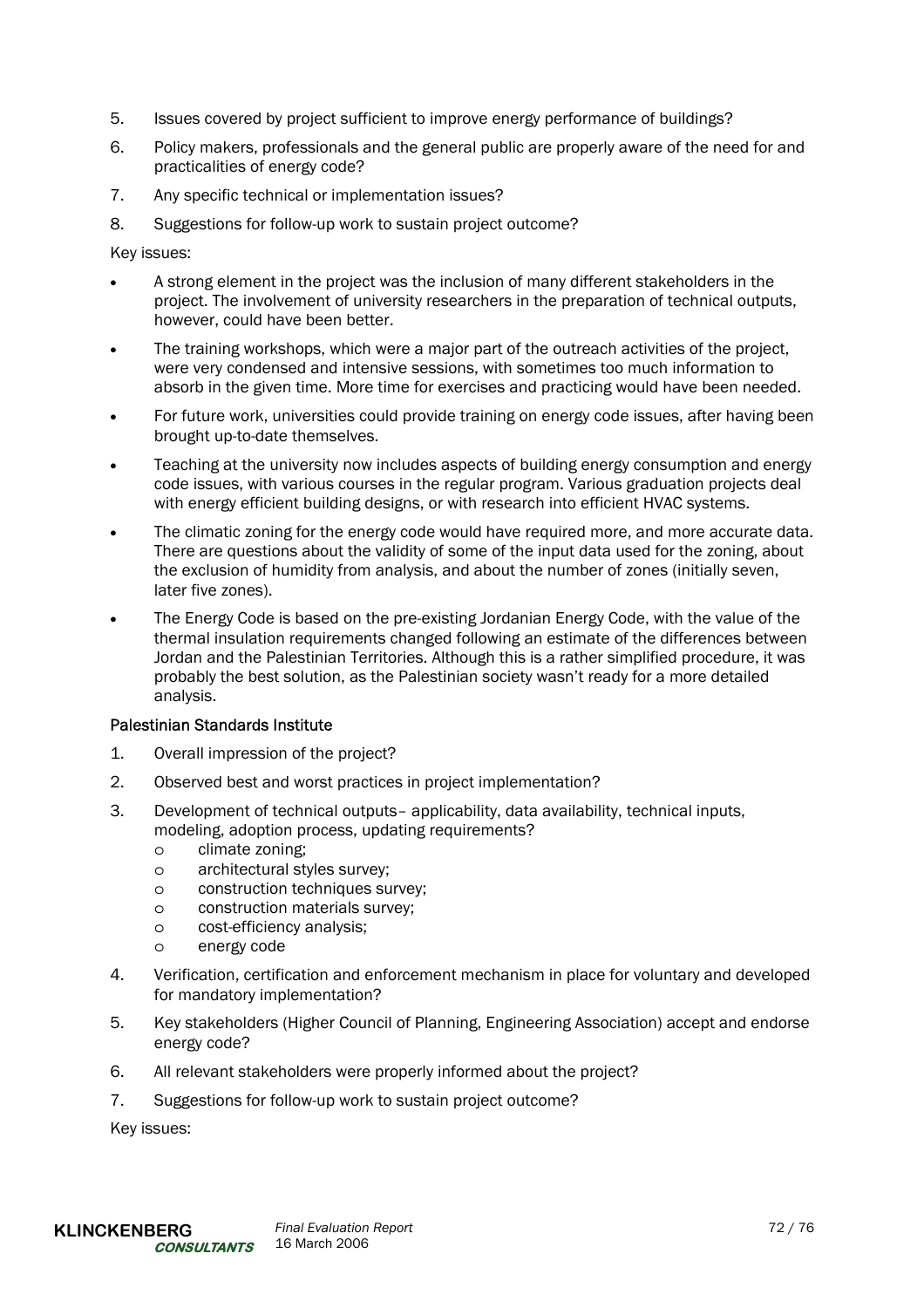5. Issues covered by project sufficient to improve energy performance of buildings?
6. Policy makers, professionals and the general public are properly aware of the need for and practicalities of energy code?
7. Any specific technical or implementation issues?
8. Suggestions for follow-up work to sustain project outcome?

Key issues:

- A strong element in the project was the inclusion of many different stakeholders in the project. The involvement of university researchers in the preparation of technical outputs, however, could have been better.
- The training workshops, which were a major part of the outreach activities of the project, were very condensed and intensive sessions, with sometimes too much information to absorb in the given time. More time for exercises and practicing would have been needed.
- For future work, universities could provide training on energy code issues, after having been brought up-to-date themselves.
- Teaching at the university now includes aspects of building energy consumption and energy code issues, with various courses in the regular program. Various graduation projects deal with energy efficient building designs, or with research into efficient HVAC systems.
- The climatic zoning for the energy code would have required more, and more accurate data. There are questions about the validity of some of the input data used for the zoning, about the exclusion of humidity from analysis, and about the number of zones (initially seven, later five zones).
- The Energy Code is based on the pre-existing Jordanian Energy Code, with the value of the thermal insulation requirements changed following an estimate of the differences between Jordan and the Palestinian Territories. Although this is a rather simplified procedure, it was probably the best solution, as the Palestinian society wasn't ready for a more detailed analysis.

#### Palestinian Standards Institute

1. Overall impression of the project?
2. Observed best and worst practices in project implementation?
3. Development of technical outputs– applicability, data availability, technical inputs, modeling, adoption process, updating requirements?
   - climate zoning;
   - architectural styles survey;
   - construction techniques survey;
   - construction materials survey;
   - cost-efficiency analysis;
   - energy code
4. Verification, certification and enforcement mechanism in place for voluntary and developed for mandatory implementation?
5. Key stakeholders (Higher Council of Planning, Engineering Association) accept and endorse energy code?
6. All relevant stakeholders were properly informed about the project?
7. Suggestions for follow-up work to sustain project outcome?

Key issues: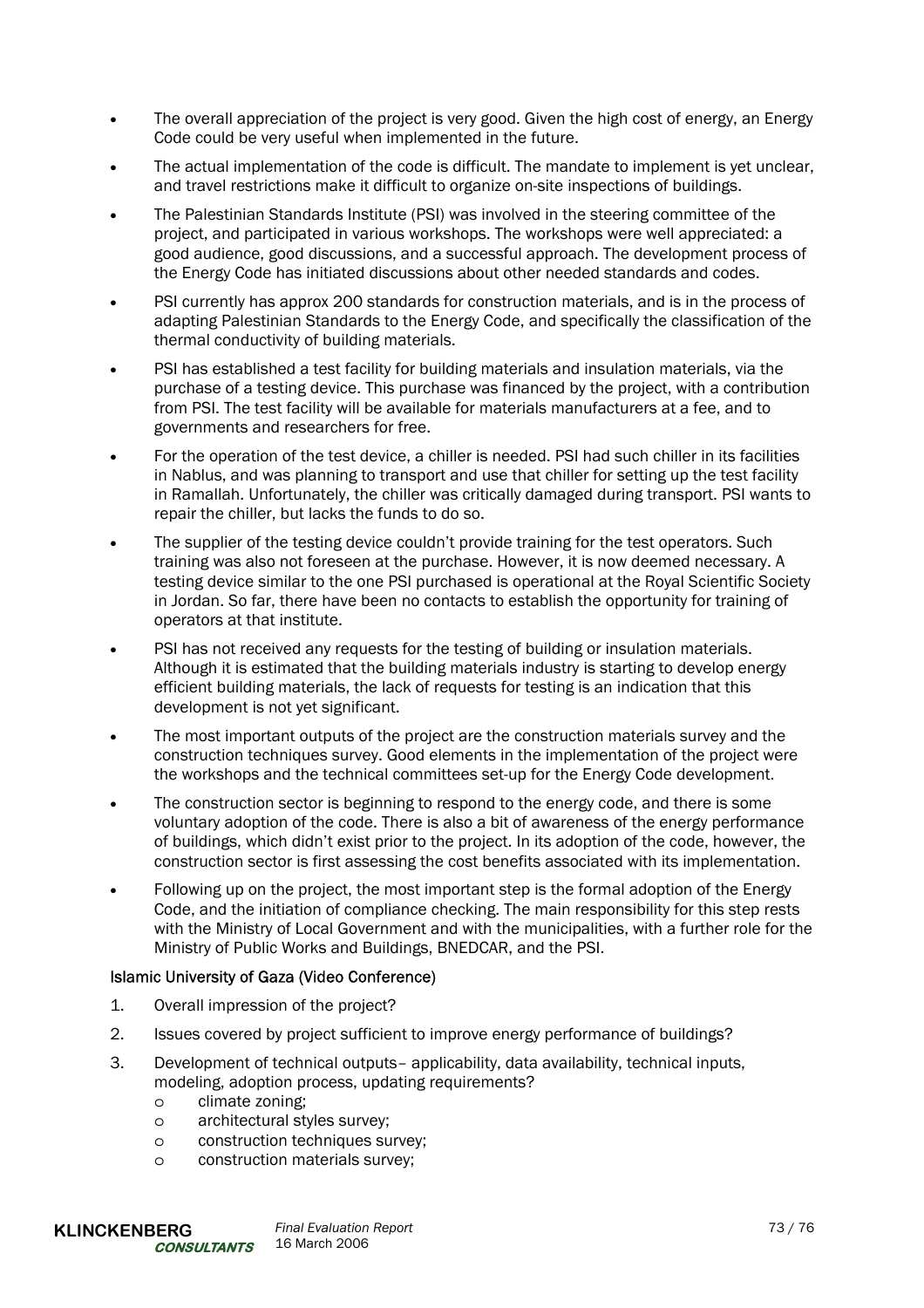- The overall appreciation of the project is very good. Given the high cost of energy, an Energy Code could be very useful when implemented in the future.
- The actual implementation of the code is difficult. The mandate to implement is yet unclear, and travel restrictions make it difficult to organize on-site inspections of buildings.
- The Palestinian Standards Institute (PSI) was involved in the steering committee of the project, and participated in various workshops. The workshops were well appreciated: a good audience, good discussions, and a successful approach. The development process of the Energy Code has initiated discussions about other needed standards and codes.
- PSI currently has approx 200 standards for construction materials, and is in the process of adapting Palestinian Standards to the Energy Code, and specifically the classification of the thermal conductivity of building materials.
- PSI has established a test facility for building materials and insulation materials, via the purchase of a testing device. This purchase was financed by the project, with a contribution from PSI. The test facility will be available for materials manufacturers at a fee, and to governments and researchers for free.
- For the operation of the test device, a chiller is needed. PSI had such chiller in its facilities in Nablus, and was planning to transport and use that chiller for setting up the test facility in Ramallah. Unfortunately, the chiller was critically damaged during transport. PSI wants to repair the chiller, but lacks the funds to do so.
- The supplier of the testing device couldn't provide training for the test operators. Such training was also not foreseen at the purchase. However, it is now deemed necessary. A testing device similar to the one PSI purchased is operational at the Royal Scientific Society in Jordan. So far, there have been no contacts to establish the opportunity for training of operators at that institute.
- PSI has not received any requests for the testing of building or insulation materials. Although it is estimated that the building materials industry is starting to develop energy efficient building materials, the lack of requests for testing is an indication that this development is not yet significant.
- The most important outputs of the project are the construction materials survey and the construction techniques survey. Good elements in the implementation of the project were the workshops and the technical committees set-up for the Energy Code development.
- The construction sector is beginning to respond to the energy code, and there is some voluntary adoption of the code. There is also a bit of awareness of the energy performance of buildings, which didn't exist prior to the project. In its adoption of the code, however, the construction sector is first assessing the cost benefits associated with its implementation.
- Following up on the project, the most important step is the formal adoption of the Energy Code, and the initiation of compliance checking. The main responsibility for this step rests with the Ministry of Local Government and with the municipalities, with a further role for the Ministry of Public Works and Buildings, BNEDCAR, and the PSI.

#### Islamic University of Gaza (Video Conference)

1. Overall impression of the project?
2. Issues covered by project sufficient to improve energy performance of buildings?
3. Development of technical outputs– applicability, data availability, technical inputs, modeling, adoption process, updating requirements?
   - climate zoning;
   - architectural styles survey;
   - construction techniques survey;
   - construction materials survey;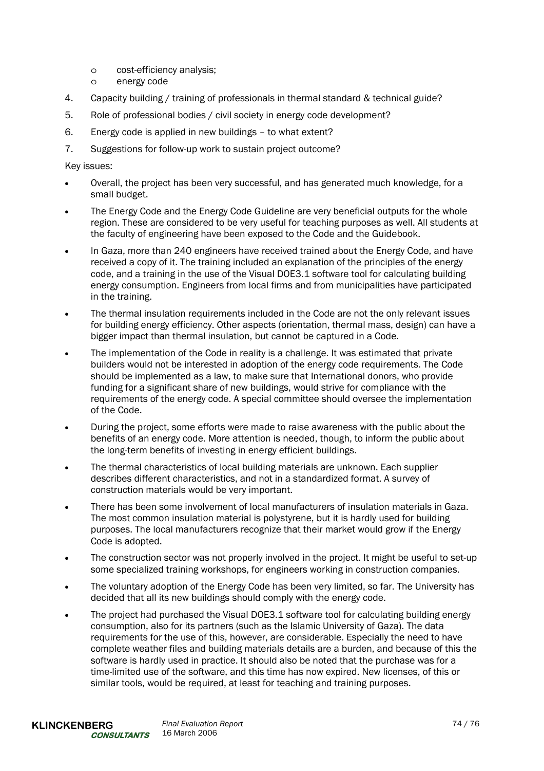- cost-efficiency analysis;
- energy code

4. Capacity building / training of professionals in thermal standard & technical guide?
5. Role of professional bodies / civil society in energy code development?
6. Energy code is applied in new buildings – to what extent?
7. Suggestions for follow-up work to sustain project outcome?

Key issues:

- Overall, the project has been very successful, and has generated much knowledge, for a small budget.
- The Energy Code and the Energy Code Guideline are very beneficial outputs for the whole region. These are considered to be very useful for teaching purposes as well. All students at the faculty of engineering have been exposed to the Code and the Guidebook.
- In Gaza, more than 240 engineers have received trained about the Energy Code, and have received a copy of it. The training included an explanation of the principles of the energy code, and a training in the use of the Visual DOE3.1 software tool for calculating building energy consumption. Engineers from local firms and from municipalities have participated in the training.
- The thermal insulation requirements included in the Code are not the only relevant issues for building energy efficiency. Other aspects (orientation, thermal mass, design) can have a bigger impact than thermal insulation, but cannot be captured in a Code.
- The implementation of the Code in reality is a challenge. It was estimated that private builders would not be interested in adoption of the energy code requirements. The Code should be implemented as a law, to make sure that International donors, who provide funding for a significant share of new buildings, would strive for compliance with the requirements of the energy code. A special committee should oversee the implementation of the Code.
- During the project, some efforts were made to raise awareness with the public about the benefits of an energy code. More attention is needed, though, to inform the public about the long-term benefits of investing in energy efficient buildings.
- The thermal characteristics of local building materials are unknown. Each supplier describes different characteristics, and not in a standardized format. A survey of construction materials would be very important.
- There has been some involvement of local manufacturers of insulation materials in Gaza. The most common insulation material is polystyrene, but it is hardly used for building purposes. The local manufacturers recognize that their market would grow if the Energy Code is adopted.
- The construction sector was not properly involved in the project. It might be useful to set-up some specialized training workshops, for engineers working in construction companies.
- The voluntary adoption of the Energy Code has been very limited, so far. The University has decided that all its new buildings should comply with the energy code.
- The project had purchased the Visual DOE3.1 software tool for calculating building energy consumption, also for its partners (such as the Islamic University of Gaza). The data requirements for the use of this, however, are considerable. Especially the need to have complete weather files and building materials details are a burden, and because of this the software is hardly used in practice. It should also be noted that the purchase was for a time-limited use of the software, and this time has now expired. New licenses, of this or similar tools, would be required, at least for teaching and training purposes.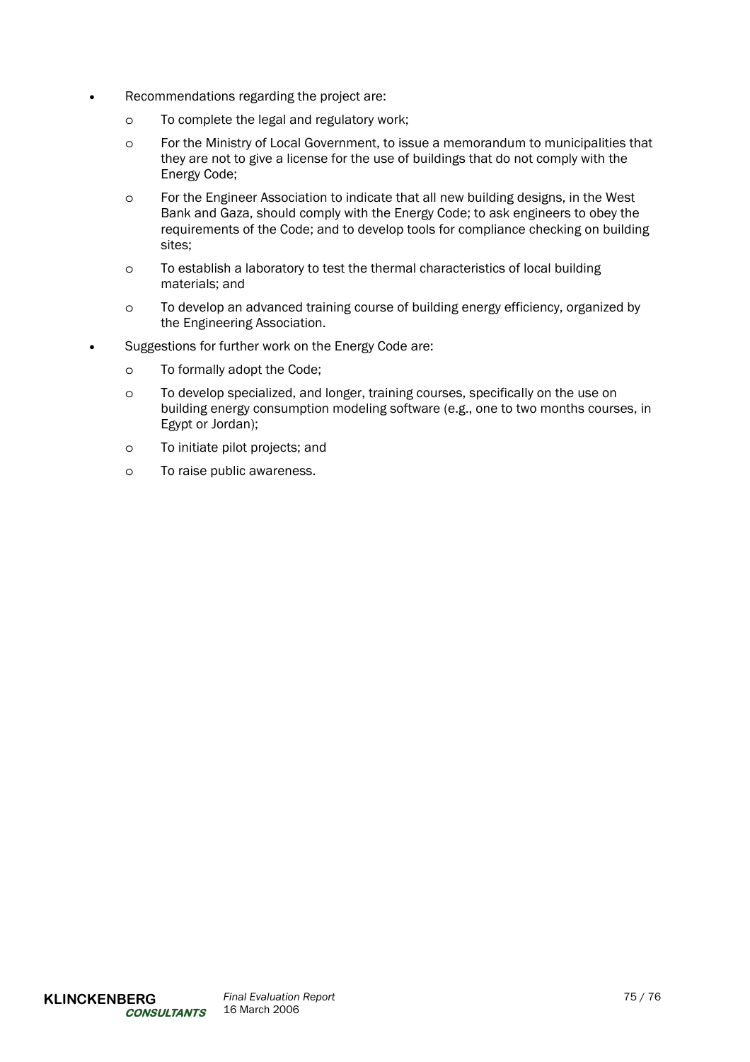- Recommendations regarding the project are:
  - To complete the legal and regulatory work;
  - For the Ministry of Local Government, to issue a memorandum to municipalities that they are not to give a license for the use of buildings that do not comply with the Energy Code;
  - For the Engineer Association to indicate that all new building designs, in the West Bank and Gaza, should comply with the Energy Code; to ask engineers to obey the requirements of the Code; and to develop tools for compliance checking on building sites;
  - To establish a laboratory to test the thermal characteristics of local building materials; and
  - To develop an advanced training course of building energy efficiency, organized by the Engineering Association.
- Suggestions for further work on the Energy Code are:
  - To formally adopt the Code;
  - To develop specialized, and longer, training courses, specifically on the use on building energy consumption modeling software (e.g., one to two months courses, in Egypt or Jordan);
  - To initiate pilot projects; and
  - To raise public awareness.